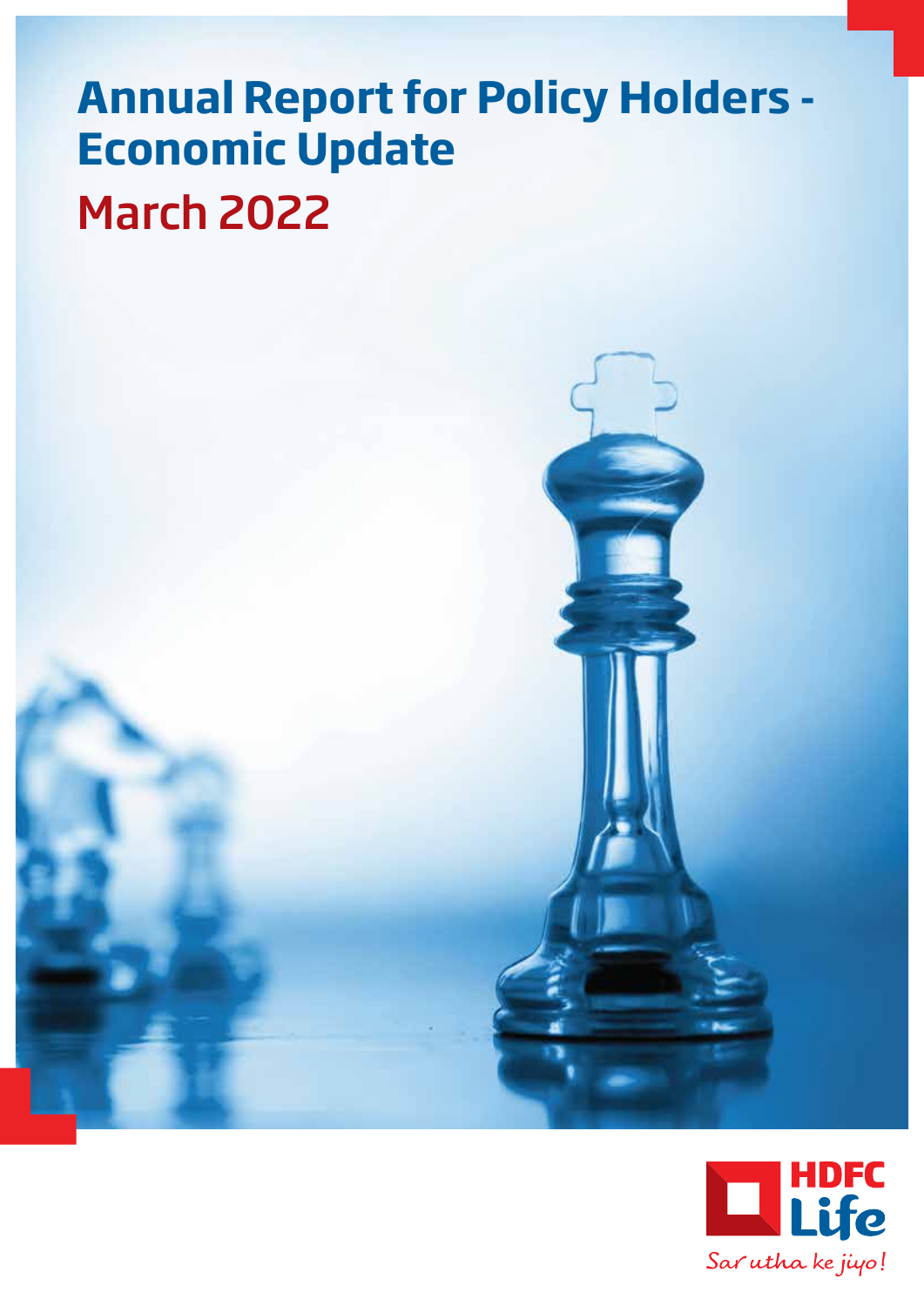# Annual Report for Policy Holders - Economic Update

## March 2022

HDFC Life

*Sar utha ke jiyo!*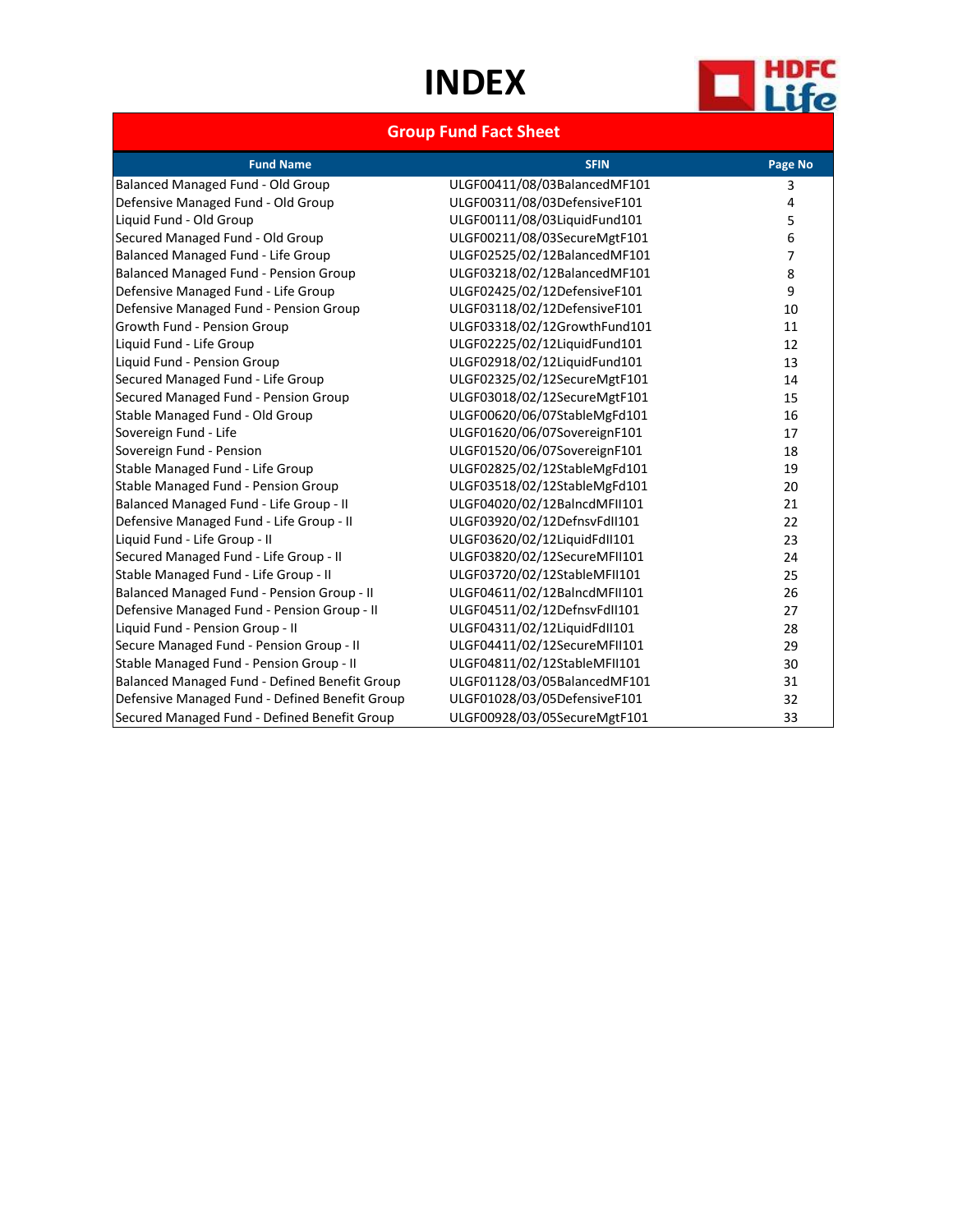# INDEX

## Group Fund Fact Sheet

| Fund Name | SFIN | Page No |
|---|---|---|
| Balanced Managed Fund - Old Group | ULGF00411/08/03BalancedMF101 | 3 |
| Defensive Managed Fund - Old Group | ULGF00311/08/03DefensiveF101 | 4 |
| Liquid Fund - Old Group | ULGF00111/08/03LiquidFund101 | 5 |
| Secured Managed Fund - Old Group | ULGF00211/08/03SecureMgtF101 | 6 |
| Balanced Managed Fund - Life Group | ULGF02525/02/12BalancedMF101 | 7 |
| Balanced Managed Fund - Pension Group | ULGF03218/02/12BalancedMF101 | 8 |
| Defensive Managed Fund - Life Group | ULGF02425/02/12DefensiveF101 | 9 |
| Defensive Managed Fund - Pension Group | ULGF03118/02/12DefensiveF101 | 10 |
| Growth Fund - Pension Group | ULGF03318/02/12GrowthFund101 | 11 |
| Liquid Fund - Life Group | ULGF02225/02/12LiquidFund101 | 12 |
| Liquid Fund - Pension Group | ULGF02918/02/12LiquidFund101 | 13 |
| Secured Managed Fund - Life Group | ULGF02325/02/12SecureMgtF101 | 14 |
| Secured Managed Fund - Pension Group | ULGF03018/02/12SecureMgtF101 | 15 |
| Stable Managed Fund - Old Group | ULGF00620/06/07StableMgFd101 | 16 |
| Sovereign Fund - Life | ULGF01620/06/07SovereignF101 | 17 |
| Sovereign Fund - Pension | ULGF01520/06/07SovereignF101 | 18 |
| Stable Managed Fund - Life Group | ULGF02825/02/12StableMgFd101 | 19 |
| Stable Managed Fund - Pension Group | ULGF03518/02/12StableMgFd101 | 20 |
| Balanced Managed Fund - Life Group - II | ULGF04020/02/12BalncdMFII101 | 21 |
| Defensive Managed Fund - Life Group - II | ULGF03920/02/12DefnsvFdII101 | 22 |
| Liquid Fund - Life Group - II | ULGF03620/02/12LiquidFdII101 | 23 |
| Secured Managed Fund - Life Group - II | ULGF03820/02/12SecureMFII101 | 24 |
| Stable Managed Fund - Life Group - II | ULGF03720/02/12StableMFII101 | 25 |
| Balanced Managed Fund - Pension Group - II | ULGF04611/02/12BalncdMFII101 | 26 |
| Defensive Managed Fund - Pension Group - II | ULGF04511/02/12DefnsvFdII101 | 27 |
| Liquid Fund - Pension Group - II | ULGF04311/02/12LiquidFdII101 | 28 |
| Secure Managed Fund - Pension Group - II | ULGF04411/02/12SecureMFII101 | 29 |
| Stable Managed Fund - Pension Group - II | ULGF04811/02/12StableMFII101 | 30 |
| Balanced Managed Fund - Defined Benefit Group | ULGF01128/03/05BalancedMF101 | 31 |
| Defensive Managed Fund - Defined Benefit Group | ULGF01028/03/05DefensiveF101 | 32 |
| Secured Managed Fund - Defined Benefit Group | ULGF00928/03/05SecureMgtF101 | 33 |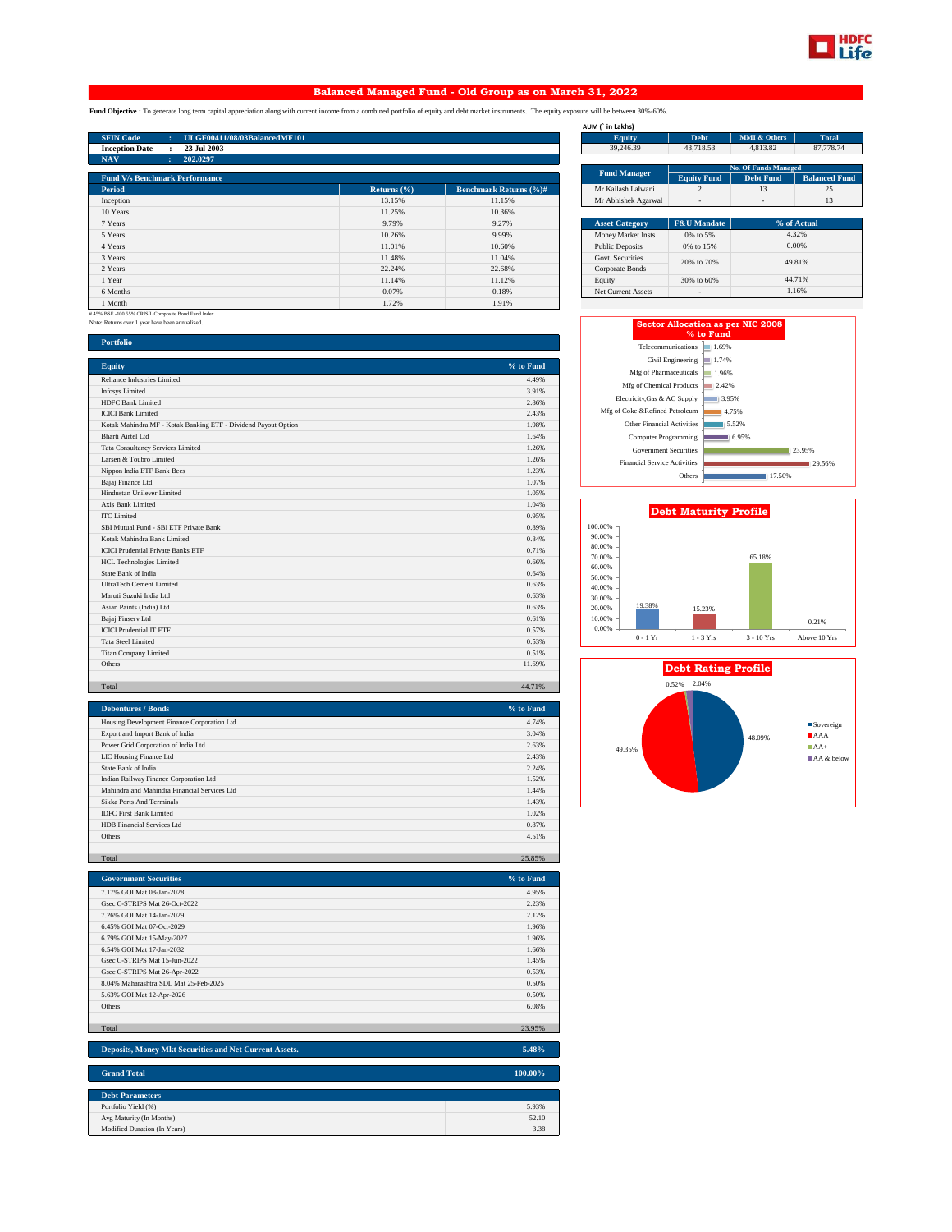# Balanced Managed Fund - Old Group as on March 31, 2022

**Fund Objective :** To generate long term capital appreciation along with current income from a combined portfolio of equity and debt market instruments. The equity exposure will be between 30%-60%.

| | | |
|---|---|---|
| SFIN Code | : | ULGF00411/08/03BalancedMF101 |
| Inception Date | : | 23 Jul 2003 |
| NAV | : | 202.0297 |

AUM (` in Lakhs)

| Equity | Debt | MMI & Others | Total |
|---|---|---|---|
| 39,246.39 | 43,718.53 | 4,813.82 | 87,778.74 |

| Fund Manager | No. Of Funds Managed | | |
|---|---|---|---|
| | Equity Fund | Debt Fund | Balanced Fund |
| Mr Kailash Lalwani | 2 | 13 | 25 |
| Mr Abhishek Agarwal | - | - | 13 |

| Asset Category | F&U Mandate | % of Actual |
|---|---|---|
| Money Market Insts | 0% to 5% | 4.32% |
| Public Deposits | 0% to 15% | 0.00% |
| Govt. Securities / Corporate Bonds | 20% to 70% | 49.81% |
| Equity | 30% to 60% | 44.71% |
| Net Current Assets | - | 1.16% |

## Fund V/s Benchmark Performance

| Period | Returns (%) | Benchmark Returns (%)# |
|---|---|---|
| Inception | 13.15% | 11.15% |
| 10 Years | 11.25% | 10.36% |
| 7 Years | 9.79% | 9.27% |
| 5 Years | 10.26% | 9.99% |
| 4 Years | 11.01% | 10.60% |
| 3 Years | 11.48% | 11.04% |
| 2 Years | 22.24% | 22.68% |
| 1 Year | 11.14% | 11.12% |
| 6 Months | 0.07% | 0.18% |
| 1 Month | 1.72% | 1.91% |

# 45% BSE-100 55% CRISIL Composite Bond Fund Index

Note: Returns over 1 year have been annualized.

## Portfolio

| Equity | % to Fund |
|---|---|
| Reliance Industries Limited | 4.49% |
| Infosys Limited | 3.91% |
| HDFC Bank Limited | 2.86% |
| ICICI Bank Limited | 2.43% |
| Kotak Mahindra MF - Kotak Banking ETF - Dividend Payout Option | 1.98% |
| Bharti Airtel Ltd | 1.64% |
| Tata Consultancy Services Limited | 1.26% |
| Larsen & Toubro Limited | 1.26% |
| Nippon India ETF Bank Bees | 1.23% |
| Bajaj Finance Ltd | 1.07% |
| Hindustan Unilever Limited | 1.05% |
| Axis Bank Limited | 1.04% |
| ITC Limited | 0.95% |
| SBI Mutual Fund - SBI ETF Private Bank | 0.89% |
| Kotak Mahindra Bank Limited | 0.84% |
| ICICI Prudential Private Banks ETF | 0.71% |
| HCL Technologies Limited | 0.66% |
| State Bank of India | 0.64% |
| UltraTech Cement Limited | 0.63% |
| Maruti Suzuki India Ltd | 0.63% |
| Asian Paints (India) Ltd | 0.63% |
| Bajaj Finserv Ltd | 0.61% |
| ICICI Prudential IT ETF | 0.57% |
| Tata Steel Limited | 0.53% |
| Titan Company Limited | 0.51% |
| Others | 11.69% |
| Total | 44.71% |

| Debentures / Bonds | % to Fund |
|---|---|
| Housing Development Finance Corporation Ltd | 4.74% |
| Export and Import Bank of India | 3.04% |
| Power Grid Corporation of India Ltd | 2.63% |
| LIC Housing Finance Ltd | 2.43% |
| State Bank of India | 2.24% |
| Indian Railway Finance Corporation Ltd | 1.52% |
| Mahindra and Mahindra Financial Services Ltd | 1.44% |
| Sikka Ports And Terminals | 1.43% |
| IDFC First Bank Limited | 1.02% |
| HDB Financial Services Ltd | 0.87% |
| Others | 4.51% |
| Total | 25.85% |

| Government Securities | % to Fund |
|---|---|
| 7.17% GOI Mat 08-Jan-2028 | 4.95% |
| Gsec C-STRIPS Mat 26-Oct-2022 | 2.23% |
| 7.26% GOI Mat 14-Jan-2029 | 2.12% |
| 6.45% GOI Mat 07-Oct-2029 | 1.96% |
| 6.79% GOI Mat 15-May-2027 | 1.96% |
| 6.54% GOI Mat 17-Jan-2032 | 1.66% |
| Gsec C-STRIPS Mat 15-Jun-2022 | 1.45% |
| Gsec C-STRIPS Mat 26-Apr-2022 | 0.53% |
| 8.04% Maharashtra SDL Mat 25-Feb-2025 | 0.50% |
| 5.63% GOI Mat 12-Apr-2026 | 0.50% |
| Others | 6.08% |
| Total | 23.95% |

| Deposits, Money Mkt Securities and Net Current Assets. | 5.48% |
|---|---|

| Grand Total | 100.00% |
|---|---|

| Debt Parameters | |
|---|---|
| Portfolio Yield (%) | 5.93% |
| Avg Maturity (In Months) | 52.10 |
| Modified Duration (In Years) | 3.38 |

## Sector Allocation as per NIC 2008 % to Fund

| Sector | % to Fund |
|---|---|
| Telecommunications | 1.69% |
| Civil Engineering | 1.74% |
| Mfg of Pharmaceuticals | 1.96% |
| Mfg of Chemical Products | 2.42% |
| Electricity,Gas & AC Supply | 3.95% |
| Mfg of Coke &Refined Petroleum | 4.75% |
| Other Financial Activities | 5.52% |
| Computer Programming | 6.95% |
| Government Securities | 23.95% |
| Financial Service Activities | 29.56% |
| Others | 17.50% |

## Debt Maturity Profile

| Maturity | % |
|---|---|
| 0 - 1 Yr | 19.38% |
| 1 - 3 Yrs | 15.23% |
| 3 - 10 Yrs | 65.18% |
| Above 10 Yrs | 0.21% |

## Debt Rating Profile

| Rating | % |
|---|---|
| Sovereign | 48.09% |
| AAA | 49.35% |
| AA+ | 0.52% |
| AA & below | 2.04% |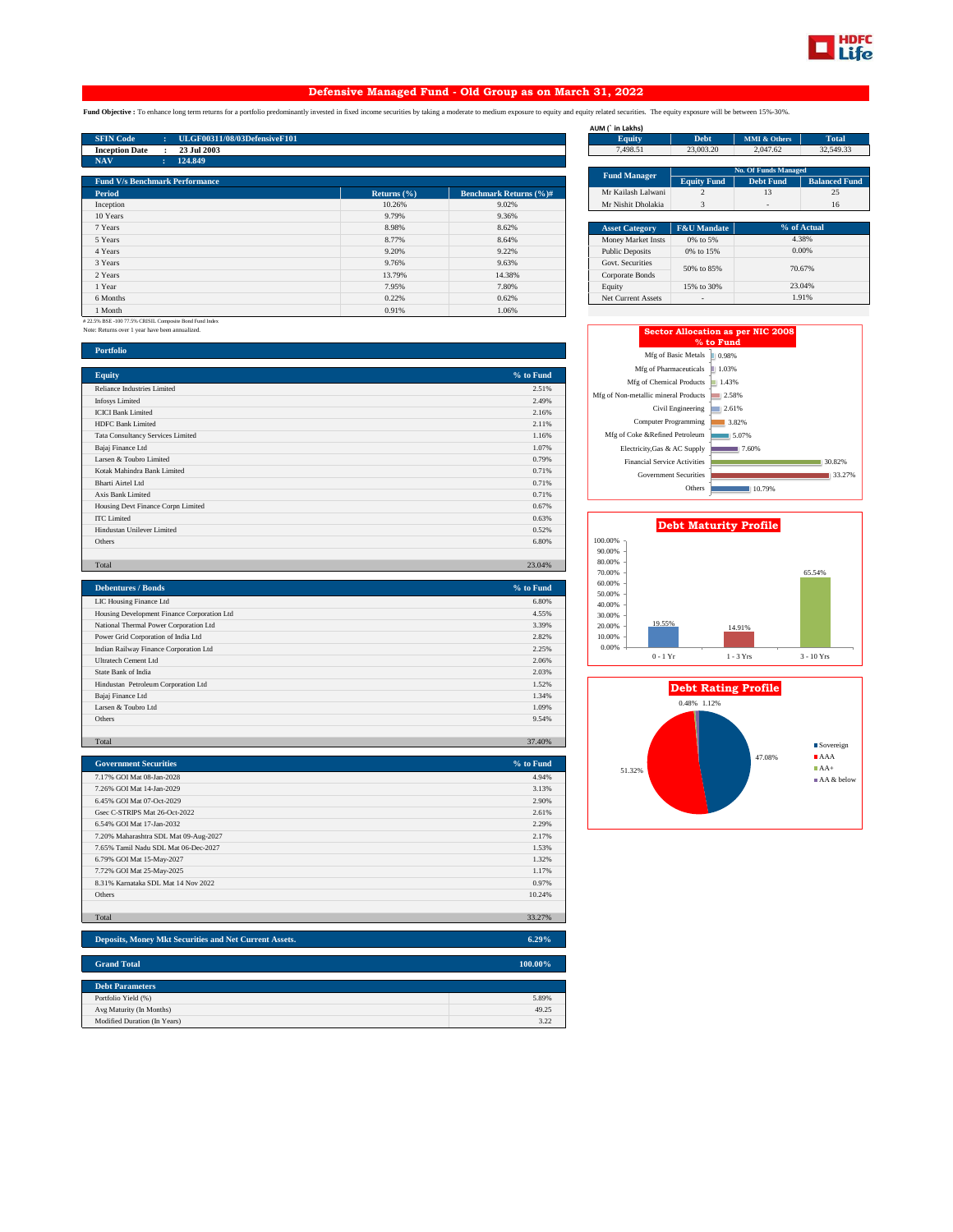# Defensive Managed Fund - Old Group as on March 31, 2022

**Fund Objective :** To enhance long term returns for a portfolio predominantly invested in fixed income securities by taking a moderate to medium exposure to equity and equity related securities. The equity exposure will be between 15%-30%.

| | | |
|---|---|---|
| **SFIN Code** | : | **ULGF00311/08/03DefensiveF101** |
| **Inception Date** | : | **23 Jul 2003** |
| **NAV** | : | **124.849** |

AUM (` in Lakhs)

| Equity | Debt | MMI & Others | Total |
|---|---|---|---|
| 7,498.51 | 23,003.20 | 2,047.62 | 32,549.33 |

| Fund Manager | No. Of Funds Managed | | |
|---|---|---|---|
| | Equity Fund | Debt Fund | Balanced Fund |
| Mr Kailash Lalwani | 2 | 13 | 25 |
| Mr Nishit Dholakia | 3 | - | 16 |

| Asset Category | F&U Mandate | % of Actual |
|---|---|---|
| Money Market Insts | 0% to 5% | 4.38% |
| Public Deposits | 0% to 15% | 0.00% |
| Govt. Securities | 50% to 85% | 70.67% |
| Corporate Bonds | | |
| Equity | 15% to 30% | 23.04% |
| Net Current Assets | - | 1.91% |

**Fund V/s Benchmark Performance**

| Period | Returns (%) | Benchmark Returns (%)# |
|---|---|---|
| Inception | 10.26% | 9.02% |
| 10 Years | 9.79% | 9.36% |
| 7 Years | 8.98% | 8.62% |
| 5 Years | 8.77% | 8.64% |
| 4 Years | 9.20% | 9.22% |
| 3 Years | 9.76% | 9.63% |
| 2 Years | 13.79% | 14.38% |
| 1 Year | 7.95% | 7.80% |
| 6 Months | 0.22% | 0.62% |
| 1 Month | 0.91% | 1.06% |

# 22.5% BSE -100 77.5% CRISIL Composite Bond Fund Index

Note: Returns over 1 year have been annualized.

## Portfolio

| Equity | % to Fund |
|---|---|
| Reliance Industries Limited | 2.51% |
| Infosys Limited | 2.49% |
| ICICI Bank Limited | 2.16% |
| HDFC Bank Limited | 2.11% |
| Tata Consultancy Services Limited | 1.16% |
| Bajaj Finance Ltd | 1.07% |
| Larsen & Toubro Limited | 0.79% |
| Kotak Mahindra Bank Limited | 0.71% |
| Bharti Airtel Ltd | 0.71% |
| Axis Bank Limited | 0.71% |
| Housing Devt Finance Corpn Limited | 0.67% |
| ITC Limited | 0.63% |
| Hindustan Unilever Limited | 0.52% |
| Others | 6.80% |
| Total | 23.04% |

| Debentures / Bonds | % to Fund |
|---|---|
| LIC Housing Finance Ltd | 6.80% |
| Housing Development Finance Corporation Ltd | 4.55% |
| National Thermal Power Corporation Ltd | 3.39% |
| Power Grid Corporation of India Ltd | 2.82% |
| Indian Railway Finance Corporation Ltd | 2.25% |
| Ultratech Cement Ltd | 2.06% |
| State Bank of India | 2.03% |
| Hindustan Petroleum Corporation Ltd | 1.52% |
| Bajaj Finance Ltd | 1.34% |
| Larsen & Toubro Ltd | 1.09% |
| Others | 9.54% |
| Total | 37.40% |

| Government Securities | % to Fund |
|---|---|
| 7.17% GOI Mat 08-Jan-2028 | 4.94% |
| 7.26% GOI Mat 14-Jan-2029 | 3.13% |
| 6.45% GOI Mat 07-Oct-2029 | 2.90% |
| Gsec C-STRIPS Mat 26-Oct-2022 | 2.61% |
| 6.54% GOI Mat 17-Jan-2032 | 2.29% |
| 7.20% Maharashtra SDL Mat 09-Aug-2027 | 2.17% |
| 7.65% Tamil Nadu SDL Mat 06-Dec-2027 | 1.53% |
| 6.79% GOI Mat 15-May-2027 | 1.32% |
| 7.72% GOI Mat 25-May-2025 | 1.17% |
| 8.31% Karnataka SDL Mat 14 Nov 2022 | 0.97% |
| Others | 10.24% |
| Total | 33.27% |

| | |
|---|---|
| **Deposits, Money Mkt Securities and Net Current Assets.** | **6.29%** |
| **Grand Total** | **100.00%** |

| Debt Parameters | |
|---|---|
| Portfolio Yield (%) | 5.89% |
| Avg Maturity (In Months) | 49.25 |
| Modified Duration (In Years) | 3.22 |

**Sector Allocation as per NIC 2008 % to Fund**

| Sector | % to Fund |
|---|---|
| Mfg of Basic Metals | 0.98% |
| Mfg of Pharmaceuticals | 1.03% |
| Mfg of Chemical Products | 1.43% |
| Mfg of Non-metallic mineral Products | 2.58% |
| Civil Engineering | 2.61% |
| Computer Programming | 3.82% |
| Mfg of Coke &Refined Petroleum | 5.07% |
| Electricity,Gas & AC Supply | 7.60% |
| Financial Service Activities | 30.82% |
| Government Securities | 33.27% |
| Others | 10.79% |

**Debt Maturity Profile**

| 0 - 1 Yr | 1 - 3 Yrs | 3 - 10 Yrs |
|---|---|---|
| 19.55% | 14.91% | 65.54% |

**Debt Rating Profile**

| Sovereign | AAA | AA+ | AA & below |
|---|---|---|---|
| 47.08% | 51.32% | 1.12% | 0.48% |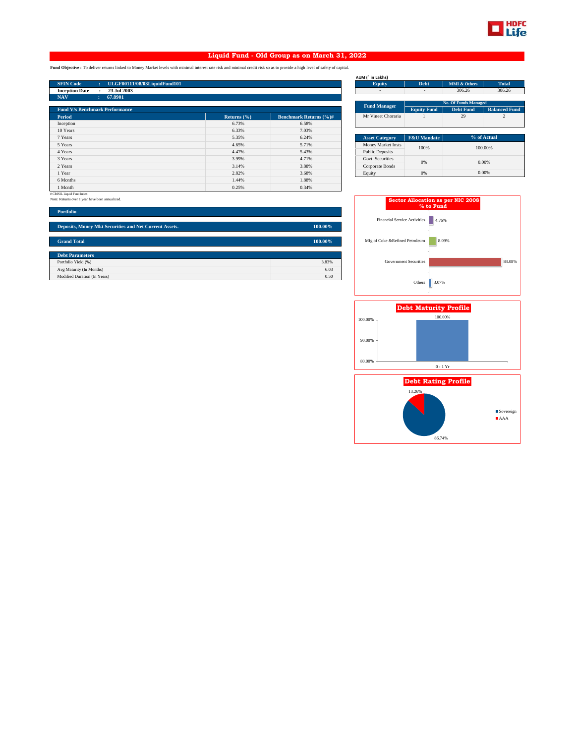# Liquid Fund - Old Group as on March 31, 2022

**Fund Objective :** To deliver returns linked to Money Market levels with minimal interest rate risk and minimal credit risk so as to provide a high level of safety of capital.

| | | |
|---|---|---|
| **SFIN Code** | : | **ULGF00111/08/03LiquidFund101** |
| **Inception Date** | : | **23 Jul 2003** |
| **NAV** | : | **67.8901** |

AUM (` in Lakhs)

| Equity | Debt | MMI & Others | Total |
|---|---|---|---|
| - | - | 306.26 | 306.26 |

| Fund Manager | No. Of Funds Managed | | |
|---|---|---|---|
| | Equity Fund | Debt Fund | Balanced Fund |
| Mr Vineet Choraria | 1 | 29 | 2 |

**Fund V/s Benchmark Performance**

| Period | Returns (%) | Benchmark Returns (%)# |
|---|---|---|
| Inception | 6.73% | 6.58% |
| 10 Years | 6.33% | 7.03% |
| 7 Years | 5.35% | 6.24% |
| 5 Years | 4.65% | 5.71% |
| 4 Years | 4.47% | 5.43% |
| 3 Years | 3.99% | 4.71% |
| 2 Years | 3.14% | 3.88% |
| 1 Year | 2.82% | 3.68% |
| 6 Months | 1.44% | 1.88% |
| 1 Month | 0.25% | 0.34% |

# CRISIL Liquid Fund Index

Note: Returns over 1 year have been annualized.

| Asset Category | F&U Mandate | % of Actual |
|---|---|---|
| Money Market Insts | 100% | 100.00% |
| Public Deposits | | |
| Govt. Securities | 0% | 0.00% |
| Corporate Bonds | | |
| Equity | 0% | 0.00% |

**Portfolio**

| | |
|---|---|
| **Deposits, Money Mkt Securities and Net Current Assets.** | **100.00%** |
| **Grand Total** | **100.00%** |

**Debt Parameters**

| | |
|---|---|
| Portfolio Yield (%) | 3.83% |
| Avg Maturity (In Months) | 6.03 |
| Modified Duration (In Years) | 0.50 |

**Sector Allocation as per NIC 2008 % to Fund**

| Sector | % |
|---|---|
| Financial Service Activities | 4.76% |
| Mfg of Coke &Refined Petroleum | 8.09% |
| Government Securities | 84.08% |
| Others | 3.07% |

**Debt Maturity Profile**

| Maturity | % |
|---|---|
| 0 - 1 Yr | 100.00% |

**Debt Rating Profile**

| Rating | % |
|---|---|
| Sovereign | 86.74% |
| AAA | 13.26% |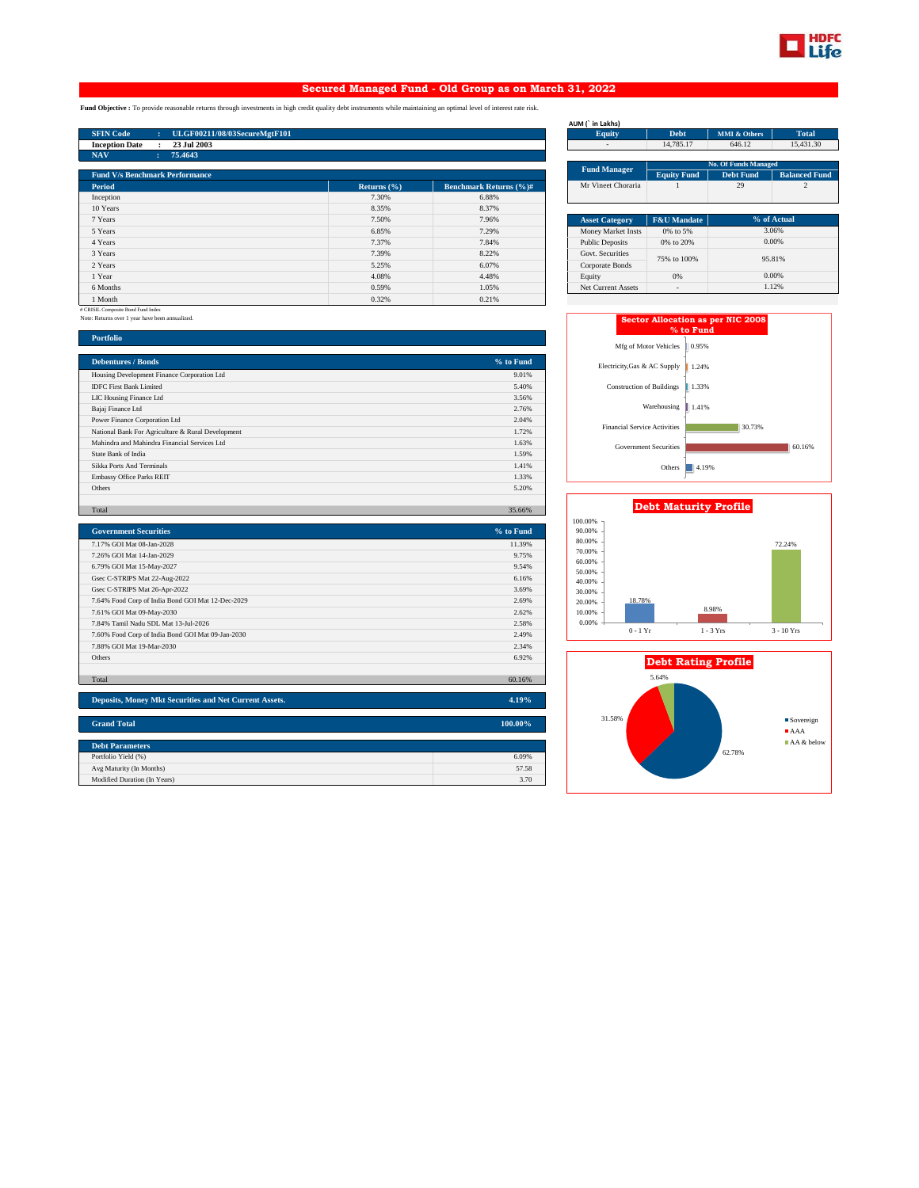# Secured Managed Fund - Old Group as on March 31, 2022

**Fund Objective :** To provide reasonable returns through investments in high credit quality debt instruments while maintaining an optimal level of interest rate risk.

| | | |
|---|---|---|
| **SFIN Code** | : | **ULGF00211/08/03SecureMgtF101** |
| **Inception Date** | : | **23 Jul 2003** |
| **NAV** | : | **75.4643** |

AUM (` in Lakhs)

| Equity | Debt | MMI & Others | Total |
|---|---|---|---|
| - | 14,785.17 | 646.12 | 15,431.30 |

| Fund Manager | No. Of Funds Managed | | |
|---|---|---|---|
| | Equity Fund | Debt Fund | Balanced Fund |
| Mr Vineet Choraria | 1 | 29 | 2 |

**Fund V/s Benchmark Performance**

| Period | Returns (%) | Benchmark Returns (%)# |
|---|---|---|
| Inception | 7.30% | 6.88% |
| 10 Years | 8.35% | 8.37% |
| 7 Years | 7.50% | 7.96% |
| 5 Years | 6.85% | 7.29% |
| 4 Years | 7.37% | 7.84% |
| 3 Years | 7.39% | 8.22% |
| 2 Years | 5.25% | 6.07% |
| 1 Year | 4.08% | 4.48% |
| 6 Months | 0.59% | 1.05% |
| 1 Month | 0.32% | 0.21% |

# CRISIL Composite Bond Fund Index
Note: Returns over 1 year have been annualized.

| Asset Category | F&U Mandate | % of Actual |
|---|---|---|
| Money Market Insts | 0% to 5% | 3.06% |
| Public Deposits | 0% to 20% | 0.00% |
| Govt. Securities | 75% to 100% | 95.81% |
| Corporate Bonds | | |
| Equity | 0% | 0.00% |
| Net Current Assets | - | 1.12% |

## Portfolio

| Debentures / Bonds | % to Fund |
|---|---|
| Housing Development Finance Corporation Ltd | 9.01% |
| IDFC First Bank Limited | 5.40% |
| LIC Housing Finance Ltd | 3.56% |
| Bajaj Finance Ltd | 2.76% |
| Power Finance Corporation Ltd | 2.04% |
| National Bank For Agriculture & Rural Development | 1.72% |
| Mahindra and Mahindra Financial Services Ltd | 1.63% |
| State Bank of India | 1.59% |
| Sikka Ports And Terminals | 1.41% |
| Embassy Office Parks REIT | 1.33% |
| Others | 5.20% |
| Total | 35.66% |

| Government Securities | % to Fund |
|---|---|
| 7.17% GOI Mat 08-Jan-2028 | 11.39% |
| 7.26% GOI Mat 14-Jan-2029 | 9.75% |
| 6.79% GOI Mat 15-May-2027 | 9.54% |
| Gsec C-STRIPS Mat 22-Aug-2022 | 6.16% |
| Gsec C-STRIPS Mat 26-Apr-2022 | 3.69% |
| 7.64% Food Corp of India Bond GOI Mat 12-Dec-2029 | 2.69% |
| 7.61% GOI Mat 09-May-2030 | 2.62% |
| 7.84% Tamil Nadu SDL Mat 13-Jul-2026 | 2.58% |
| 7.60% Food Corp of India Bond GOI Mat 09-Jan-2030 | 2.49% |
| 7.88% GOI Mat 19-Mar-2030 | 2.34% |
| Others | 6.92% |
| Total | 60.16% |

| Deposits, Money Mkt Securities and Net Current Assets. | 4.19% |
|---|---|

| Grand Total | 100.00% |
|---|---|

| Debt Parameters | |
|---|---|
| Portfolio Yield (%) | 6.09% |
| Avg Maturity (In Months) | 57.58 |
| Modified Duration (In Years) | 3.70 |

**Sector Allocation as per NIC 2008 % to Fund**

| Sector | % to Fund |
|---|---|
| Mfg of Motor Vehicles | 0.95% |
| Electricity,Gas & AC Supply | 1.24% |
| Construction of Buildings | 1.33% |
| Warehousing | 1.41% |
| Financial Service Activities | 30.73% |
| Government Securities | 60.16% |
| Others | 4.19% |

**Debt Maturity Profile**

| Maturity | % |
|---|---|
| 0 - 1 Yr | 18.78% |
| 1 - 3 Yrs | 8.98% |
| 3 - 10 Yrs | 72.24% |

**Debt Rating Profile**

| Rating | % |
|---|---|
| Sovereign | 62.78% |
| AAA | 31.58% |
| AA & below | 5.64% |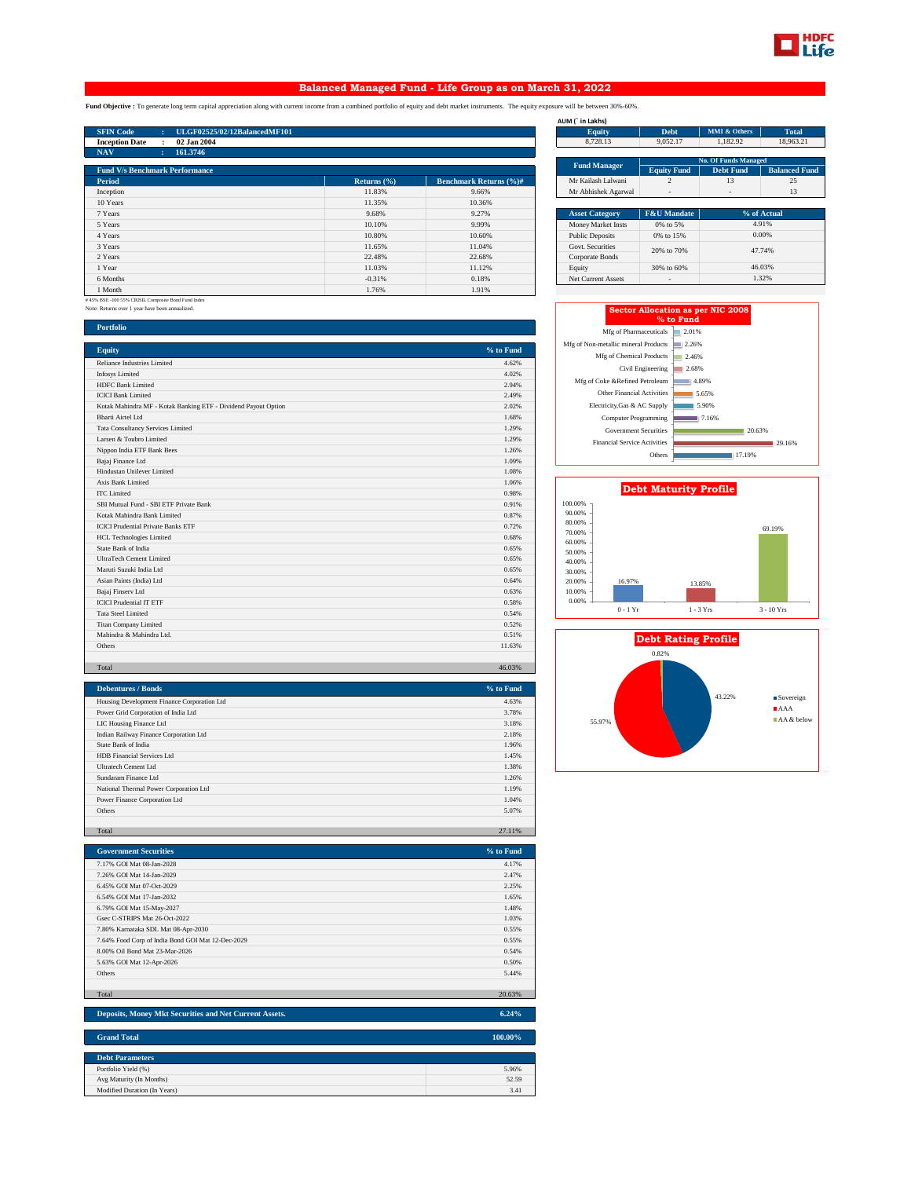# Balanced Managed Fund - Life Group as on March 31, 2022

**Fund Objective :** To generate long term capital appreciation along with current income from a combined portfolio of equity and debt market instruments. The equity exposure will be between 30%-60%.

| | | |
|---|---|---|
| SFIN Code | : | ULGF02525/02/12BalancedMF101 |
| Inception Date | : | 02 Jan 2004 |
| NAV | : | 161.3746 |

AUM (` in Lakhs)

| Equity | Debt | MMI & Others | Total |
|---|---|---|---|
| 8,728.13 | 9,052.17 | 1,182.92 | 18,963.21 |

| Fund Manager | No. Of Funds Managed | | |
|---|---|---|---|
| | Equity Fund | Debt Fund | Balanced Fund |
| Mr Kailash Lalwani | 2 | 13 | 25 |
| Mr Abhishek Agarwal | - | - | 13 |

**Fund V/s Benchmark Performance**

| Period | Returns (%) | Benchmark Returns (%)# |
|---|---|---|
| Inception | 11.83% | 9.66% |
| 10 Years | 11.35% | 10.36% |
| 7 Years | 9.68% | 9.27% |
| 5 Years | 10.10% | 9.99% |
| 4 Years | 10.80% | 10.60% |
| 3 Years | 11.65% | 11.04% |
| 2 Years | 22.48% | 22.68% |
| 1 Year | 11.03% | 11.12% |
| 6 Months | -0.31% | 0.18% |
| 1 Month | 1.76% | 1.91% |

# 45% BSE -100 55% CRISIL Composite Bond Fund Index
Note: Returns over 1 year have been annualized.

| Asset Category | F&U Mandate | % of Actual |
|---|---|---|
| Money Market Insts | 0% to 5% | 4.91% |
| Public Deposits | 0% to 15% | 0.00% |
| Govt. Securities / Corporate Bonds | 20% to 70% | 47.74% |
| Equity | 30% to 60% | 46.03% |
| Net Current Assets | - | 1.32% |

**Sector Allocation as per NIC 2008 % to Fund**

| Sector | % to Fund |
|---|---|
| Mfg of Pharmaceuticals | 2.01% |
| Mfg of Non-metallic mineral Products | 2.26% |
| Mfg of Chemical Products | 2.46% |
| Civil Engineering | 2.68% |
| Mfg of Coke &Refined Petroleum | 4.89% |
| Other Financial Activities | 5.65% |
| Electricity,Gas & AC Supply | 5.90% |
| Computer Programming | 7.16% |
| Government Securities | 20.63% |
| Financial Service Activities | 29.16% |
| Others | 17.19% |

**Debt Maturity Profile**

| 0 - 1 Yr | 1 - 3 Yrs | 3 - 10 Yrs |
|---|---|---|
| 16.97% | 13.85% | 69.19% |

**Debt Rating Profile**

| Sovereign | AAA | AA & below |
|---|---|---|
| 43.22% | 55.97% | 0.82% |

## Portfolio

| Equity | % to Fund |
|---|---|
| Reliance Industries Limited | 4.62% |
| Infosys Limited | 4.02% |
| HDFC Bank Limited | 2.94% |
| ICICI Bank Limited | 2.49% |
| Kotak Mahindra MF - Kotak Banking ETF - Dividend Payout Option | 2.02% |
| Bharti Airtel Ltd | 1.68% |
| Tata Consultancy Services Limited | 1.29% |
| Larsen & Toubro Limited | 1.29% |
| Nippon India ETF Bank Bees | 1.26% |
| Bajaj Finance Ltd | 1.09% |
| Hindustan Unilever Limited | 1.08% |
| Axis Bank Limited | 1.06% |
| ITC Limited | 0.98% |
| SBI Mutual Fund - SBI ETF Private Bank | 0.91% |
| Kotak Mahindra Bank Limited | 0.87% |
| ICICI Prudential Private Banks ETF | 0.72% |
| HCL Technologies Limited | 0.68% |
| State Bank of India | 0.65% |
| UltraTech Cement Limited | 0.65% |
| Maruti Suzuki India Ltd | 0.65% |
| Asian Paints (India) Ltd | 0.64% |
| Bajaj Finserv Ltd | 0.63% |
| ICICI Prudential IT ETF | 0.58% |
| Tata Steel Limited | 0.54% |
| Titan Company Limited | 0.52% |
| Mahindra & Mahindra Ltd. | 0.51% |
| Others | 11.63% |
| Total | 46.03% |

| Debentures / Bonds | % to Fund |
|---|---|
| Housing Development Finance Corporation Ltd | 4.63% |
| Power Grid Corporation of India Ltd | 3.78% |
| LIC Housing Finance Ltd | 3.18% |
| Indian Railway Finance Corporation Ltd | 2.18% |
| State Bank of India | 1.96% |
| HDB Financial Services Ltd | 1.45% |
| Ultratech Cement Ltd | 1.38% |
| Sundaram Finance Ltd | 1.26% |
| National Thermal Power Corporation Ltd | 1.19% |
| Power Finance Corporation Ltd | 1.04% |
| Others | 5.07% |
| Total | 27.11% |

| Government Securities | % to Fund |
|---|---|
| 7.17% GOI Mat 08-Jan-2028 | 4.17% |
| 7.26% GOI Mat 14-Jan-2029 | 2.47% |
| 6.45% GOI Mat 07-Oct-2029 | 2.25% |
| 6.54% GOI Mat 17-Jan-2032 | 1.65% |
| 6.79% GOI Mat 15-May-2027 | 1.48% |
| Gsec C-STRIPS Mat 26-Oct-2022 | 1.03% |
| 7.80% Karnataka SDL Mat 08-Apr-2030 | 0.55% |
| 7.64% Food Corp of India Bond GOI Mat 12-Dec-2029 | 0.55% |
| 8.00% Oil Bond Mat 23-Mar-2026 | 0.54% |
| 5.63% GOI Mat 12-Apr-2026 | 0.50% |
| Others | 5.44% |
| Total | 20.63% |

| | |
|---|---|
| Deposits, Money Mkt Securities and Net Current Assets. | 6.24% |
| Grand Total | 100.00% |

| Debt Parameters | |
|---|---|
| Portfolio Yield (%) | 5.96% |
| Avg Maturity (In Months) | 52.59 |
| Modified Duration (In Years) | 3.41 |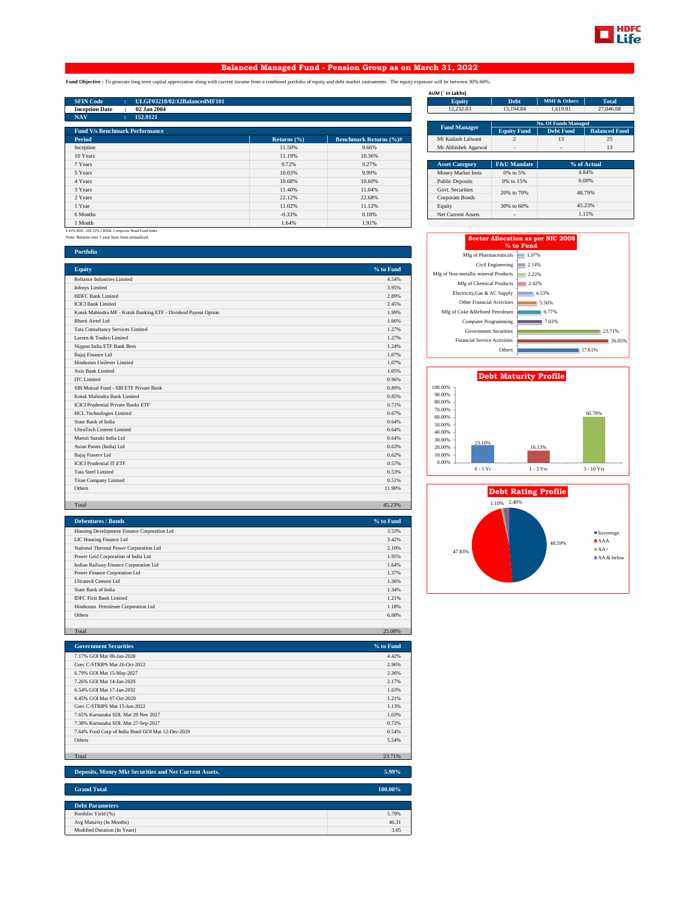# Balanced Managed Fund - Pension Group as on March 31, 2022

**Fund Objective :** To generate long term capital appreciation along with current income from a combined portfolio of equity and debt market instruments. The equity exposure will be between 30%-60%.

| | | |
|---|---|---|
| SFIN Code | : | ULGF03218/02/12BalancedMF101 |
| Inception Date | : | 02 Jan 2004 |
| NAV | : | 152.9121 |

AUM (` in Lakhs)

| Equity | Debt | MMI & Others | Total |
|---|---|---|---|
| 12,232.03 | 13,194.84 | 1,619.81 | 27,046.68 |

| Fund Manager | No. Of Funds Managed | | |
|---|---|---|---|
| | Equity Fund | Debt Fund | Balanced Fund |
| Mr Kailash Lalwani | 2 | 13 | 25 |
| Mr Abhishek Agarwal | - | - | 13 |

**Fund V/s Benchmark Performance**

| Period | Returns (%) | Benchmark Returns (%)# |
|---|---|---|
| Inception | 11.50% | 9.66% |
| 10 Years | 11.19% | 10.36% |
| 7 Years | 9.72% | 9.27% |
| 5 Years | 10.03% | 9.99% |
| 4 Years | 10.68% | 10.60% |
| 3 Years | 11.40% | 11.04% |
| 2 Years | 22.12% | 22.68% |
| 1 Year | 11.02% | 11.12% |
| 6 Months | -0.33% | 0.18% |
| 1 Month | 1.64% | 1.91% |

# 45% BSE -100 55% CRISIL Composite Bond Fund Index
Note: Returns over 1 year have been annualized.

| Asset Category | F&U Mandate | % of Actual |
|---|---|---|
| Money Market Insts | 0% to 5% | 4.84% |
| Public Deposits | 0% to 15% | 0.00% |
| Govt. Securities / Corporate Bonds | 20% to 70% | 48.79% |
| Equity | 30% to 60% | 45.23% |
| Net Current Assets | - | 1.15% |

**Sector Allocation as per NIC 2008 % to Fund**

| Sector | % to Fund |
|---|---|
| Mfg of Pharmaceuticals | 1.97% |
| Civil Engineering | 2.14% |
| Mfg of Non-metallic mineral Products | 2.22% |
| Mfg of Chemical Products | 2.42% |
| Electricity,Gas & AC Supply | 4.53% |
| Other Financial Activities | 5.56% |
| Mfg of Coke &Refined Petroleum | 6.77% |
| Computer Programming | 7.03% |
| Government Securities | 23.71% |
| Financial Service Activities | 26.05% |
| Others | 17.61% |

**Debt Maturity Profile**

| Maturity | % |
|---|---|
| 0 - 1 Yr | 23.10% |
| 1 - 3 Yrs | 16.13% |
| 3 - 10 Yrs | 60.78% |

**Debt Rating Profile**

| Rating | % |
|---|---|
| Sovereign | 48.59% |
| AAA | 47.83% |
| AA+ | 1.10% |
| AA & below | 2.48% |

## Portfolio

| Equity | % to Fund |
|---|---|
| Reliance Industries Limited | 4.54% |
| Infosys Limited | 3.95% |
| HDFC Bank Limited | 2.89% |
| ICICI Bank Limited | 2.45% |
| Kotak Mahindra MF - Kotak Banking ETF - Dividend Payout Option | 1.99% |
| Bharti Airtel Ltd | 1.66% |
| Tata Consultancy Services Limited | 1.27% |
| Larsen & Toubro Limited | 1.27% |
| Nippon India ETF Bank Bees | 1.24% |
| Bajaj Finance Ltd | 1.07% |
| Hindustan Unilever Limited | 1.07% |
| Axis Bank Limited | 1.05% |
| ITC Limited | 0.96% |
| SBI Mutual Fund - SBI ETF Private Bank | 0.89% |
| Kotak Mahindra Bank Limited | 0.85% |
| ICICI Prudential Private Banks ETF | 0.71% |
| HCL Technologies Limited | 0.67% |
| State Bank of India | 0.64% |
| UltraTech Cement Limited | 0.64% |
| Maruti Suzuki India Ltd | 0.64% |
| Asian Paints (India) Ltd | 0.63% |
| Bajaj Finserv Ltd | 0.62% |
| ICICI Prudential IT ETF | 0.57% |
| Tata Steel Limited | 0.53% |
| Titan Company Limited | 0.51% |
| Others | 11.90% |
| Total | 45.23% |

| Debentures / Bonds | % to Fund |
|---|---|
| Housing Development Finance Corporation Ltd | 3.53% |
| LIC Housing Finance Ltd | 3.42% |
| National Thermal Power Corporation Ltd | 2.10% |
| Power Grid Corporation of India Ltd | 1.95% |
| Indian Railway Finance Corporation Ltd | 1.64% |
| Power Finance Corporation Ltd | 1.37% |
| Ultratech Cement Ltd | 1.36% |
| State Bank of India | 1.34% |
| IDFC First Bank Limited | 1.21% |
| Hindustan Petroleum Corporation Ltd | 1.18% |
| Others | 6.00% |
| Total | 25.08% |

| Government Securities | % to Fund |
|---|---|
| 7.17% GOI Mat 08-Jan-2028 | 4.42% |
| Gsec C-STRIPS Mat 26-Oct-2022 | 2.96% |
| 6.79% GOI Mat 15-May-2027 | 2.36% |
| 7.26% GOI Mat 14-Jan-2029 | 2.17% |
| 6.54% GOI Mat 17-Jan-2032 | 1.63% |
| 6.45% GOI Mat 07-Oct-2029 | 1.21% |
| Gsec C-STRIPS Mat 15-Jun-2022 | 1.13% |
| 7.65% Karnataka SDL Mat 29 Nov 2027 | 1.03% |
| 7.38% Karnataka SDL Mat 27-Sep-2027 | 0.72% |
| 7.64% Food Corp of India Bond GOI Mat 12-Dec-2029 | 0.54% |
| Others | 5.54% |
| Total | 23.71% |

| Deposits, Money Mkt Securities and Net Current Assets. | 5.99% |
|---|---|

| Grand Total | 100.00% |
|---|---|

| Debt Parameters | |
|---|---|
| Portfolio Yield (%) | 5.79% |
| Avg Maturity (In Months) | 46.31 |
| Modified Duration (In Years) | 3.05 |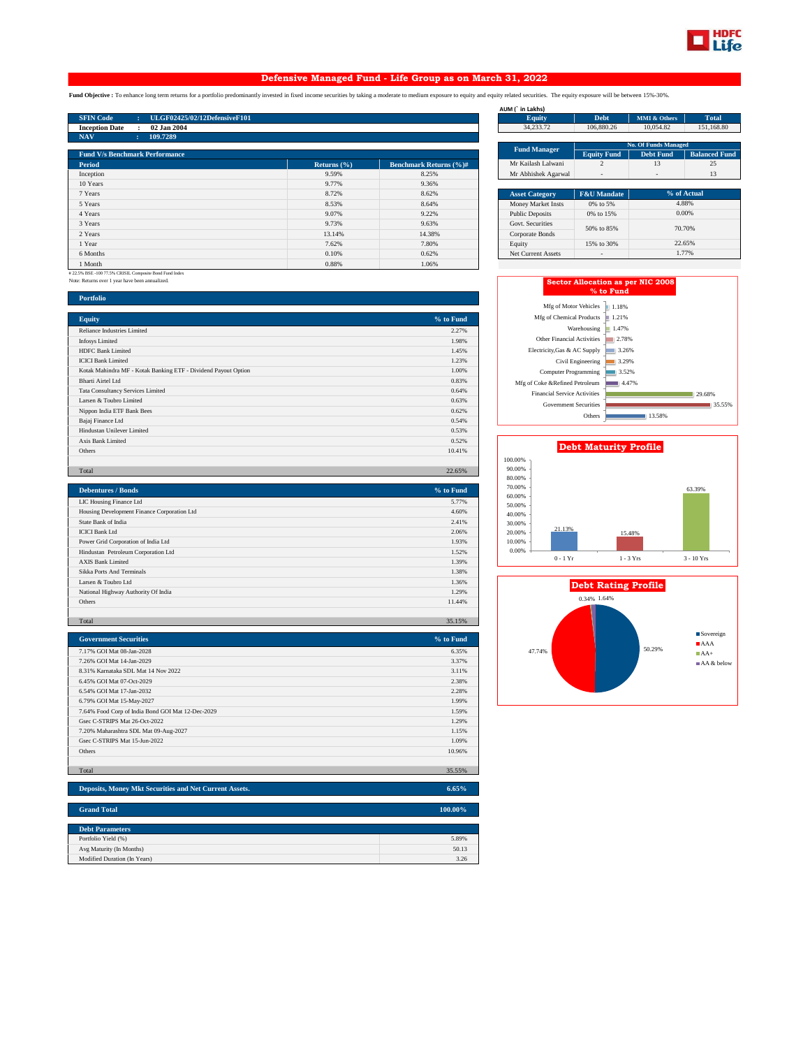## Defensive Managed Fund - Life Group as on March 31, 2022

**Fund Objective :** To enhance long term returns for a portfolio predominantly invested in fixed income securities by taking a moderate to medium exposure to equity and equity related securities. The equity exposure will be between 15%-30%.

| | | |
|---|---|---|
| **SFIN Code** | : | **ULGF02425/02/12DefensiveF101** |
| **Inception Date** | : | **02 Jan 2004** |
| **NAV** | : | **109.7289** |

**Fund V/s Benchmark Performance**

| Period | Returns (%) | Benchmark Returns (%)# |
|---|---|---|
| Inception | 9.59% | 8.25% |
| 10 Years | 9.77% | 9.36% |
| 7 Years | 8.72% | 8.62% |
| 5 Years | 8.53% | 8.64% |
| 4 Years | 9.07% | 9.22% |
| 3 Years | 9.73% | 9.63% |
| 2 Years | 13.14% | 14.38% |
| 1 Year | 7.62% | 7.80% |
| 6 Months | 0.10% | 0.62% |
| 1 Month | 0.88% | 1.06% |

# 22.5% BSE -100 77.5% CRISIL Composite Bond Fund Index
Note: Returns over 1 year have been annualized.

AUM (` in Lakhs)

| Equity | Debt | MMI & Others | Total |
|---|---|---|---|
| 34,233.72 | 106,880.26 | 10,054.82 | 151,168.80 |

| Fund Manager | No. Of Funds Managed | | |
|---|---|---|---|
| | Equity Fund | Debt Fund | Balanced Fund |
| Mr Kailash Lalwani | 2 | 13 | 25 |
| Mr Abhishek Agarwal | - | - | 13 |

| Asset Category | F&U Mandate | % of Actual |
|---|---|---|
| Money Market Insts | 0% to 5% | 4.88% |
| Public Deposits | 0% to 15% | 0.00% |
| Govt. Securities | 50% to 85% | 70.70% |
| Corporate Bonds | | |
| Equity | 15% to 30% | 22.65% |
| Net Current Assets | - | 1.77% |

**Sector Allocation as per NIC 2008 % to Fund**

| Sector | % to Fund |
|---|---|
| Mfg of Motor Vehicles | 1.18% |
| Mfg of Chemical Products | 1.21% |
| Warehousing | 1.47% |
| Other Financial Activities | 2.78% |
| Electricity,Gas & AC Supply | 3.26% |
| Civil Engineering | 3.29% |
| Computer Programming | 3.52% |
| Mfg of Coke &Refined Petroleum | 4.47% |
| Financial Service Activities | 29.68% |
| Government Securities | 35.55% |
| Others | 13.58% |

**Debt Maturity Profile**

| Maturity | % |
|---|---|
| 0 - 1 Yr | 21.13% |
| 1 - 3 Yrs | 15.48% |
| 3 - 10 Yrs | 63.39% |

**Debt Rating Profile**

| Rating | % |
|---|---|
| Sovereign | 50.29% |
| AAA | 47.74% |
| AA+ | 1.64% |
| AA & below | 0.34% |

### Portfolio

| Equity | % to Fund |
|---|---|
| Reliance Industries Limited | 2.27% |
| Infosys Limited | 1.98% |
| HDFC Bank Limited | 1.45% |
| ICICI Bank Limited | 1.23% |
| Kotak Mahindra MF - Kotak Banking ETF - Dividend Payout Option | 1.00% |
| Bharti Airtel Ltd | 0.83% |
| Tata Consultancy Services Limited | 0.64% |
| Larsen & Toubro Limited | 0.63% |
| Nippon India ETF Bank Bees | 0.62% |
| Bajaj Finance Ltd | 0.54% |
| Hindustan Unilever Limited | 0.53% |
| Axis Bank Limited | 0.52% |
| Others | 10.41% |
| Total | 22.65% |

| Debentures / Bonds | % to Fund |
|---|---|
| LIC Housing Finance Ltd | 5.77% |
| Housing Development Finance Corporation Ltd | 4.60% |
| State Bank of India | 2.41% |
| ICICI Bank Ltd | 2.06% |
| Power Grid Corporation of India Ltd | 1.93% |
| Hindustan Petroleum Corporation Ltd | 1.52% |
| AXIS Bank Limited | 1.39% |
| Sikka Ports And Terminals | 1.38% |
| Larsen & Toubro Ltd | 1.36% |
| National Highway Authority Of India | 1.29% |
| Others | 11.44% |
| Total | 35.15% |

| Government Securities | % to Fund |
|---|---|
| 7.17% GOI Mat 08-Jan-2028 | 6.35% |
| 7.26% GOI Mat 14-Jan-2029 | 3.37% |
| 8.31% Karnataka SDL Mat 14 Nov 2022 | 3.11% |
| 6.45% GOI Mat 07-Oct-2029 | 2.38% |
| 6.54% GOI Mat 17-Jan-2032 | 2.28% |
| 6.79% GOI Mat 15-May-2027 | 1.99% |
| 7.64% Food Corp of India Bond GOI Mat 12-Dec-2029 | 1.59% |
| Gsec C-STRIPS Mat 26-Oct-2022 | 1.29% |
| 7.20% Maharashtra SDL Mat 09-Aug-2027 | 1.15% |
| Gsec C-STRIPS Mat 15-Jun-2022 | 1.09% |
| Others | 10.96% |
| Total | 35.55% |

| | |
|---|---|
| **Deposits, Money Mkt Securities and Net Current Assets.** | **6.65%** |
| **Grand Total** | **100.00%** |

| Debt Parameters | |
|---|---|
| Portfolio Yield (%) | 5.89% |
| Avg Maturity (In Months) | 50.13 |
| Modified Duration (In Years) | 3.26 |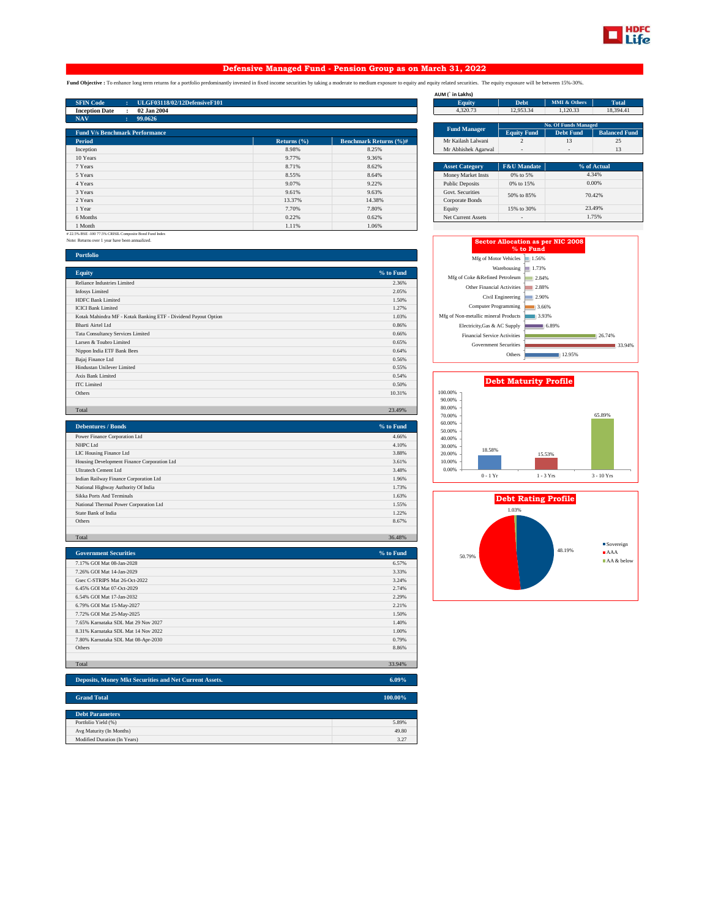# Defensive Managed Fund - Pension Group as on March 31, 2022

**Fund Objective :** To enhance long term returns for a portfolio predominantly invested in fixed income securities by taking a moderate to medium exposure to equity and equity related securities. The equity exposure will be between 15%-30%.

| | | |
|---|---|---|
| SFIN Code | : | ULGF03118/02/12DefensiveF101 |
| Inception Date | : | 02 Jan 2004 |
| NAV | : | 99.0626 |

AUM (` in Lakhs)

| Equity | Debt | MMI & Others | Total |
|---|---|---|---|
| 4,320.73 | 12,953.34 | 1,120.33 | 18,394.41 |

| Fund Manager | No. Of Funds Managed | | |
|---|---|---|---|
| | Equity Fund | Debt Fund | Balanced Fund |
| Mr Kailash Lalwani | 2 | 13 | 25 |
| Mr Abhishek Agarwal | - | - | 13 |

**Fund V/s Benchmark Performance**

| Period | Returns (%) | Benchmark Returns (%)# |
|---|---|---|
| Inception | 8.98% | 8.25% |
| 10 Years | 9.77% | 9.36% |
| 7 Years | 8.71% | 8.62% |
| 5 Years | 8.55% | 8.64% |
| 4 Years | 9.07% | 9.22% |
| 3 Years | 9.61% | 9.63% |
| 2 Years | 13.37% | 14.38% |
| 1 Year | 7.70% | 7.80% |
| 6 Months | 0.22% | 0.62% |
| 1 Month | 1.11% | 1.06% |

# 22.5% BSE -100 77.5% CRISIL Composite Bond Fund Index

Note: Returns over 1 year have been annualized.

| Asset Category | F&U Mandate | % of Actual |
|---|---|---|
| Money Market Insts | 0% to 5% | 4.34% |
| Public Deposits | 0% to 15% | 0.00% |
| Govt. Securities / Corporate Bonds | 50% to 85% | 70.42% |
| Equity | 15% to 30% | 23.49% |
| Net Current Assets | - | 1.75% |

**Portfolio**

| Equity | % to Fund |
|---|---|
| Reliance Industries Limited | 2.36% |
| Infosys Limited | 2.05% |
| HDFC Bank Limited | 1.50% |
| ICICI Bank Limited | 1.27% |
| Kotak Mahindra MF - Kotak Banking ETF - Dividend Payout Option | 1.03% |
| Bharti Airtel Ltd | 0.86% |
| Tata Consultancy Services Limited | 0.66% |
| Larsen & Toubro Limited | 0.65% |
| Nippon India ETF Bank Bees | 0.64% |
| Bajaj Finance Ltd | 0.56% |
| Hindustan Unilever Limited | 0.55% |
| Axis Bank Limited | 0.54% |
| ITC Limited | 0.50% |
| Others | 10.31% |
| Total | 23.49% |

| Debentures / Bonds | % to Fund |
|---|---|
| Power Finance Corporation Ltd | 4.66% |
| NHPC Ltd | 4.10% |
| LIC Housing Finance Ltd | 3.88% |
| Housing Development Finance Corporation Ltd | 3.61% |
| Ultratech Cement Ltd | 3.48% |
| Indian Railway Finance Corporation Ltd | 1.96% |
| National Highway Authority Of India | 1.73% |
| Sikka Ports And Terminals | 1.63% |
| National Thermal Power Corporation Ltd | 1.55% |
| State Bank of India | 1.22% |
| Others | 8.67% |
| Total | 36.48% |

| Government Securities | % to Fund |
|---|---|
| 7.17% GOI Mat 08-Jan-2028 | 6.57% |
| 7.26% GOI Mat 14-Jan-2029 | 3.33% |
| Gsec C-STRIPS Mat 26-Oct-2022 | 3.24% |
| 6.45% GOI Mat 07-Oct-2029 | 2.74% |
| 6.54% GOI Mat 17-Jan-2032 | 2.29% |
| 6.79% GOI Mat 15-May-2027 | 2.21% |
| 7.72% GOI Mat 25-May-2025 | 1.50% |
| 7.65% Karnataka SDL Mat 29 Nov 2027 | 1.40% |
| 8.31% Karnataka SDL Mat 14 Nov 2022 | 1.00% |
| 7.80% Karnataka SDL Mat 08-Apr-2030 | 0.79% |
| Others | 8.86% |
| Total | 33.94% |

| Deposits, Money Mkt Securities and Net Current Assets. | 6.09% |
|---|---|

| Grand Total | 100.00% |
|---|---|

| Debt Parameters | |
|---|---|
| Portfolio Yield (%) | 5.89% |
| Avg Maturity (In Months) | 49.80 |
| Modified Duration (In Years) | 3.27 |

**Sector Allocation as per NIC 2008 % to Fund**

| Sector | % to Fund |
|---|---|
| Mfg of Motor Vehicles | 1.56% |
| Warehousing | 1.73% |
| Mfg of Coke &Refined Petroleum | 2.84% |
| Other Financial Activities | 2.88% |
| Civil Engineering | 2.90% |
| Computer Programming | 3.66% |
| Mfg of Non-metallic mineral Products | 3.93% |
| Electricity,Gas & AC Supply | 6.89% |
| Financial Service Activities | 26.74% |
| Government Securities | 33.94% |
| Others | 12.95% |

**Debt Maturity Profile**

| 0 - 1 Yr | 1 - 3 Yrs | 3 - 10 Yrs |
|---|---|---|
| 18.58% | 15.53% | 65.89% |

**Debt Rating Profile**

| Sovereign | AAA | AA & below |
|---|---|---|
| 48.19% | 50.79% | 1.03% |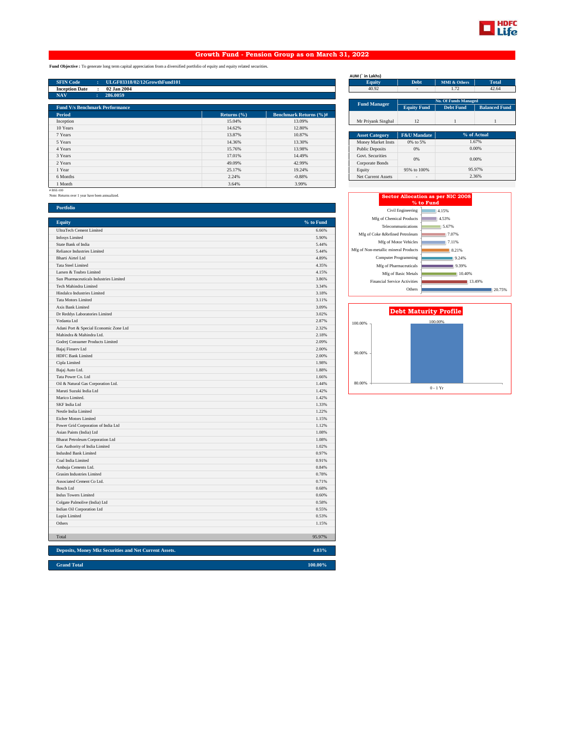# Growth Fund - Pension Group as on March 31, 2022

**Fund Objective :** To generate long term capital appreciation from a diversified portfolio of equity and equity related securities.

| | | |
|---|---|---|
| SFIN Code | : | ULGF03318/02/12GrowthFund101 |
| Inception Date | : | 02 Jan 2004 |
| NAV | : | 286.0059 |

AUM (` in Lakhs)

| Equity | Debt | MMI & Others | Total |
|---|---|---|---|
| 40.92 | - | 1.72 | 42.64 |

| Fund Manager | No. Of Funds Managed | | |
|---|---|---|---|
| | Equity Fund | Debt Fund | Balanced Fund |
| Mr Priyank Singhal | 12 | 1 | 1 |

**Fund V/s Benchmark Performance**

| Period | Returns (%) | Benchmark Returns (%)# |
|---|---|---|
| Inception | 15.04% | 13.09% |
| 10 Years | 14.62% | 12.80% |
| 7 Years | 13.87% | 10.87% |
| 5 Years | 14.36% | 13.30% |
| 4 Years | 15.76% | 13.98% |
| 3 Years | 17.01% | 14.49% |
| 2 Years | 49.09% | 42.99% |
| 1 Year | 25.17% | 19.24% |
| 6 Months | 2.24% | -0.88% |
| 1 Month | 3.64% | 3.99% |

# BSE-100

Note: Returns over 1 year have been annualized.

| Asset Category | F&U Mandate | % of Actual |
|---|---|---|
| Money Market Insts | 0% to 5% | 1.67% |
| Public Deposits | 0% | 0.00% |
| Govt. Securities | 0% | 0.00% |
| Corporate Bonds | | |
| Equity | 95% to 100% | 95.97% |
| Net Current Assets | - | 2.36% |

**Sector Allocation as per NIC 2008 % to Fund**

| Sector | % to Fund |
|---|---|
| Civil Engineering | 4.15% |
| Mfg of Chemical Products | 4.53% |
| Telecommunications | 5.67% |
| Mfg of Coke &Refined Petroleum | 7.07% |
| Mfg of Motor Vehicles | 7.11% |
| Mfg of Non-metallic mineral Products | 8.21% |
| Computer Programming | 9.24% |
| Mfg of Pharmaceuticals | 9.39% |
| Mfg of Basic Metals | 10.40% |
| Financial Service Activities | 13.49% |
| Others | 20.75% |

**Debt Maturity Profile**

| Maturity | % |
|---|---|
| 0 - 1 Yr | 100.00% |

## Portfolio

| Equity | % to Fund |
|---|---|
| UltraTech Cement Limited | 6.66% |
| Infosys Limited | 5.90% |
| State Bank of India | 5.44% |
| Reliance Industries Limited | 5.44% |
| Bharti Airtel Ltd | 4.89% |
| Tata Steel Limited | 4.35% |
| Larsen & Toubro Limited | 4.15% |
| Sun Pharmaceuticals Industries Limited | 3.86% |
| Tech Mahindra Limited | 3.34% |
| Hindalco Industries Limited | 3.18% |
| Tata Motors Limited | 3.11% |
| Axis Bank Limited | 3.09% |
| Dr Reddys Laboratories Limited | 3.02% |
| Vedanta Ltd | 2.87% |
| Adani Port & Special Economic Zone Ltd | 2.32% |
| Mahindra & Mahindra Ltd. | 2.18% |
| Godrej Consumer Products Limited | 2.09% |
| Bajaj Finserv Ltd | 2.00% |
| HDFC Bank Limited | 2.00% |
| Cipla Limited | 1.98% |
| Bajaj Auto Ltd. | 1.88% |
| Tata Power Co. Ltd | 1.66% |
| Oil & Natural Gas Corporation Ltd. | 1.44% |
| Maruti Suzuki India Ltd | 1.42% |
| Marico Limited. | 1.42% |
| SKF India Ltd | 1.33% |
| Nestle India Limited | 1.22% |
| Eicher Motors Limited | 1.15% |
| Power Grid Corporation of India Ltd | 1.12% |
| Asian Paints (India) Ltd | 1.08% |
| Bharat Petroleum Corporation Ltd | 1.08% |
| Gas Authority of India Limited | 1.02% |
| IndusInd Bank Limited | 0.97% |
| Coal India Limited | 0.91% |
| Ambuja Cements Ltd. | 0.84% |
| Grasim Industries Limited | 0.78% |
| Associated Cement Co Ltd. | 0.71% |
| Bosch Ltd | 0.68% |
| Indus Towers Limited | 0.60% |
| Colgate Palmolive (India) Ltd | 0.58% |
| Indian Oil Corporation Ltd | 0.55% |
| Lupin Limited | 0.53% |
| Others | 1.15% |
| Total | 95.97% |

| | |
|---|---|
| **Deposits, Money Mkt Securities and Net Current Assets.** | **4.03%** |
| **Grand Total** | **100.00%** |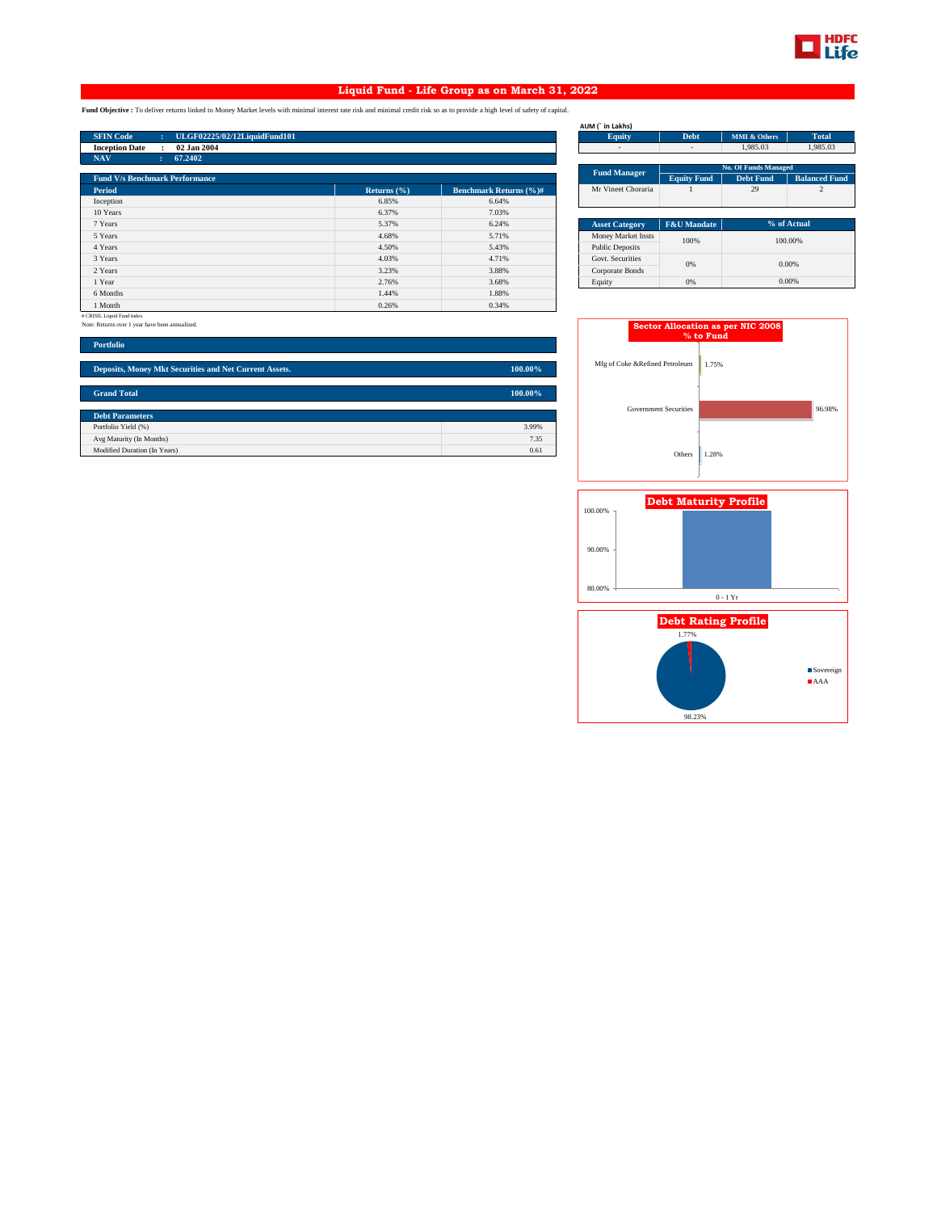# Liquid Fund - Life Group as on March 31, 2022

**Fund Objective :** To deliver returns linked to Money Market levels with minimal interest rate risk and minimal credit risk so as to provide a high level of safety of capital.

| | | |
|---|---|---|
| **SFIN Code** | : | **ULGF02225/02/12LiquidFund101** |
| **Inception Date** | : | **02 Jan 2004** |
| **NAV** | : | **67.2402** |

AUM (` in Lakhs)

| Equity | Debt | MMI & Others | Total |
|---|---|---|---|
| - | - | 1,985.03 | 1,985.03 |

| Fund Manager | No. Of Funds Managed | | |
|---|---|---|---|
| | Equity Fund | Debt Fund | Balanced Fund |
| Mr Vineet Choraria | 1 | 29 | 2 |

**Fund V/s Benchmark Performance**

| Period | Returns (%) | Benchmark Returns (%)# |
|---|---|---|
| Inception | 6.85% | 6.64% |
| 10 Years | 6.37% | 7.03% |
| 7 Years | 5.37% | 6.24% |
| 5 Years | 4.68% | 5.71% |
| 4 Years | 4.50% | 5.43% |
| 3 Years | 4.03% | 4.71% |
| 2 Years | 3.23% | 3.88% |
| 1 Year | 2.76% | 3.68% |
| 6 Months | 1.44% | 1.88% |
| 1 Month | 0.26% | 0.34% |

# CRISIL Liquid Fund Index

Note: Returns over 1 year have been annualized.

| Asset Category | F&U Mandate | % of Actual |
|---|---|---|
| Money Market Insts / Public Deposits | 100% | 100.00% |
| Govt. Securities / Corporate Bonds | 0% | 0.00% |
| Equity | 0% | 0.00% |

**Portfolio**

| | |
|---|---|
| **Deposits, Money Mkt Securities and Net Current Assets.** | **100.00%** |
| **Grand Total** | **100.00%** |

**Debt Parameters**

| | |
|---|---|
| Portfolio Yield (%) | 3.99% |
| Avg Maturity (In Months) | 7.35 |
| Modified Duration (In Years) | 0.61 |

**Sector Allocation as per NIC 2008 % to Fund**

| Sector | % to Fund |
|---|---|
| Mfg of Coke &Refined Petroleum | 1.75% |
| Government Securities | 96.98% |
| Others | 1.28% |

**Debt Maturity Profile**

| Maturity | % |
|---|---|
| 0 - 1 Yr | 100.00% |

**Debt Rating Profile**

| Rating | % |
|---|---|
| Sovereign | 98.23% |
| AAA | 1.77% |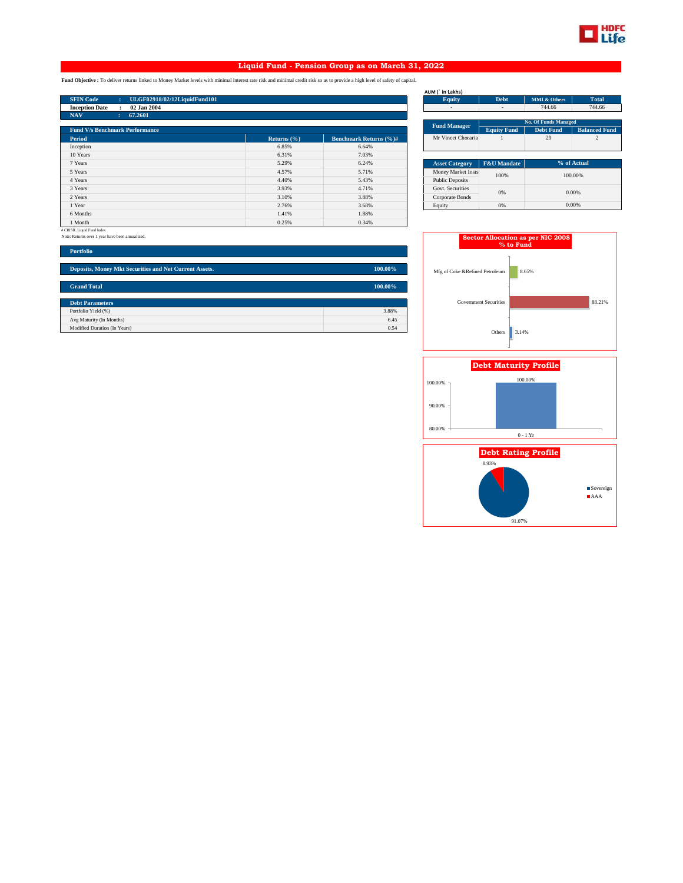# Liquid Fund - Pension Group as on March 31, 2022

**Fund Objective :** To deliver returns linked to Money Market levels with minimal interest rate risk and minimal credit risk so as to provide a high level of safety of capital.

| | | |
|---|---|---|
| **SFIN Code** | : | **ULGF02918/02/12LiquidFund101** |
| **Inception Date** | : | **02 Jan 2004** |
| **NAV** | : | **67.2601** |

**AUM (` in Lakhs)**

| Equity | Debt | MMI & Others | Total |
|---|---|---|---|
| - | - | 744.66 | 744.66 |

| Fund Manager | No. Of Funds Managed | | |
|---|---|---|---|
| | Equity Fund | Debt Fund | Balanced Fund |
| Mr Vineet Choraria | 1 | 29 | 2 |

**Fund V/s Benchmark Performance**

| Period | Returns (%) | Benchmark Returns (%)# |
|---|---|---|
| Inception | 6.85% | 6.64% |
| 10 Years | 6.31% | 7.03% |
| 7 Years | 5.29% | 6.24% |
| 5 Years | 4.57% | 5.71% |
| 4 Years | 4.40% | 5.43% |
| 3 Years | 3.93% | 4.71% |
| 2 Years | 3.10% | 3.88% |
| 1 Year | 2.76% | 3.68% |
| 6 Months | 1.41% | 1.88% |
| 1 Month | 0.25% | 0.34% |

# CRISIL Liquid Fund Index

Note: Returns over 1 year have been annualized.

| Asset Category | F&U Mandate | % of Actual |
|---|---|---|
| Money Market Insts / Public Deposits | 100% | 100.00% |
| Govt. Securities / Corporate Bonds | 0% | 0.00% |
| Equity | 0% | 0.00% |

**Portfolio**

| | |
|---|---|
| **Deposits, Money Mkt Securities and Net Current Assets.** | **100.00%** |
| **Grand Total** | **100.00%** |

**Debt Parameters**

| | |
|---|---|
| Portfolio Yield (%) | 3.88% |
| Avg Maturity (In Months) | 6.45 |
| Modified Duration (In Years) | 0.54 |

**Sector Allocation as per NIC 2008 % to Fund**

| Sector | % to Fund |
|---|---|
| Mfg of Coke &Refined Petroleum | 8.65% |
| Government Securities | 88.21% |
| Others | 3.14% |

**Debt Maturity Profile**

| Maturity | % |
|---|---|
| 0 - 1 Yr | 100.00% |

**Debt Rating Profile**

| Rating | % |
|---|---|
| Sovereign | 91.07% |
| AAA | 8.93% |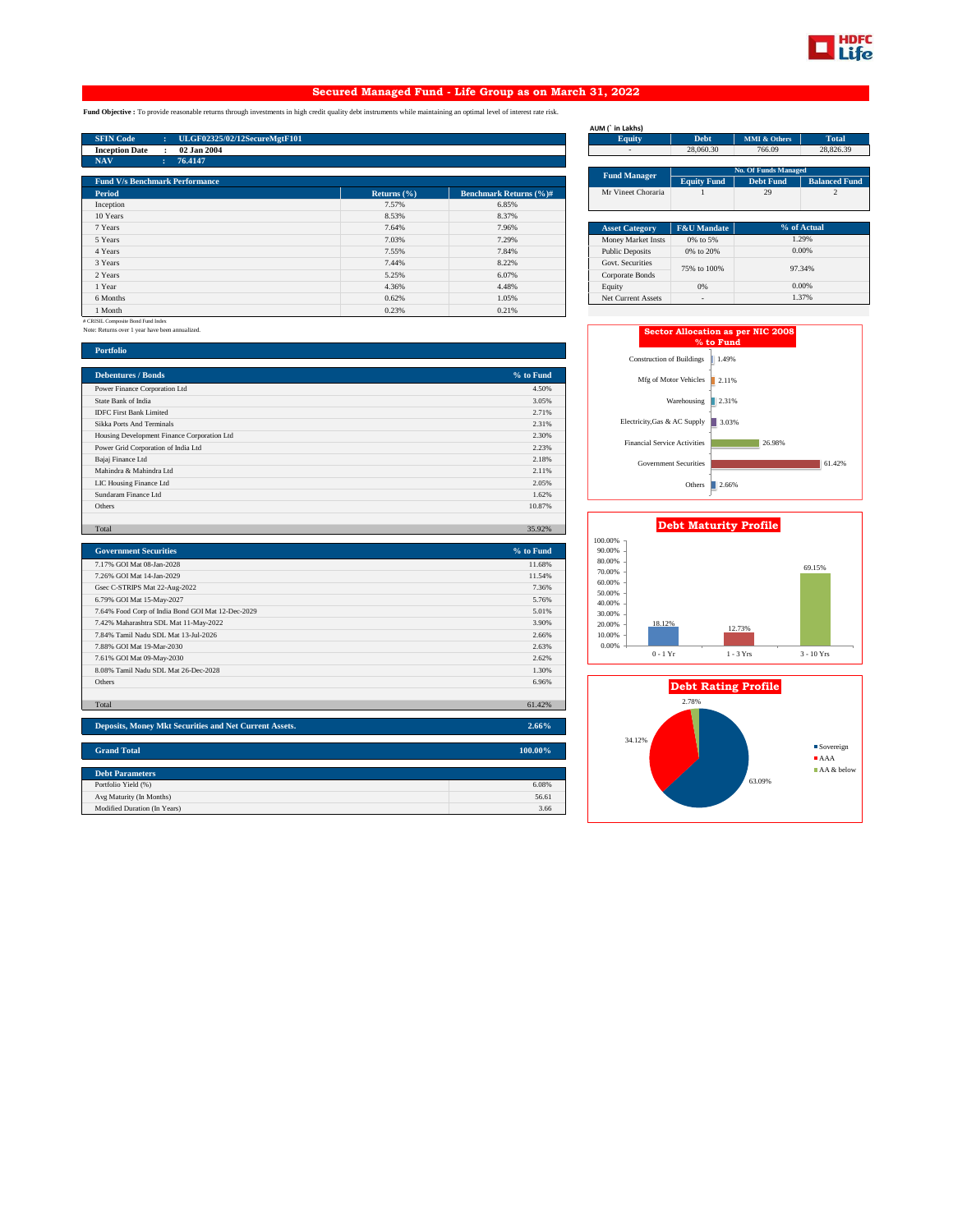# Secured Managed Fund - Life Group as on March 31, 2022

**Fund Objective :** To provide reasonable returns through investments in high credit quality debt instruments while maintaining an optimal level of interest rate risk.

| | | |
|---|---|---|
| **SFIN Code** | : | **ULGF02325/02/12SecureMgtF101** |
| **Inception Date** | : | **02 Jan 2004** |
| **NAV** | : | **76.4147** |

**AUM (` in Lakhs)**

| Equity | Debt | MMI & Others | Total |
|---|---|---|---|
| - | 28,060.30 | 766.09 | 28,826.39 |

| Fund Manager | No. Of Funds Managed | | |
|---|---|---|---|
| | Equity Fund | Debt Fund | Balanced Fund |
| Mr Vineet Choraria | 1 | 29 | 2 |

**Fund V/s Benchmark Performance**

| Period | Returns (%) | Benchmark Returns (%)# |
|---|---|---|
| Inception | 7.57% | 6.85% |
| 10 Years | 8.53% | 8.37% |
| 7 Years | 7.64% | 7.96% |
| 5 Years | 7.03% | 7.29% |
| 4 Years | 7.55% | 7.84% |
| 3 Years | 7.44% | 8.22% |
| 2 Years | 5.25% | 6.07% |
| 1 Year | 4.36% | 4.48% |
| 6 Months | 0.62% | 1.05% |
| 1 Month | 0.23% | 0.21% |

# CRISIL Composite Bond Fund Index

Note: Returns over 1 year have been annualized.

| Asset Category | F&U Mandate | % of Actual |
|---|---|---|
| Money Market Insts | 0% to 5% | 1.29% |
| Public Deposits | 0% to 20% | 0.00% |
| Govt. Securities | 75% to 100% | 97.34% |
| Corporate Bonds | | |
| Equity | 0% | 0.00% |
| Net Current Assets | - | 1.37% |

## Portfolio

| Debentures / Bonds | % to Fund |
|---|---|
| Power Finance Corporation Ltd | 4.50% |
| State Bank of India | 3.05% |
| IDFC First Bank Limited | 2.71% |
| Sikka Ports And Terminals | 2.31% |
| Housing Development Finance Corporation Ltd | 2.30% |
| Power Grid Corporation of India Ltd | 2.23% |
| Bajaj Finance Ltd | 2.18% |
| Mahindra & Mahindra Ltd | 2.11% |
| LIC Housing Finance Ltd | 2.05% |
| Sundaram Finance Ltd | 1.62% |
| Others | 10.87% |
| Total | 35.92% |

| Government Securities | % to Fund |
|---|---|
| 7.17% GOI Mat 08-Jan-2028 | 11.68% |
| 7.26% GOI Mat 14-Jan-2029 | 11.54% |
| Gsec C-STRIPS Mat 22-Aug-2022 | 7.36% |
| 6.79% GOI Mat 15-May-2027 | 5.76% |
| 7.64% Food Corp of India Bond GOI Mat 12-Dec-2029 | 5.01% |
| 7.42% Maharashtra SDL Mat 11-May-2022 | 3.90% |
| 7.84% Tamil Nadu SDL Mat 13-Jul-2026 | 2.66% |
| 7.88% GOI Mat 19-Mar-2030 | 2.63% |
| 7.61% GOI Mat 09-May-2030 | 2.62% |
| 8.08% Tamil Nadu SDL Mat 26-Dec-2028 | 1.30% |
| Others | 6.96% |
| Total | 61.42% |

| Deposits, Money Mkt Securities and Net Current Assets. | 2.66% |
|---|---|

| Grand Total | 100.00% |
|---|---|

| Debt Parameters | |
|---|---|
| Portfolio Yield (%) | 6.08% |
| Avg Maturity (In Months) | 56.61 |
| Modified Duration (In Years) | 3.66 |

**Sector Allocation as per NIC 2008 % to Fund**

| Sector | % to Fund |
|---|---|
| Construction of Buildings | 1.49% |
| Mfg of Motor Vehicles | 2.11% |
| Warehousing | 2.31% |
| Electricity,Gas & AC Supply | 3.03% |
| Financial Service Activities | 26.98% |
| Government Securities | 61.42% |
| Others | 2.66% |

**Debt Maturity Profile**

| Maturity | % |
|---|---|
| 0 - 1 Yr | 18.12% |
| 1 - 3 Yrs | 12.73% |
| 3 - 10 Yrs | 69.15% |

**Debt Rating Profile**

| Rating | % |
|---|---|
| Sovereign | 63.09% |
| AAA | 34.12% |
| AA & below | 2.78% |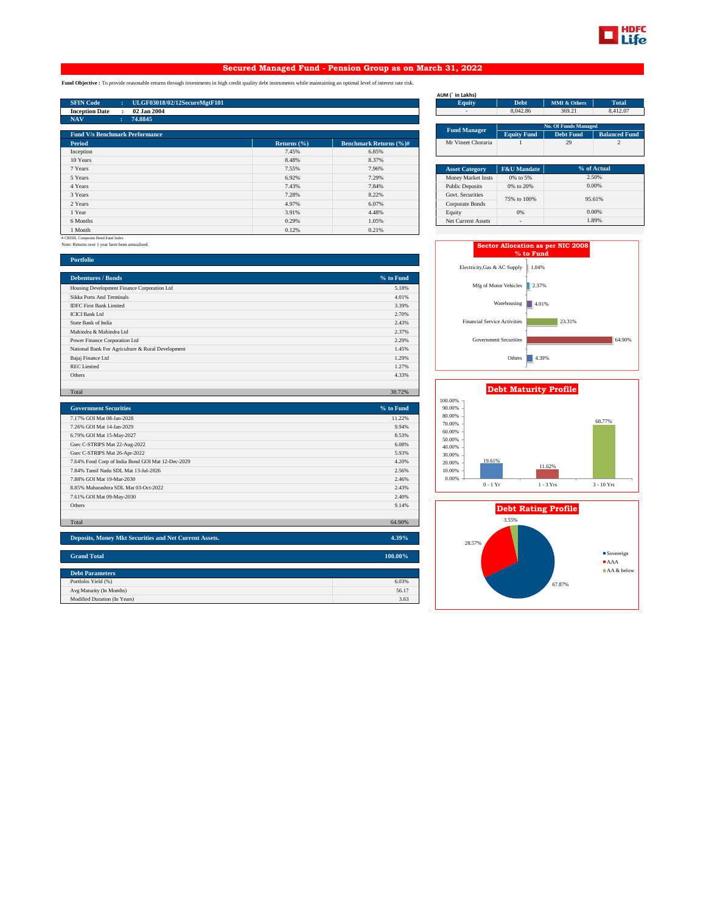# Secured Managed Fund - Pension Group as on March 31, 2022

**Fund Objective :** To provide reasonable returns through investments in high credit quality debt instruments while maintaining an optimal level of interest rate risk.

| | | |
|---|---|---|
| **SFIN Code** | : | **ULGF03018/02/12SecureMgtF101** |
| **Inception Date** | : | **02 Jan 2004** |
| **NAV** | : | **74.8845** |

AUM (` in Lakhs)

| Equity | Debt | MMI & Others | Total |
|---|---|---|---|
| - | 8,042.86 | 369.21 | 8,412.07 |

| Fund Manager | No. Of Funds Managed | | |
|---|---|---|---|
| | Equity Fund | Debt Fund | Balanced Fund |
| Mr Vineet Choraria | 1 | 29 | 2 |

**Fund V/s Benchmark Performance**

| Period | Returns (%) | Benchmark Returns (%)# |
|---|---|---|
| Inception | 7.45% | 6.85% |
| 10 Years | 8.48% | 8.37% |
| 7 Years | 7.55% | 7.96% |
| 5 Years | 6.92% | 7.29% |
| 4 Years | 7.43% | 7.84% |
| 3 Years | 7.28% | 8.22% |
| 2 Years | 4.97% | 6.07% |
| 1 Year | 3.91% | 4.48% |
| 6 Months | 0.29% | 1.05% |
| 1 Month | 0.12% | 0.21% |

# CRISIL Composite Bond Fund Index
Note: Returns over 1 year have been annualized.

| Asset Category | F&U Mandate | % of Actual |
|---|---|---|
| Money Market Insts | 0% to 5% | 2.50% |
| Public Deposits | 0% to 20% | 0.00% |
| Govt. Securities | 75% to 100% | 95.61% |
| Corporate Bonds | | |
| Equity | 0% | 0.00% |
| Net Current Assets | - | 1.89% |

## Portfolio

| Debentures / Bonds | % to Fund |
|---|---|
| Housing Development Finance Corporation Ltd | 5.18% |
| Sikka Ports And Terminals | 4.01% |
| IDFC First Bank Limited | 3.39% |
| ICICI Bank Ltd | 2.70% |
| State Bank of India | 2.43% |
| Mahindra & Mahindra Ltd | 2.37% |
| Power Finance Corporation Ltd | 2.29% |
| National Bank For Agriculture & Rural Development | 1.45% |
| Bajaj Finance Ltd | 1.29% |
| REC Limited | 1.27% |
| Others | 4.33% |
| Total | 30.72% |

| Government Securities | % to Fund |
|---|---|
| 7.17% GOI Mat 08-Jan-2028 | 11.22% |
| 7.26% GOI Mat 14-Jan-2029 | 9.94% |
| 6.79% GOI Mat 15-May-2027 | 8.53% |
| Gsec C-STRIPS Mat 22-Aug-2022 | 6.08% |
| Gsec C-STRIPS Mat 26-Apr-2022 | 5.93% |
| 7.64% Food Corp of India Bond GOI Mat 12-Dec-2029 | 4.20% |
| 7.84% Tamil Nadu SDL Mat 13-Jul-2026 | 2.56% |
| 7.88% GOI Mat 19-Mar-2030 | 2.46% |
| 8.85% Maharashtra SDL Mat 03-Oct-2022 | 2.43% |
| 7.61% GOI Mat 09-May-2030 | 2.40% |
| Others | 9.14% |
| Total | 64.90% |

| Deposits, Money Mkt Securities and Net Current Assets. | 4.39% |
|---|---|
| **Grand Total** | **100.00%** |

| Debt Parameters | |
|---|---|
| Portfolio Yield (%) | 6.03% |
| Avg Maturity (In Months) | 56.17 |
| Modified Duration (In Years) | 3.63 |

**Sector Allocation as per NIC 2008 % to Fund**

| Sector | % to Fund |
|---|---|
| Electricity,Gas & AC Supply | 1.04% |
| Mfg of Motor Vehicles | 2.37% |
| Warehousing | 4.01% |
| Financial Service Activities | 23.31% |
| Government Securities | 64.90% |
| Others | 4.39% |

**Debt Maturity Profile**

| Maturity | % |
|---|---|
| 0 - 1 Yr | 19.61% |
| 1 - 3 Yrs | 11.62% |
| 3 - 10 Yrs | 68.77% |

**Debt Rating Profile**

| Rating | % |
|---|---|
| Sovereign | 67.87% |
| AAA | 28.57% |
| AA & below | 3.55% |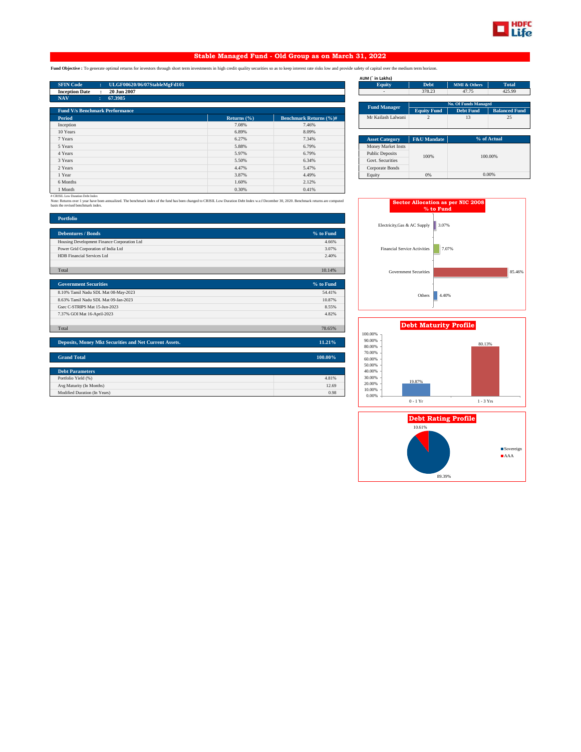# Stable Managed Fund - Old Group as on March 31, 2022

**Fund Objective :** To generate optimal returns for investors through short term investments in high credit quality securities so as to keep interest rate risks low and provide safety of capital over the medium term horizon.

| | | |
|---|---|---|
| **SFIN Code** | : | **ULGF00620/06/07StableMgFd101** |
| **Inception Date** | : | **20 Jun 2007** |
| **NAV** | : | **67.3985** |

AUM (` in Lakhs)

| Equity | Debt | MMI & Others | Total |
|---|---|---|---|
| - | 378.23 | 47.75 | 425.99 |

| Fund Manager | No. Of Funds Managed | | |
|---|---|---|---|
| | Equity Fund | Debt Fund | Balanced Fund |
| Mr Kailash Lalwani | 2 | 13 | 25 |

| Asset Category | F&U Mandate | % of Actual |
|---|---|---|
| Money Market Insts | 100% | 100.00% |
| Public Deposits | | |
| Govt. Securities | | |
| Corporate Bonds | | |
| Equity | 0% | 0.00% |

**Fund V/s Benchmark Performance**

| Period | Returns (%) | Benchmark Returns (%)# |
|---|---|---|
| Inception | 7.08% | 7.46% |
| 10 Years | 6.89% | 8.09% |
| 7 Years | 6.27% | 7.34% |
| 5 Years | 5.88% | 6.79% |
| 4 Years | 5.97% | 6.79% |
| 3 Years | 5.50% | 6.34% |
| 2 Years | 4.47% | 5.47% |
| 1 Year | 3.87% | 4.49% |
| 6 Months | 1.60% | 2.12% |
| 1 Month | 0.30% | 0.41% |

# CRISIL Low Duration Debt Index

Note: Returns over 1 year have been annualized. The benchmark index of the fund has been changed to CRISIL Low Duration Debt Index w.e.f December 30, 2020. Benchmark returns are computed basis the revised benchmark index.

## Portfolio

| Debentures / Bonds | % to Fund |
|---|---|
| Housing Development Finance Corporation Ltd | 4.66% |
| Power Grid Corporation of India Ltd | 3.07% |
| HDB Financial Services Ltd | 2.40% |
| Total | 10.14% |

| Government Securities | % to Fund |
|---|---|
| 8.10% Tamil Nadu SDL Mat 08-May-2023 | 54.41% |
| 8.63% Tamil Nadu SDL Mat 09-Jan-2023 | 10.87% |
| Gsec C-STRIPS Mat 15-Jun-2023 | 8.55% |
| 7.37% GOI Mat 16-April-2023 | 4.82% |
| Total | 78.65% |

| Deposits, Money Mkt Securities and Net Current Assets. | 11.21% |
|---|---|

| Grand Total | 100.00% |
|---|---|

| Debt Parameters | |
|---|---|
| Portfolio Yield (%) | 4.81% |
| Avg Maturity (In Months) | 12.69 |
| Modified Duration (In Years) | 0.98 |

**Sector Allocation as per NIC 2008 % to Fund**

| Sector | % to Fund |
|---|---|
| Electricity,Gas & AC Supply | 3.07% |
| Financial Service Activities | 7.07% |
| Government Securities | 85.46% |
| Others | 4.40% |

**Debt Maturity Profile**

| Maturity | % |
|---|---|
| 0 - 1 Yr | 19.87% |
| 1 - 3 Yrs | 80.13% |

**Debt Rating Profile**

| Rating | % |
|---|---|
| Sovereign | 89.39% |
| AAA | 10.61% |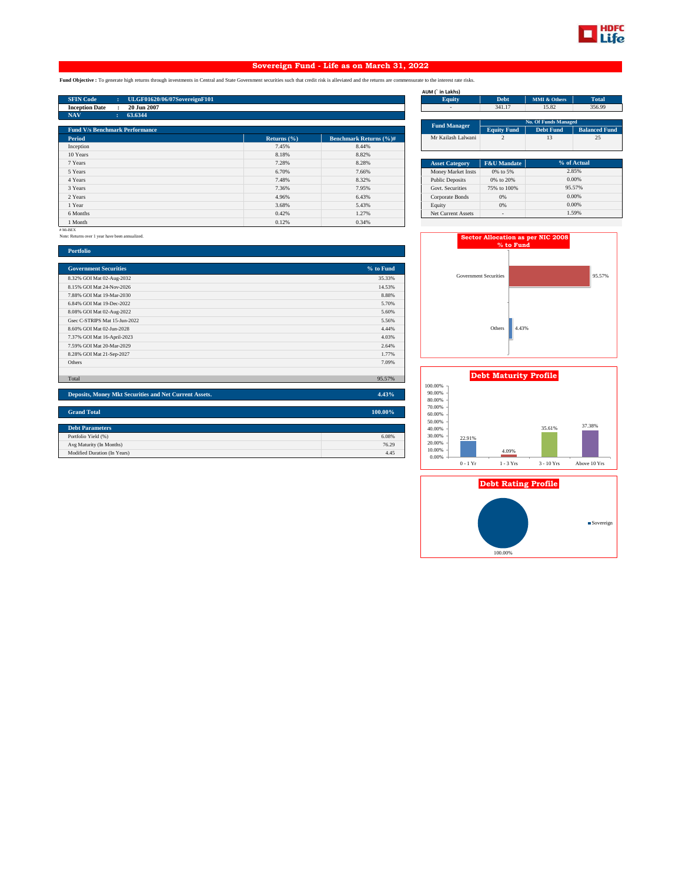# Sovereign Fund - Life as on March 31, 2022

**Fund Objective :** To generate high returns through investments in Central and State Government securities such that credit risk is alleviated and the returns are commensurate to the interest rate risks.

| | | |
|---|---|---|
| **SFIN Code** | : | **ULGF01620/06/07SovereignF101** |
| **Inception Date** | : | **20 Jun 2007** |
| **NAV** | : | **63.6344** |

AUM (` in Lakhs)

| Equity | Debt | MMI & Others | Total |
|---|---|---|---|
| - | 341.17 | 15.82 | 356.99 |

| Fund Manager | No. Of Funds Managed | | |
|---|---|---|---|
| | Equity Fund | Debt Fund | Balanced Fund |
| Mr Kailash Lalwani | 2 | 13 | 25 |

**Fund V/s Benchmark Performance**

| Period | Returns (%) | Benchmark Returns (%)# |
|---|---|---|
| Inception | 7.45% | 8.44% |
| 10 Years | 8.18% | 8.82% |
| 7 Years | 7.28% | 8.28% |
| 5 Years | 6.70% | 7.66% |
| 4 Years | 7.48% | 8.32% |
| 3 Years | 7.36% | 7.95% |
| 2 Years | 4.96% | 6.43% |
| 1 Year | 3.68% | 5.43% |
| 6 Months | 0.42% | 1.27% |
| 1 Month | 0.12% | 0.34% |

# Mi-BEX

Note: Returns over 1 year have been annualized.

| Asset Category | F&U Mandate | % of Actual |
|---|---|---|
| Money Market Insts | 0% to 5% | 2.85% |
| Public Deposits | 0% to 20% | 0.00% |
| Govt. Securities | 75% to 100% | 95.57% |
| Corporate Bonds | 0% | 0.00% |
| Equity | 0% | 0.00% |
| Net Current Assets | - | 1.59% |

**Portfolio**

| Government Securities | % to Fund |
|---|---|
| 8.32% GOI Mat 02-Aug-2032 | 35.33% |
| 8.15% GOI Mat 24-Nov-2026 | 14.53% |
| 7.88% GOI Mat 19-Mar-2030 | 8.88% |
| 6.84% GOI Mat 19-Dec-2022 | 5.70% |
| 8.08% GOI Mat 02-Aug-2022 | 5.60% |
| Gsec C-STRIPS Mat 15-Jun-2022 | 5.56% |
| 8.60% GOI Mat 02-Jun-2028 | 4.44% |
| 7.37% GOI Mat 16-April-2023 | 4.03% |
| 7.59% GOI Mat 20-Mar-2029 | 2.64% |
| 8.28% GOI Mat 21-Sep-2027 | 1.77% |
| Others | 7.09% |
| Total | 95.57% |
| **Deposits, Money Mkt Securities and Net Current Assets.** | **4.43%** |
| **Grand Total** | **100.00%** |

**Sector Allocation as per NIC 2008 % to Fund**

| Sector | % to Fund |
|---|---|
| Government Securities | 95.57% |
| Others | 4.43% |

**Debt Parameters**

| | |
|---|---|
| Portfolio Yield (%) | 6.08% |
| Avg Maturity (In Months) | 76.29 |
| Modified Duration (In Years) | 4.45 |

**Debt Maturity Profile**

| 0 - 1 Yr | 1 - 3 Yrs | 3 - 10 Yrs | Above 10 Yrs |
|---|---|---|---|
| 22.91% | 4.09% | 35.61% | 37.38% |

**Debt Rating Profile**

| Rating | % |
|---|---|
| Sovereign | 100.00% |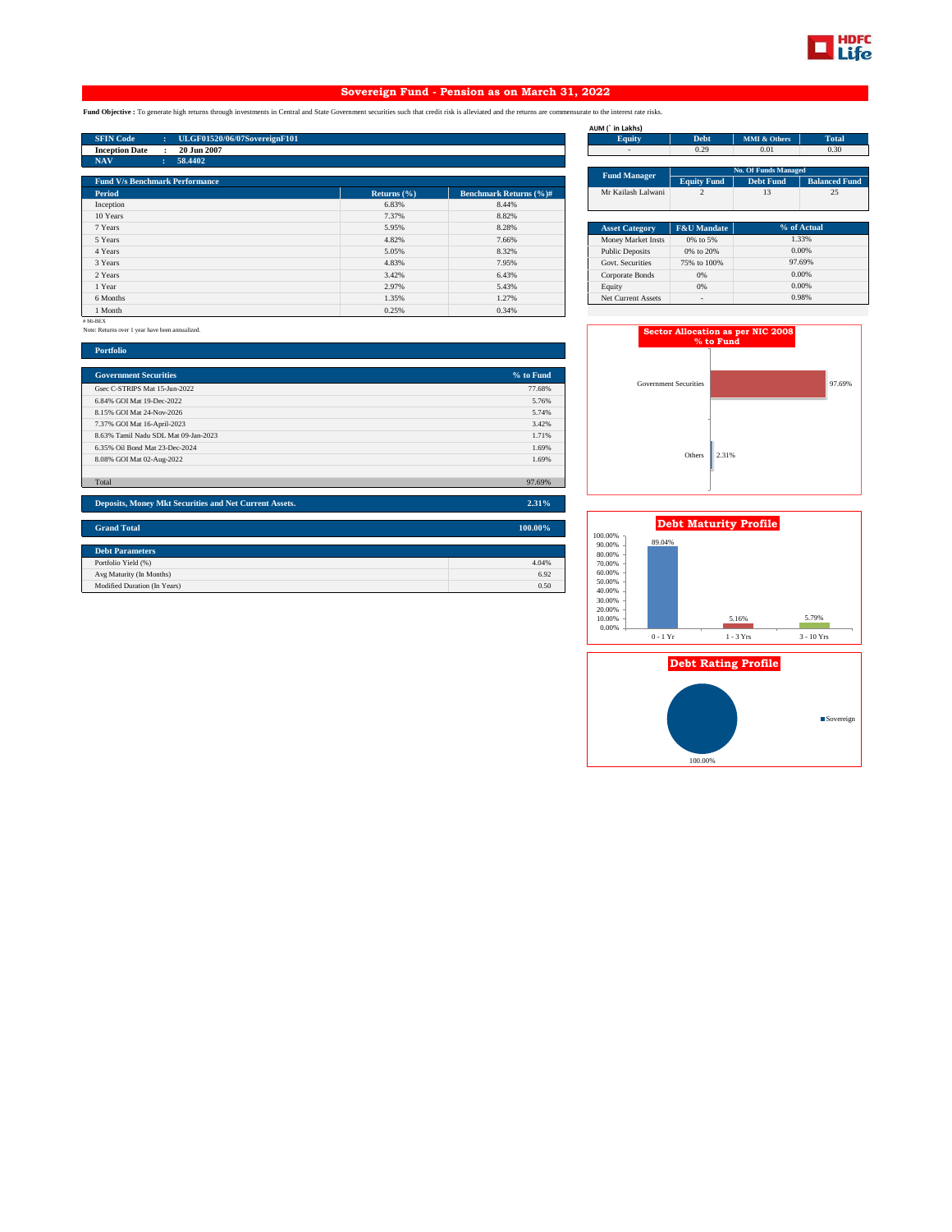## Sovereign Fund - Pension as on March 31, 2022

**Fund Objective :** To generate high returns through investments in Central and State Government securities such that credit risk is alleviated and the returns are commensurate to the interest rate risks.

| | | |
|---|---|---|
| **SFIN Code** | : | **ULGF01520/06/07SovereignF101** |
| **Inception Date** | : | **20 Jun 2007** |
| **NAV** | : | **58.4402** |

AUM (` in Lakhs)

| Equity | Debt | MMI & Others | Total |
|---|---|---|---|
| - | 0.29 | 0.01 | 0.30 |

| Fund Manager | No. Of Funds Managed | | |
|---|---|---|---|
| | Equity Fund | Debt Fund | Balanced Fund |
| Mr Kailash Lalwani | 2 | 13 | 25 |

**Fund V/s Benchmark Performance**

| Period | Returns (%) | Benchmark Returns (%)# |
|---|---|---|
| Inception | 6.83% | 8.44% |
| 10 Years | 7.37% | 8.82% |
| 7 Years | 5.95% | 8.28% |
| 5 Years | 4.82% | 7.66% |
| 4 Years | 5.05% | 8.32% |
| 3 Years | 4.83% | 7.95% |
| 2 Years | 3.42% | 6.43% |
| 1 Year | 2.97% | 5.43% |
| 6 Months | 1.35% | 1.27% |
| 1 Month | 0.25% | 0.34% |

# Mi-BEX

Note: Returns over 1 year have been annualized.

| Asset Category | F&U Mandate | % of Actual |
|---|---|---|
| Money Market Insts | 0% to 5% | 1.33% |
| Public Deposits | 0% to 20% | 0.00% |
| Govt. Securities | 75% to 100% | 97.69% |
| Corporate Bonds | 0% | 0.00% |
| Equity | 0% | 0.00% |
| Net Current Assets | - | 0.98% |

**Portfolio**

| Government Securities | % to Fund |
|---|---|
| Gsec C-STRIPS Mat 15-Jun-2022 | 77.68% |
| 6.84% GOI Mat 19-Dec-2022 | 5.76% |
| 8.15% GOI Mat 24-Nov-2026 | 5.74% |
| 7.37% GOI Mat 16-April-2023 | 3.42% |
| 8.63% Tamil Nadu SDL Mat 09-Jan-2023 | 1.71% |
| 6.35% Oil Bond Mat 23-Dec-2024 | 1.69% |
| 8.08% GOI Mat 02-Aug-2022 | 1.69% |
| Total | 97.69% |

| | |
|---|---|
| **Deposits, Money Mkt Securities and Net Current Assets.** | **2.31%** |
| **Grand Total** | **100.00%** |

| Debt Parameters | |
|---|---|
| Portfolio Yield (%) | 4.04% |
| Avg Maturity (In Months) | 6.92 |
| Modified Duration (In Years) | 0.50 |

**Sector Allocation as per NIC 2008 % to Fund**

| Sector | % to Fund |
|---|---|
| Government Securities | 97.69% |
| Others | 2.31% |

**Debt Maturity Profile**

| 0 - 1 Yr | 1 - 3 Yrs | 3 - 10 Yrs |
|---|---|---|
| 89.04% | 5.16% | 5.79% |

**Debt Rating Profile**

| Sovereign |
|---|
| 100.00% |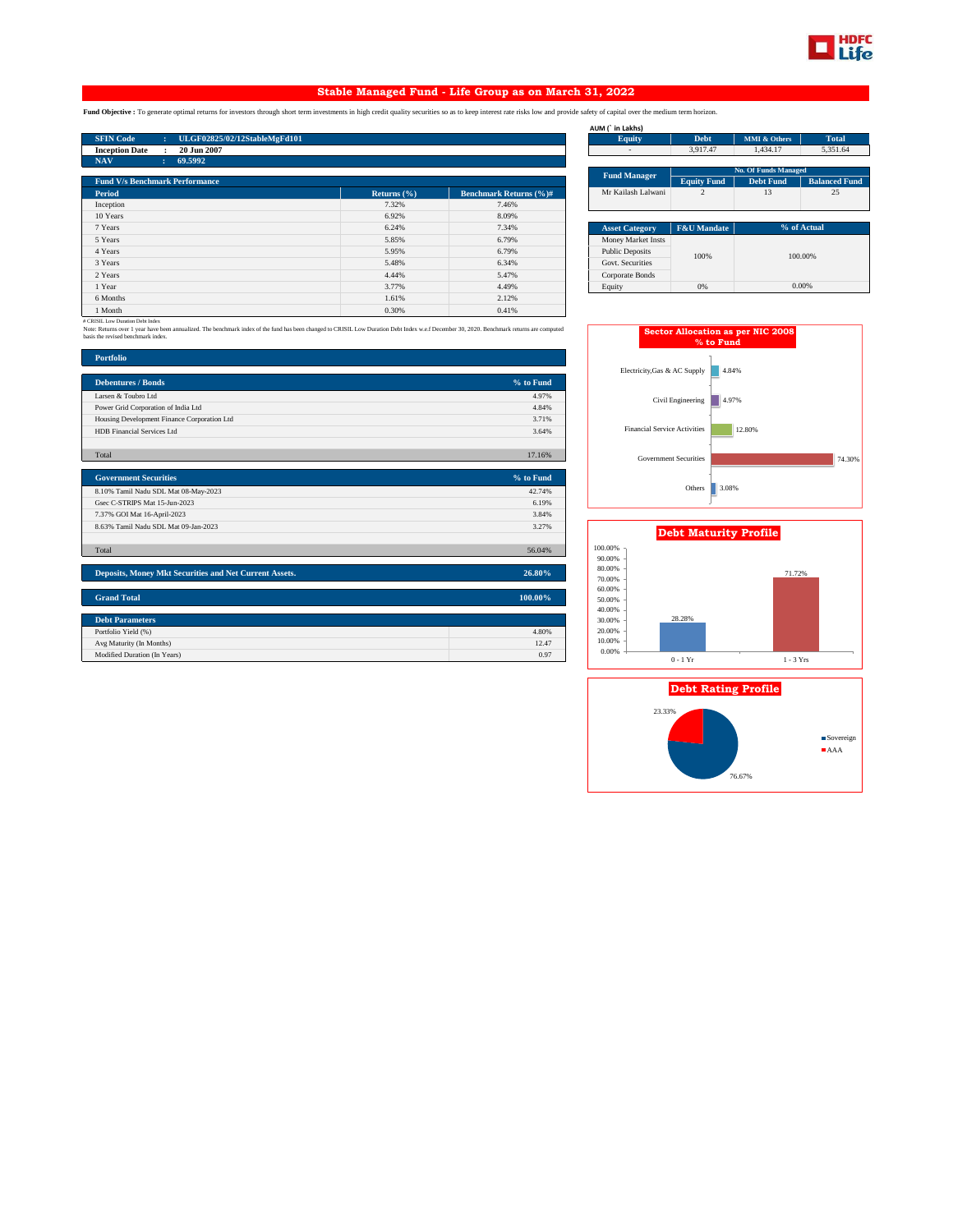## Stable Managed Fund - Life Group as on March 31, 2022

**Fund Objective :** To generate optimal returns for investors through short term investments in high credit quality securities so as to keep interest rate risks low and provide safety of capital over the medium term horizon.

| | | |
|---|---|---|
| **SFIN Code** | : | **ULGF02825/02/12StableMgFd101** |
| **Inception Date** | : | **20 Jun 2007** |
| **NAV** | : | **69.5992** |

**AUM (` in Lakhs)**

| Equity | Debt | MMI & Others | Total |
|---|---|---|---|
| - | 3,917.47 | 1,434.17 | 5,351.64 |

| Fund Manager | No. Of Funds Managed | | |
|---|---|---|---|
| | Equity Fund | Debt Fund | Balanced Fund |
| Mr Kailash Lalwani | 2 | 13 | 25 |

| Asset Category | F&U Mandate | % of Actual |
|---|---|---|
| Money Market Insts | 100% | 100.00% |
| Public Deposits | | |
| Govt. Securities | | |
| Corporate Bonds | | |
| Equity | 0% | 0.00% |

**Fund V/s Benchmark Performance**

| Period | Returns (%) | Benchmark Returns (%)# |
|---|---|---|
| Inception | 7.32% | 7.46% |
| 10 Years | 6.92% | 8.09% |
| 7 Years | 6.24% | 7.34% |
| 5 Years | 5.85% | 6.79% |
| 4 Years | 5.95% | 6.79% |
| 3 Years | 5.48% | 6.34% |
| 2 Years | 4.44% | 5.47% |
| 1 Year | 3.77% | 4.49% |
| 6 Months | 1.61% | 2.12% |
| 1 Month | 0.30% | 0.41% |

# CRISIL Low Duration Debt Index

Note: Returns over 1 year have been annualized. The benchmark index of the fund has been changed to CRISIL Low Duration Debt Index w.e.f December 30, 2020. Benchmark returns are computed basis the revised benchmark index.

**Portfolio**

| Debentures / Bonds | % to Fund |
|---|---|
| Larsen & Toubro Ltd | 4.97% |
| Power Grid Corporation of India Ltd | 4.84% |
| Housing Development Finance Corporation Ltd | 3.71% |
| HDB Financial Services Ltd | 3.64% |
| Total | 17.16% |

| Government Securities | % to Fund |
|---|---|
| 8.10% Tamil Nadu SDL Mat 08-May-2023 | 42.74% |
| Gsec C-STRIPS Mat 15-Jun-2023 | 6.19% |
| 7.37% GOI Mat 16-April-2023 | 3.84% |
| 8.63% Tamil Nadu SDL Mat 09-Jan-2023 | 3.27% |
| Total | 56.04% |

| | |
|---|---|
| **Deposits, Money Mkt Securities and Net Current Assets.** | **26.80%** |
| **Grand Total** | **100.00%** |

| Debt Parameters | |
|---|---|
| Portfolio Yield (%) | 4.80% |
| Avg Maturity (In Months) | 12.47 |
| Modified Duration (In Years) | 0.97 |

**Sector Allocation as per NIC 2008 % to Fund**

| Sector | % to Fund |
|---|---|
| Electricity,Gas & AC Supply | 4.84% |
| Civil Engineering | 4.97% |
| Financial Service Activities | 12.80% |
| Government Securities | 74.30% |
| Others | 3.08% |

**Debt Maturity Profile**

| Maturity | % |
|---|---|
| 0 - 1 Yr | 28.28% |
| 1 - 3 Yrs | 71.72% |

**Debt Rating Profile**

| Rating | % |
|---|---|
| Sovereign | 76.67% |
| AAA | 23.33% |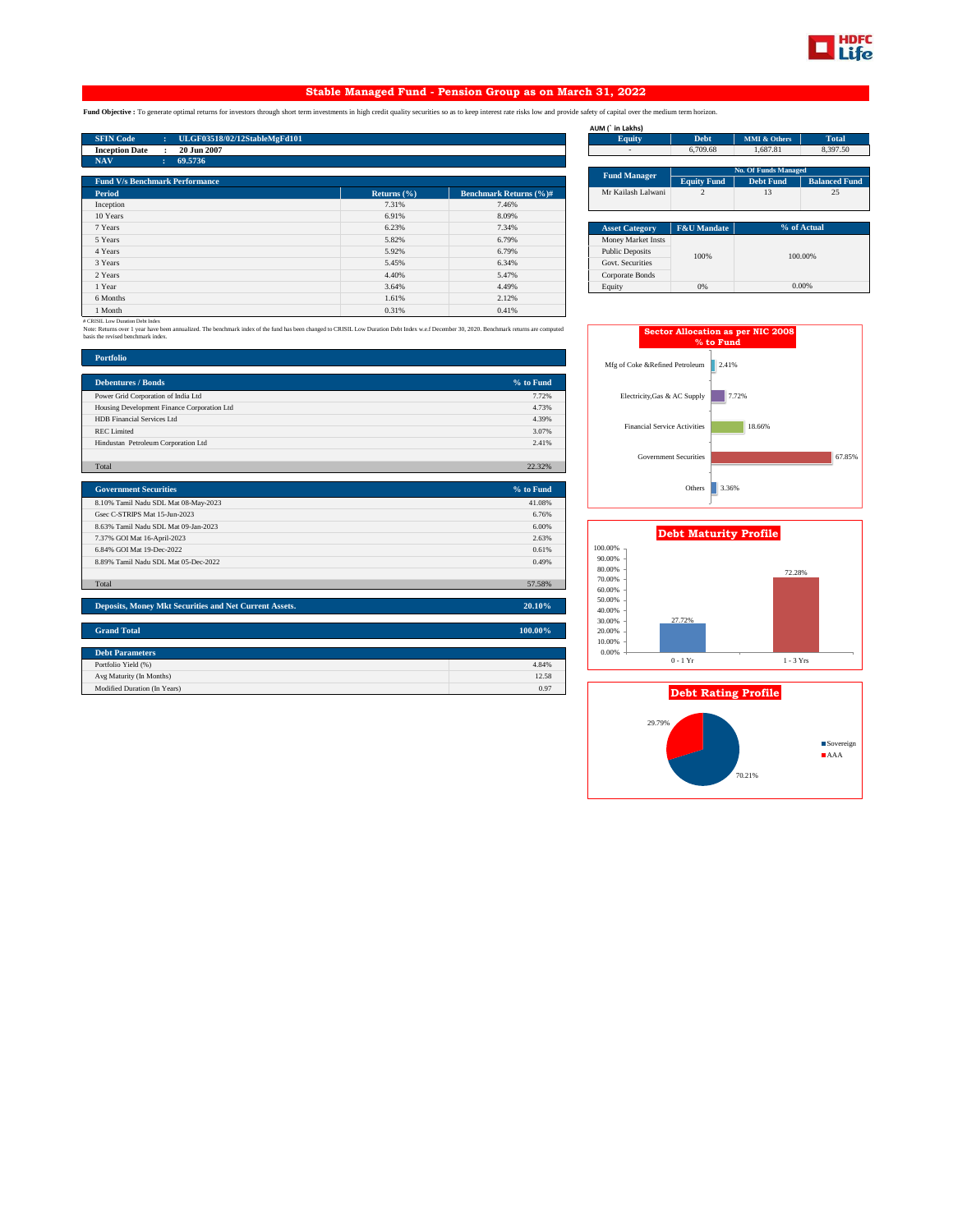# Stable Managed Fund - Pension Group as on March 31, 2022

**Fund Objective :** To generate optimal returns for investors through short term investments in high credit quality securities so as to keep interest rate risks low and provide safety of capital over the medium term horizon.

| | | |
|---|---|---|
| **SFIN Code** | : | **ULGF03518/02/12StableMgFd101** |
| **Inception Date** | : | **20 Jun 2007** |
| **NAV** | : | **69.5736** |

AUM (` in Lakhs)

| Equity | Debt | MMI & Others | Total |
|---|---|---|---|
| - | 6,709.68 | 1,687.81 | 8,397.50 |

| Fund Manager | No. Of Funds Managed | | |
|---|---|---|---|
| | Equity Fund | Debt Fund | Balanced Fund |
| Mr Kailash Lalwani | 2 | 13 | 25 |

| Fund V/s Benchmark Performance | | |
|---|---|---|
| **Period** | **Returns (%)** | **Benchmark Returns (%)#** |
| Inception | 7.31% | 7.46% |
| 10 Years | 6.91% | 8.09% |
| 7 Years | 6.23% | 7.34% |
| 5 Years | 5.82% | 6.79% |
| 4 Years | 5.92% | 6.79% |
| 3 Years | 5.45% | 6.34% |
| 2 Years | 4.40% | 5.47% |
| 1 Year | 3.64% | 4.49% |
| 6 Months | 1.61% | 2.12% |
| 1 Month | 0.31% | 0.41% |

# CRISIL Low Duration Debt Index

Note: Returns over 1 year have been annualized. The benchmark index of the fund has been changed to CRISIL Low Duration Debt Index w.e.f December 30, 2020. Benchmark returns are computed basis the revised benchmark index.

| Asset Category | F&U Mandate | % of Actual |
|---|---|---|
| Money Market Insts | 100% | 100.00% |
| Public Deposits | | |
| Govt. Securities | | |
| Corporate Bonds | | |
| Equity | 0% | 0.00% |

## Portfolio

| Debentures / Bonds | % to Fund |
|---|---|
| Power Grid Corporation of India Ltd | 7.72% |
| Housing Development Finance Corporation Ltd | 4.73% |
| HDB Financial Services Ltd | 4.39% |
| REC Limited | 3.07% |
| Hindustan Petroleum Corporation Ltd | 2.41% |
| Total | 22.32% |

| Government Securities | % to Fund |
|---|---|
| 8.10% Tamil Nadu SDL Mat 08-May-2023 | 41.08% |
| Gsec C-STRIPS Mat 15-Jun-2023 | 6.76% |
| 8.63% Tamil Nadu SDL Mat 09-Jan-2023 | 6.00% |
| 7.37% GOI Mat 16-April-2023 | 2.63% |
| 6.84% GOI Mat 19-Dec-2022 | 0.61% |
| 8.89% Tamil Nadu SDL Mat 05-Dec-2022 | 0.49% |
| Total | 57.58% |

| | |
|---|---|
| **Deposits, Money Mkt Securities and Net Current Assets.** | **20.10%** |
| **Grand Total** | **100.00%** |

| Debt Parameters | |
|---|---|
| Portfolio Yield (%) | 4.84% |
| Avg Maturity (In Months) | 12.58 |
| Modified Duration (In Years) | 0.97 |

**Sector Allocation as per NIC 2008 % to Fund**

| Sector | % to Fund |
|---|---|
| Mfg of Coke &Refined Petroleum | 2.41% |
| Electricity,Gas & AC Supply | 7.72% |
| Financial Service Activities | 18.66% |
| Government Securities | 67.85% |
| Others | 3.36% |

**Debt Maturity Profile**

| Maturity | % |
|---|---|
| 0 - 1 Yr | 27.72% |
| 1 - 3 Yrs | 72.28% |

**Debt Rating Profile**

| Rating | % |
|---|---|
| Sovereign | 70.21% |
| AAA | 29.79% |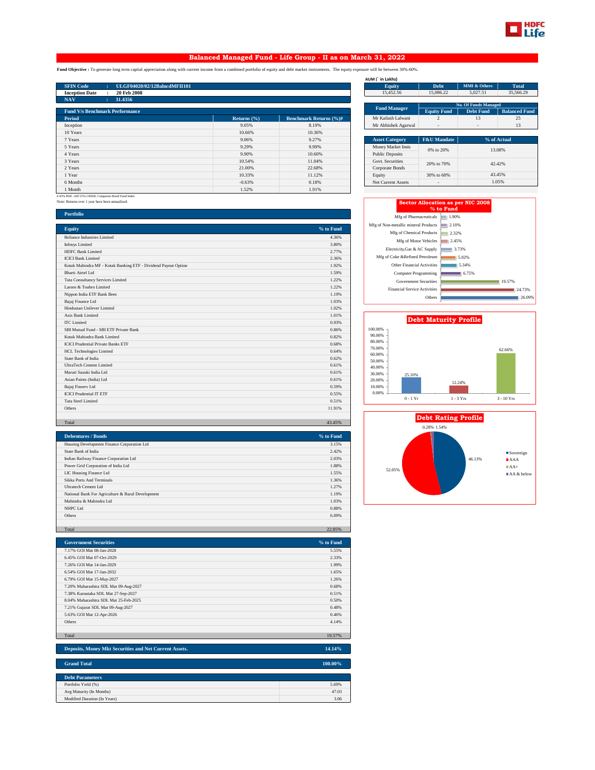# Balanced Managed Fund - Life Group - II as on March 31, 2022

**Fund Objective :** To generate long term capital appreciation along with current income from a combined portfolio of equity and debt market instruments. The equity exposure will be between 30%-60%.

| | | |
|---|---|---|
| SFIN Code | : | ULGF04020/02/12BalncdMFII101 |
| Inception Date | : | 20 Feb 2008 |
| NAV | : | 31.4356 |

AUM (` in Lakhs)

| Equity | Debt | MMI & Others | Total |
|---|---|---|---|
| 15,452.56 | 15,086.22 | 5,027.51 | 35,566.29 |

| Fund Manager | No. Of Funds Managed | | |
|---|---|---|---|
| | Equity Fund | Debt Fund | Balanced Fund |
| Mr Kailash Lalwani | 2 | 13 | 25 |
| Mr Abhishek Agarwal | - | - | 13 |

**Fund V/s Benchmark Performance**

| Period | Returns (%) | Benchmark Returns (%)# |
|---|---|---|
| Inception | 9.05% | 8.19% |
| 10 Years | 10.66% | 10.36% |
| 7 Years | 9.06% | 9.27% |
| 5 Years | 9.29% | 9.99% |
| 4 Years | 9.90% | 10.60% |
| 3 Years | 10.54% | 11.04% |
| 2 Years | 21.00% | 22.68% |
| 1 Year | 10.33% | 11.12% |
| 6 Months | -0.63% | 0.18% |
| 1 Month | 1.52% | 1.91% |

# 45% BSE -100 55% CRISIL Composite Bond Fund Index

Note: Returns over 1 year have been annualized.

| Asset Category | F&U Mandate | % of Actual |
|---|---|---|
| Money Market Insts / Public Deposits | 0% to 20% | 13.08% |
| Govt. Securities / Corporate Bonds | 20% to 70% | 42.42% |
| Equity | 30% to 60% | 43.45% |
| Net Current Assets | - | 1.05% |

**Sector Allocation as per NIC 2008 % to Fund**

| Sector | % to Fund |
|---|---|
| Mfg of Pharmaceuticals | 1.90% |
| Mfg of Non-metallic mineral Products | 2.10% |
| Mfg of Chemical Products | 2.32% |
| Mfg of Motor Vehicles | 2.45% |
| Electricity,Gas & AC Supply | 3.73% |
| Mfg of Coke &Refined Petroleum | 5.02% |
| Other Financial Activities | 5.34% |
| Computer Programming | 6.75% |
| Government Securities | 19.57% |
| Financial Service Activities | 24.73% |
| Others | 26.09% |

## Portfolio

| Equity | % to Fund |
|---|---|
| Reliance Industries Limited | 4.36% |
| Infosys Limited | 3.80% |
| HDFC Bank Limited | 2.77% |
| ICICI Bank Limited | 2.36% |
| Kotak Mahindra MF - Kotak Banking ETF - Dividend Payout Option | 1.92% |
| Bharti Airtel Ltd | 1.59% |
| Tata Consultancy Services Limited | 1.22% |
| Larsen & Toubro Limited | 1.22% |
| Nippon India ETF Bank Bees | 1.19% |
| Bajaj Finance Ltd | 1.03% |
| Hindustan Unilever Limited | 1.02% |
| Axis Bank Limited | 1.01% |
| ITC Limited | 0.93% |
| SBI Mutual Fund - SBI ETF Private Bank | 0.86% |
| Kotak Mahindra Bank Limited | 0.82% |
| ICICI Prudential Private Banks ETF | 0.68% |
| HCL Technologies Limited | 0.64% |
| State Bank of India | 0.62% |
| UltraTech Cement Limited | 0.61% |
| Maruti Suzuki India Ltd | 0.61% |
| Asian Paints (India) Ltd | 0.61% |
| Bajaj Finserv Ltd | 0.59% |
| ICICI Prudential IT ETF | 0.55% |
| Tata Steel Limited | 0.51% |
| Others | 11.91% |
| Total | 43.45% |

**Debt Maturity Profile**

| Maturity | % |
|---|---|
| 0 - 1 Yr | 25.10% |
| 1 - 3 Yrs | 12.24% |
| 3 - 10 Yrs | 62.66% |

| Debentures / Bonds | % to Fund |
|---|---|
| Housing Development Finance Corporation Ltd | 3.15% |
| State Bank of India | 2.42% |
| Indian Railway Finance Corporation Ltd | 2.03% |
| Power Grid Corporation of India Ltd | 1.88% |
| LIC Housing Finance Ltd | 1.55% |
| Sikka Ports And Terminals | 1.36% |
| Ultratech Cement Ltd | 1.27% |
| National Bank For Agriculture & Rural Development | 1.19% |
| Mahindra & Mahindra Ltd | 1.03% |
| NHPC Ltd | 0.88% |
| Others | 6.09% |
| Total | 22.85% |

**Debt Rating Profile**

| Rating | % |
|---|---|
| Sovereign | 46.13% |
| AAA | 52.05% |
| AA+ | 1.54% |
| AA & below | 0.28% |

| Government Securities | % to Fund |
|---|---|
| 7.17% GOI Mat 08-Jan-2028 | 5.55% |
| 6.45% GOI Mat 07-Oct-2029 | 2.33% |
| 7.26% GOI Mat 14-Jan-2029 | 1.99% |
| 6.54% GOI Mat 17-Jan-2032 | 1.65% |
| 6.79% GOI Mat 15-May-2027 | 1.26% |
| 7.20% Maharashtra SDL Mat 09-Aug-2027 | 0.68% |
| 7.38% Karnataka SDL Mat 27-Sep-2027 | 0.51% |
| 8.04% Maharashtra SDL Mat 25-Feb-2025 | 0.50% |
| 7.21% Gujarat SDL Mat 09-Aug-2027 | 0.48% |
| 5.63% GOI Mat 12-Apr-2026 | 0.46% |
| Others | 4.14% |
| Total | 19.57% |

| | |
|---|---|
| Deposits, Money Mkt Securities and Net Current Assets. | 14.14% |
| Grand Total | 100.00% |

| Debt Parameters | |
|---|---|
| Portfolio Yield (%) | 5.69% |
| Avg Maturity (In Months) | 47.03 |
| Modified Duration (In Years) | 3.06 |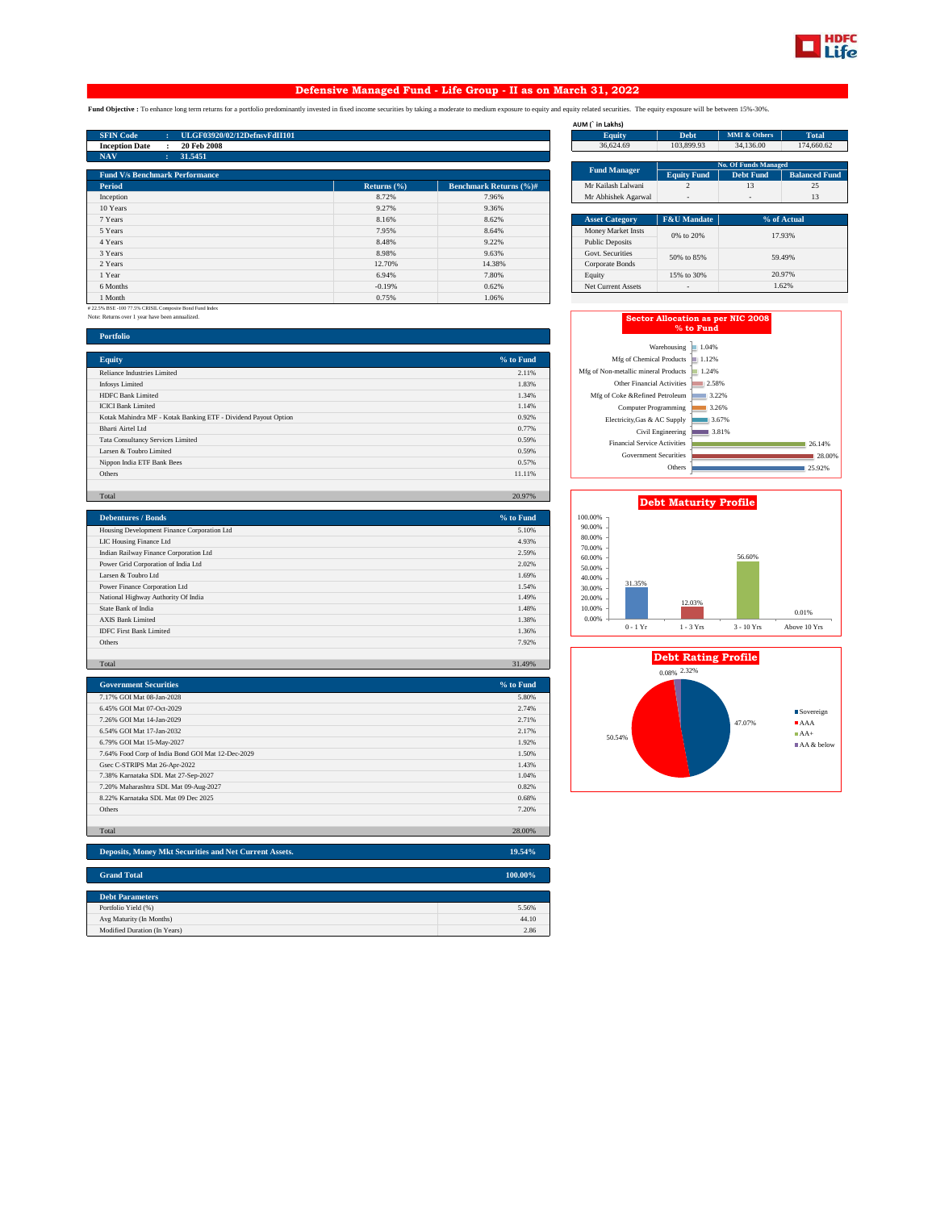# Defensive Managed Fund - Life Group - II as on March 31, 2022

**Fund Objective :** To enhance long term returns for a portfolio predominantly invested in fixed income securities by taking a moderate to medium exposure to equity and equity related securities. The equity exposure will be between 15%-30%.

| | | |
|---|---|---|
| **SFIN Code** | : | **ULGF03920/02/12DefnsvFdII101** |
| **Inception Date** | : | **20 Feb 2008** |
| **NAV** | : | **31.5451** |

AUM (` in Lakhs)

| Equity | Debt | MMI & Others | Total |
|---|---|---|---|
| 36,624.69 | 103,899.93 | 34,136.00 | 174,660.62 |

| Fund Manager | No. Of Funds Managed | | |
|---|---|---|---|
| | Equity Fund | Debt Fund | Balanced Fund |
| Mr Kailash Lalwani | 2 | 13 | 25 |
| Mr Abhishek Agarwal | - | - | 13 |

## Fund V/s Benchmark Performance

| Period | Returns (%) | Benchmark Returns (%)# |
|---|---|---|
| Inception | 8.72% | 7.96% |
| 10 Years | 9.27% | 9.36% |
| 7 Years | 8.16% | 8.62% |
| 5 Years | 7.95% | 8.64% |
| 4 Years | 8.48% | 9.22% |
| 3 Years | 8.98% | 9.63% |
| 2 Years | 12.70% | 14.38% |
| 1 Year | 6.94% | 7.80% |
| 6 Months | -0.19% | 0.62% |
| 1 Month | 0.75% | 1.06% |

# 22.5% BSE -100 77.5% CRISIL Composite Bond Fund Index

Note: Returns over 1 year have been annualized.

| Asset Category | F&U Mandate | % of Actual |
|---|---|---|
| Money Market Insts | 0% to 20% | 17.93% |
| Public Deposits | | |
| Govt. Securities | 50% to 85% | 59.49% |
| Corporate Bonds | | |
| Equity | 15% to 30% | 20.97% |
| Net Current Assets | - | 1.62% |

## Portfolio

| Equity | % to Fund |
|---|---|
| Reliance Industries Limited | 2.11% |
| Infosys Limited | 1.83% |
| HDFC Bank Limited | 1.34% |
| ICICI Bank Limited | 1.14% |
| Kotak Mahindra MF - Kotak Banking ETF - Dividend Payout Option | 0.92% |
| Bharti Airtel Ltd | 0.77% |
| Tata Consultancy Services Limited | 0.59% |
| Larsen & Toubro Limited | 0.59% |
| Nippon India ETF Bank Bees | 0.57% |
| Others | 11.11% |
| Total | 20.97% |

| Debentures / Bonds | % to Fund |
|---|---|
| Housing Development Finance Corporation Ltd | 5.10% |
| LIC Housing Finance Ltd | 4.93% |
| Indian Railway Finance Corporation Ltd | 2.59% |
| Power Grid Corporation of India Ltd | 2.02% |
| Larsen & Toubro Ltd | 1.69% |
| Power Finance Corporation Ltd | 1.54% |
| National Highway Authority Of India | 1.49% |
| State Bank of India | 1.48% |
| AXIS Bank Limited | 1.38% |
| IDFC First Bank Limited | 1.36% |
| Others | 7.92% |
| Total | 31.49% |

| Government Securities | % to Fund |
|---|---|
| 7.17% GOI Mat 08-Jan-2028 | 5.80% |
| 6.45% GOI Mat 07-Oct-2029 | 2.74% |
| 7.26% GOI Mat 14-Jan-2029 | 2.71% |
| 6.54% GOI Mat 17-Jan-2032 | 2.17% |
| 6.79% GOI Mat 15-May-2027 | 1.92% |
| 7.64% Food Corp of India Bond GOI Mat 12-Dec-2029 | 1.50% |
| Gsec C-STRIPS Mat 26-Apr-2022 | 1.43% |
| 7.38% Karnataka SDL Mat 27-Sep-2027 | 1.04% |
| 7.20% Maharashtra SDL Mat 09-Aug-2027 | 0.82% |
| 8.22% Karnataka SDL Mat 09 Dec 2025 | 0.68% |
| Others | 7.20% |
| Total | 28.00% |

| Deposits, Money Mkt Securities and Net Current Assets. | 19.54% |
|---|---|

| Grand Total | 100.00% |
|---|---|

| Debt Parameters | |
|---|---|
| Portfolio Yield (%) | 5.56% |
| Avg Maturity (In Months) | 44.10 |
| Modified Duration (In Years) | 2.86 |

## Sector Allocation as per NIC 2008 % to Fund

| Sector | % to Fund |
|---|---|
| Warehousing | 1.04% |
| Mfg of Chemical Products | 1.12% |
| Mfg of Non-metallic mineral Products | 1.24% |
| Other Financial Activities | 2.58% |
| Mfg of Coke &Refined Petroleum | 3.22% |
| Computer Programming | 3.26% |
| Electricity,Gas & AC Supply | 3.67% |
| Civil Engineering | 3.81% |
| Financial Service Activities | 26.14% |
| Government Securities | 28.00% |
| Others | 25.92% |

## Debt Maturity Profile

| 0 - 1 Yr | 1 - 3 Yrs | 3 - 10 Yrs | Above 10 Yrs |
|---|---|---|---|
| 31.35% | 12.03% | 56.60% | 0.01% |

## Debt Rating Profile

| Rating | % |
|---|---|
| Sovereign | 47.07% |
| AAA | 50.54% |
| AA+ | 2.32% |
| AA & below | 0.08% |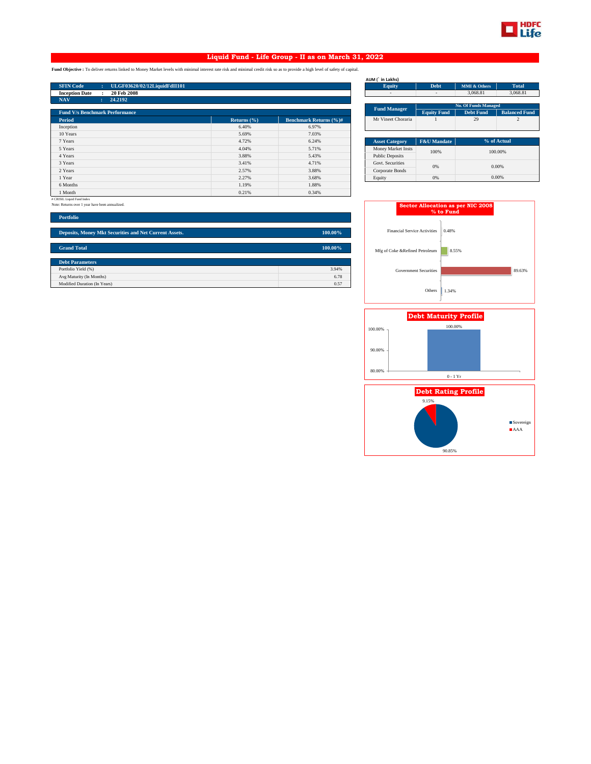# Liquid Fund - Life Group - II as on March 31, 2022

**Fund Objective :** To deliver returns linked to Money Market levels with minimal interest rate risk and minimal credit risk so as to provide a high level of safety of capital.

| | | |
|---|---|---|
| **SFIN Code** | : | **ULGF03620/02/12LiquidFdII101** |
| **Inception Date** | : | **20 Feb 2008** |
| **NAV** | : | **24.2192** |

AUM (` in Lakhs)

| Equity | Debt | MMI & Others | Total |
|---|---|---|---|
| - | - | 3,068.81 | 3,068.81 |

| Fund Manager | No. Of Funds Managed | | |
|---|---|---|---|
| | Equity Fund | Debt Fund | Balanced Fund |
| Mr Vineet Choraria | 1 | 29 | 2 |

**Fund V/s Benchmark Performance**

| Period | Returns (%) | Benchmark Returns (%)# |
|---|---|---|
| Inception | 6.40% | 6.97% |
| 10 Years | 5.69% | 7.03% |
| 7 Years | 4.72% | 6.24% |
| 5 Years | 4.04% | 5.71% |
| 4 Years | 3.88% | 5.43% |
| 3 Years | 3.41% | 4.71% |
| 2 Years | 2.57% | 3.88% |
| 1 Year | 2.27% | 3.68% |
| 6 Months | 1.19% | 1.88% |
| 1 Month | 0.21% | 0.34% |

# CRISIL Liquid Fund Index

Note: Returns over 1 year have been annualized.

| Asset Category | F&U Mandate | % of Actual |
|---|---|---|
| Money Market Insts<br>Public Deposits | 100% | 100.00% |
| Govt. Securities<br>Corporate Bonds | 0% | 0.00% |
| Equity | 0% | 0.00% |

**Portfolio**

| | |
|---|---|
| **Deposits, Money Mkt Securities and Net Current Assets.** | **100.00%** |
| **Grand Total** | **100.00%** |

**Debt Parameters**

| | |
|---|---|
| Portfolio Yield (%) | 3.94% |
| Avg Maturity (In Months) | 6.78 |
| Modified Duration (In Years) | 0.57 |

**Sector Allocation as per NIC 2008 % to Fund**

| Sector | % to Fund |
|---|---|
| Financial Service Activities | 0.48% |
| Mfg of Coke &Refined Petroleum | 8.55% |
| Government Securities | 89.63% |
| Others | 1.34% |

**Debt Maturity Profile**

| Maturity | % |
|---|---|
| 0 - 1 Yr | 100.00% |

**Debt Rating Profile**

| Rating | % |
|---|---|
| Sovereign | 90.85% |
| AAA | 9.15% |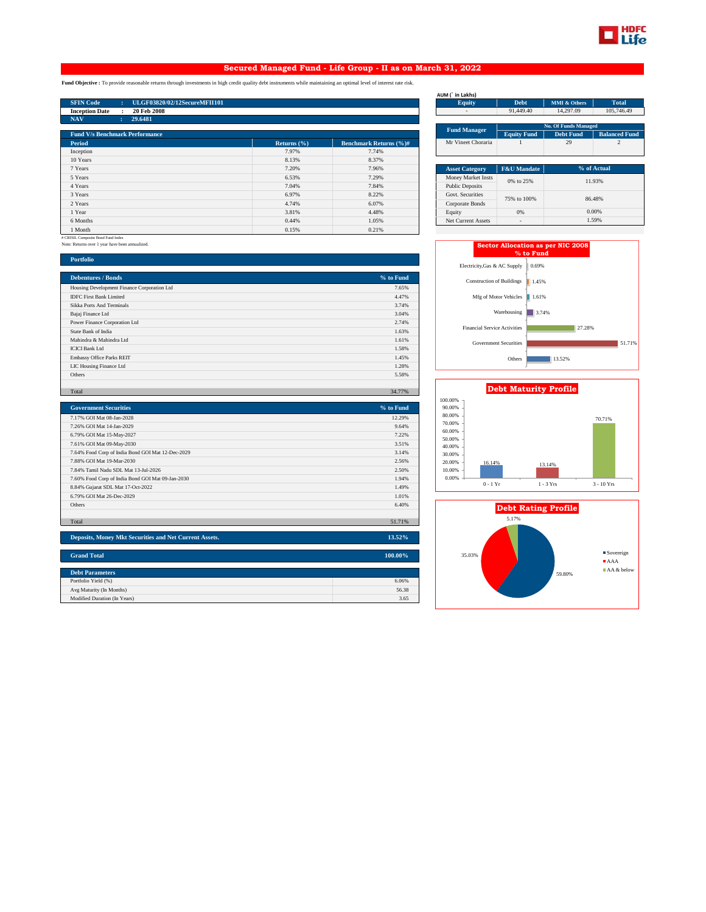# Secured Managed Fund - Life Group - II as on March 31, 2022

**Fund Objective :** To provide reasonable returns through investments in high credit quality debt instruments while maintaining an optimal level of interest rate risk.

| | | |
|---|---|---|
| SFIN Code | : | ULGF03820/02/12SecureMFII101 |
| Inception Date | : | 20 Feb 2008 |
| NAV | : | 29.6481 |

**AUM (` in Lakhs)**

| Equity | Debt | MMI & Others | Total |
|---|---|---|---|
| - | 91,449.40 | 14,297.09 | 105,746.49 |

| Fund Manager | No. Of Funds Managed | | |
|---|---|---|---|
| | Equity Fund | Debt Fund | Balanced Fund |
| Mr Vineet Choraria | 1 | 29 | 2 |

**Fund V/s Benchmark Performance**

| Period | Returns (%) | Benchmark Returns (%)# |
|---|---|---|
| Inception | 7.97% | 7.74% |
| 10 Years | 8.13% | 8.37% |
| 7 Years | 7.20% | 7.96% |
| 5 Years | 6.53% | 7.29% |
| 4 Years | 7.04% | 7.84% |
| 3 Years | 6.97% | 8.22% |
| 2 Years | 4.74% | 6.07% |
| 1 Year | 3.81% | 4.48% |
| 6 Months | 0.44% | 1.05% |
| 1 Month | 0.15% | 0.21% |

# CRISIL Composite Bond Fund Index
Note: Returns over 1 year have been annualized.

| Asset Category | F&U Mandate | % of Actual |
|---|---|---|
| Money Market Insts | 0% to 25% | 11.93% |
| Public Deposits | | |
| Govt. Securities | 75% to 100% | 86.48% |
| Corporate Bonds | | |
| Equity | 0% | 0.00% |
| Net Current Assets | - | 1.59% |

## Portfolio

| Debentures / Bonds | % to Fund |
|---|---|
| Housing Development Finance Corporation Ltd | 7.65% |
| IDFC First Bank Limited | 4.47% |
| Sikka Ports And Terminals | 3.74% |
| Bajaj Finance Ltd | 3.04% |
| Power Finance Corporation Ltd | 2.74% |
| State Bank of India | 1.63% |
| Mahindra & Mahindra Ltd | 1.61% |
| ICICI Bank Ltd | 1.58% |
| Embassy Office Parks REIT | 1.45% |
| LIC Housing Finance Ltd | 1.28% |
| Others | 5.58% |
| Total | 34.77% |

| Government Securities | % to Fund |
|---|---|
| 7.17% GOI Mat 08-Jan-2028 | 12.29% |
| 7.26% GOI Mat 14-Jan-2029 | 9.64% |
| 6.79% GOI Mat 15-May-2027 | 7.22% |
| 7.61% GOI Mat 09-May-2030 | 3.51% |
| 7.64% Food Corp of India Bond GOI Mat 12-Dec-2029 | 3.14% |
| 7.88% GOI Mat 19-Mar-2030 | 2.56% |
| 7.84% Tamil Nadu SDL Mat 13-Jul-2026 | 2.50% |
| 7.60% Food Corp of India Bond GOI Mat 09-Jan-2030 | 1.94% |
| 8.84% Gujarat SDL Mat 17-Oct-2022 | 1.49% |
| 6.79% GOI Mat 26-Dec-2029 | 1.01% |
| Others | 6.40% |
| Total | 51.71% |

| Deposits, Money Mkt Securities and Net Current Assets. | 13.52% |
|---|---|

| Grand Total | 100.00% |
|---|---|

| Debt Parameters | |
|---|---|
| Portfolio Yield (%) | 6.06% |
| Avg Maturity (In Months) | 56.38 |
| Modified Duration (In Years) | 3.65 |

**Sector Allocation as per NIC 2008 % to Fund**

| Sector | % to Fund |
|---|---|
| Electricity,Gas & AC Supply | 0.69% |
| Construction of Buildings | 1.45% |
| Mfg of Motor Vehicles | 1.61% |
| Warehousing | 3.74% |
| Financial Service Activities | 27.28% |
| Government Securities | 51.71% |
| Others | 13.52% |

**Debt Maturity Profile**

| 0 - 1 Yr | 1 - 3 Yrs | 3 - 10 Yrs |
|---|---|---|
| 16.14% | 13.14% | 70.71% |

**Debt Rating Profile**

| Sovereign | AAA | AA & below |
|---|---|---|
| 59.80% | 35.03% | 5.17% |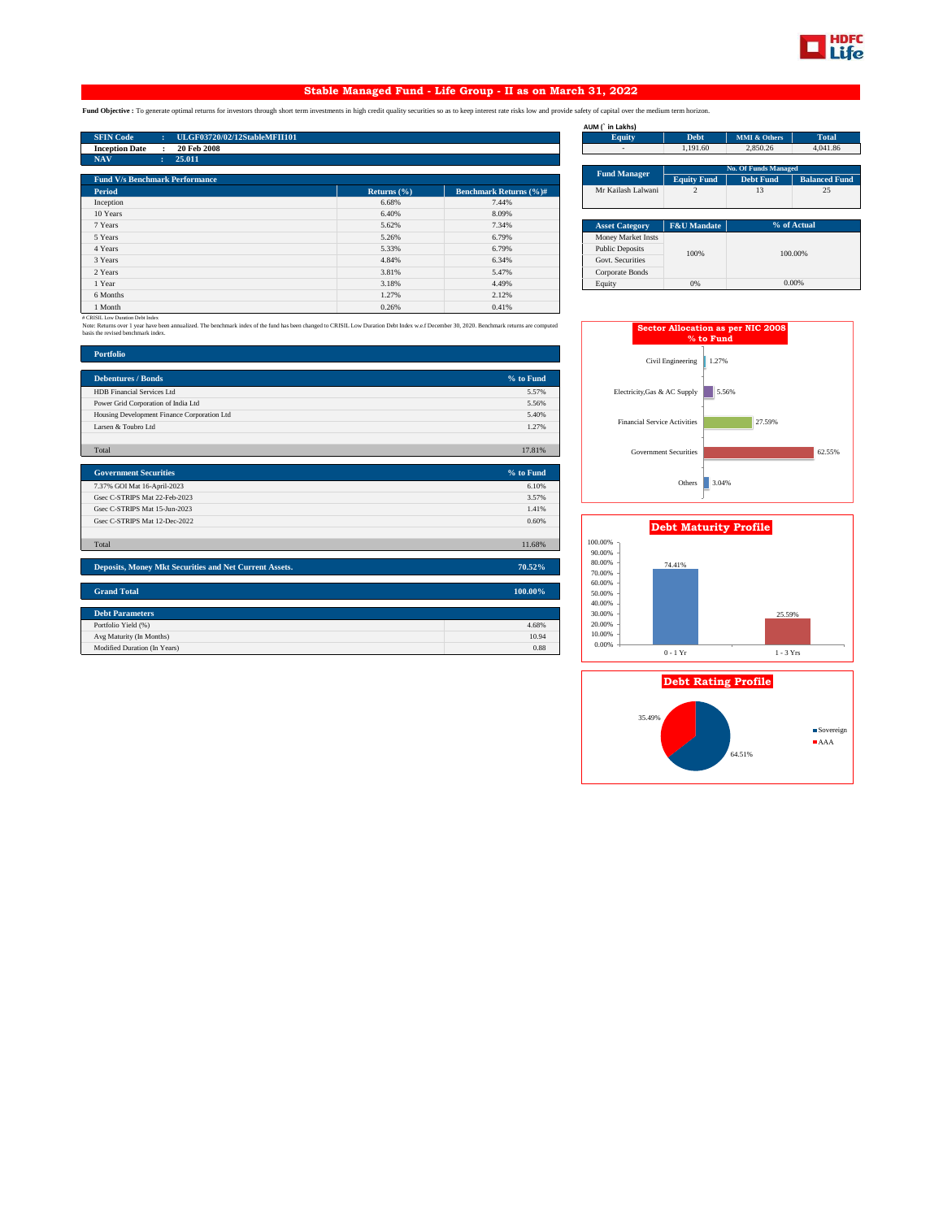# Stable Managed Fund - Life Group - II as on March 31, 2022

**Fund Objective :** To generate optimal returns for investors through short term investments in high credit quality securities so as to keep interest rate risks low and provide safety of capital over the medium term horizon.

| | | |
|---|---|---|
| **SFIN Code** | : | **ULGF03720/02/12StableMFII101** |
| **Inception Date** | : | **20 Feb 2008** |
| **NAV** | : | **25.011** |

**AUM (` in Lakhs)**

| Equity | Debt | MMI & Others | Total |
|---|---|---|---|
| - | 1,191.60 | 2,850.26 | 4,041.86 |

| Fund Manager | No. Of Funds Managed | | |
|---|---|---|---|
| | Equity Fund | Debt Fund | Balanced Fund |
| Mr Kailash Lalwani | 2 | 13 | 25 |

| Asset Category | F&U Mandate | % of Actual |
|---|---|---|
| Money Market Insts | 100% | 100.00% |
| Public Deposits | | |
| Govt. Securities | | |
| Corporate Bonds | | |
| Equity | 0% | 0.00% |

## Fund V/s Benchmark Performance

| Period | Returns (%) | Benchmark Returns (%)# |
|---|---|---|
| Inception | 6.68% | 7.44% |
| 10 Years | 6.40% | 8.09% |
| 7 Years | 5.62% | 7.34% |
| 5 Years | 5.26% | 6.79% |
| 4 Years | 5.33% | 6.79% |
| 3 Years | 4.84% | 6.34% |
| 2 Years | 3.81% | 5.47% |
| 1 Year | 3.18% | 4.49% |
| 6 Months | 1.27% | 2.12% |
| 1 Month | 0.26% | 0.41% |

# CRISIL Low Duration Debt Index

Note: Returns over 1 year have been annualized. The benchmark index of the fund has been changed to CRISIL Low Duration Debt Index w.e.f December 30, 2020. Benchmark returns are computed basis the revised benchmark index.

## Portfolio

| Debentures / Bonds | % to Fund |
|---|---|
| HDB Financial Services Ltd | 5.57% |
| Power Grid Corporation of India Ltd | 5.56% |
| Housing Development Finance Corporation Ltd | 5.40% |
| Larsen & Toubro Ltd | 1.27% |
| Total | 17.81% |

| Government Securities | % to Fund |
|---|---|
| 7.37% GOI Mat 16-April-2023 | 6.10% |
| Gsec C-STRIPS Mat 22-Feb-2023 | 3.57% |
| Gsec C-STRIPS Mat 15-Jun-2023 | 1.41% |
| Gsec C-STRIPS Mat 12-Dec-2022 | 0.60% |
| Total | 11.68% |

| Deposits, Money Mkt Securities and Net Current Assets. | 70.52% |
|---|---|

| Grand Total | 100.00% |
|---|---|

| Debt Parameters | |
|---|---|
| Portfolio Yield (%) | 4.68% |
| Avg Maturity (In Months) | 10.94 |
| Modified Duration (In Years) | 0.88 |

## Sector Allocation as per NIC 2008 % to Fund

| Sector | % to Fund |
|---|---|
| Civil Engineering | 1.27% |
| Electricity,Gas & AC Supply | 5.56% |
| Financial Service Activities | 27.59% |
| Government Securities | 62.55% |
| Others | 3.04% |

## Debt Maturity Profile

| Maturity | % |
|---|---|
| 0 - 1 Yr | 74.41% |
| 1 - 3 Yrs | 25.59% |

## Debt Rating Profile

| Rating | % |
|---|---|
| Sovereign | 64.51% |
| AAA | 35.49% |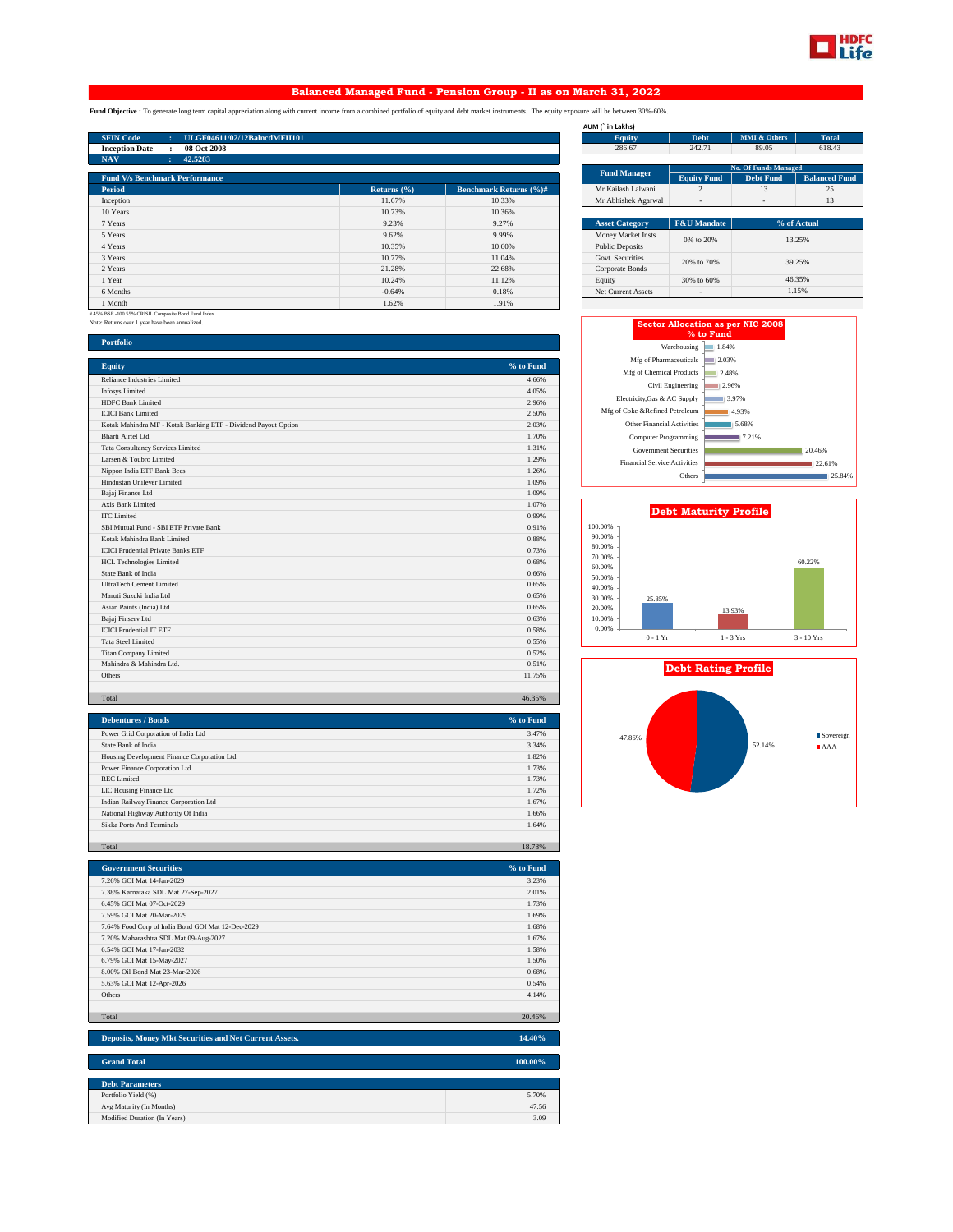# Balanced Managed Fund - Pension Group - II as on March 31, 2022

**Fund Objective :** To generate long term capital appreciation along with current income from a combined portfolio of equity and debt market instruments. The equity exposure will be between 30%-60%.

| | | |
|---|---|---|
| SFIN Code | : | ULGF04611/02/12BalncdMFII101 |
| Inception Date | : | 08 Oct 2008 |
| NAV | : | 42.5283 |

AUM (` in Lakhs)

| Equity | Debt | MMI & Others | Total |
|---|---|---|---|
| 286.67 | 242.71 | 89.05 | 618.43 |

| Fund Manager | No. Of Funds Managed | | |
|---|---|---|---|
| | Equity Fund | Debt Fund | Balanced Fund |
| Mr Kailash Lalwani | 2 | 13 | 25 |
| Mr Abhishek Agarwal | - | - | 13 |

**Fund V/s Benchmark Performance**

| Period | Returns (%) | Benchmark Returns (%)# |
|---|---|---|
| Inception | 11.67% | 10.33% |
| 10 Years | 10.73% | 10.36% |
| 7 Years | 9.23% | 9.27% |
| 5 Years | 9.62% | 9.99% |
| 4 Years | 10.35% | 10.60% |
| 3 Years | 10.77% | 11.04% |
| 2 Years | 21.28% | 22.68% |
| 1 Year | 10.24% | 11.12% |
| 6 Months | -0.64% | 0.18% |
| 1 Month | 1.62% | 1.91% |

# 45% BSE-100 55% CRISIL Composite Bond Fund Index

Note: Returns over 1 year have been annualized.

| Asset Category | F&U Mandate | % of Actual |
|---|---|---|
| Money Market Insts<br>Public Deposits | 0% to 20% | 13.25% |
| Govt. Securities<br>Corporate Bonds | 20% to 70% | 39.25% |
| Equity | 30% to 60% | 46.35% |
| Net Current Assets | - | 1.15% |

**Sector Allocation as per NIC 2008 % to Fund**

| Sector | % to Fund |
|---|---|
| Warehousing | 1.84% |
| Mfg of Pharmaceuticals | 2.03% |
| Mfg of Chemical Products | 2.48% |
| Civil Engineering | 2.96% |
| Electricity,Gas & AC Supply | 3.97% |
| Mfg of Coke &Refined Petroleum | 4.93% |
| Other Financial Activities | 5.68% |
| Computer Programming | 7.21% |
| Government Securities | 20.46% |
| Financial Service Activities | 22.61% |
| Others | 25.84% |

**Debt Maturity Profile**

| Maturity | % |
|---|---|
| 0 - 1 Yr | 25.85% |
| 1 - 3 Yrs | 13.93% |
| 3 - 10 Yrs | 60.22% |

**Debt Rating Profile**

| Rating | % |
|---|---|
| Sovereign | 52.14% |
| AAA | 47.86% |

## Portfolio

| Equity | % to Fund |
|---|---|
| Reliance Industries Limited | 4.60% |
| Infosys Limited | 4.05% |
| HDFC Bank Limited | 2.96% |
| ICICI Bank Limited | 2.50% |
| Kotak Mahindra MF - Kotak Banking ETF - Dividend Payout Option | 2.03% |
| Bharti Airtel Ltd | 1.70% |
| Tata Consultancy Services Limited | 1.31% |
| Larsen & Toubro Limited | 1.29% |
| Nippon India ETF Bank Bees | 1.26% |
| Hindustan Unilever Limited | 1.09% |
| Bajaj Finance Ltd | 1.09% |
| Axis Bank Limited | 1.07% |
| ITC Limited | 0.99% |
| SBI Mutual Fund - SBI ETF Private Bank | 0.91% |
| Kotak Mahindra Bank Limited | 0.88% |
| ICICI Prudential Private Banks ETF | 0.73% |
| HCL Technologies Limited | 0.68% |
| State Bank of India | 0.66% |
| UltraTech Cement Limited | 0.65% |
| Maruti Suzuki India Ltd | 0.65% |
| Asian Paints (India) Ltd | 0.65% |
| Bajaj Finserv Ltd | 0.63% |
| ICICI Prudential IT ETF | 0.58% |
| Tata Steel Limited | 0.55% |
| Titan Company Limited | 0.52% |
| Mahindra & Mahindra Ltd. | 0.51% |
| Others | 11.75% |
| Total | 46.35% |

| Debentures / Bonds | % to Fund |
|---|---|
| Power Grid Corporation of India Ltd | 3.47% |
| State Bank of India | 3.34% |
| Housing Development Finance Corporation Ltd | 1.82% |
| Power Finance Corporation Ltd | 1.73% |
| REC Limited | 1.73% |
| LIC Housing Finance Ltd | 1.72% |
| Indian Railway Finance Corporation Ltd | 1.67% |
| National Highway Authority Of India | 1.66% |
| Sikka Ports And Terminals | 1.64% |
| Total | 18.78% |

| Government Securities | % to Fund |
|---|---|
| 7.26% GOI Mat 14-Jan-2029 | 3.23% |
| 7.38% Karnataka SDL Mat 27-Sep-2027 | 2.01% |
| 6.45% GOI Mat 07-Oct-2029 | 1.73% |
| 7.59% GOI Mat 20-Mar-2029 | 1.69% |
| 7.64% Food Corp of India Bond GOI Mat 12-Dec-2029 | 1.68% |
| 7.20% Maharashtra SDL Mat 09-Aug-2027 | 1.67% |
| 6.54% GOI Mat 17-Jan-2032 | 1.58% |
| 6.79% GOI Mat 15-May-2027 | 1.50% |
| 8.00% Oil Bond Mat 23-Mar-2026 | 0.68% |
| 5.63% GOI Mat 12-Apr-2026 | 0.54% |
| Others | 4.14% |
| Total | 20.46% |

| Deposits, Money Mkt Securities and Net Current Assets. | 14.40% |
|---|---|

| Grand Total | 100.00% |
|---|---|

| Debt Parameters | |
|---|---|
| Portfolio Yield (%) | 5.70% |
| Avg Maturity (In Months) | 47.56 |
| Modified Duration (In Years) | 3.09 |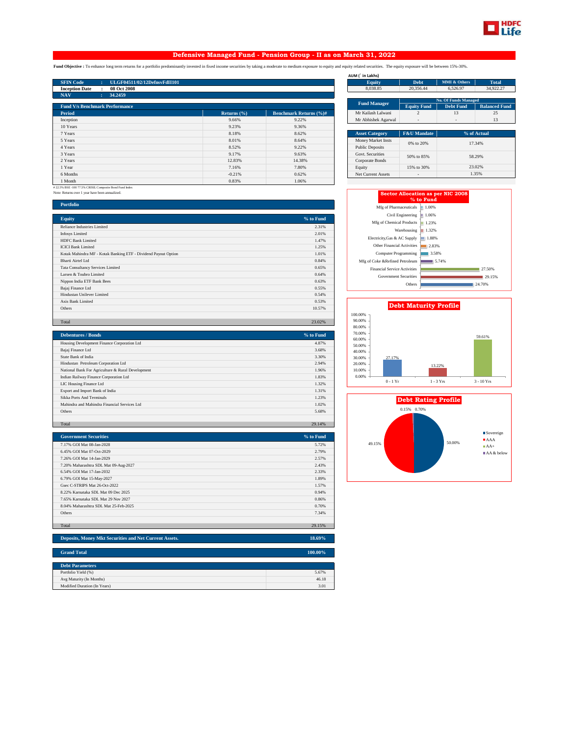# Defensive Managed Fund - Pension Group - II as on March 31, 2022

**Fund Objective :** To enhance long term returns for a portfolio predominantly invested in fixed income securities by taking a moderate to medium exposure to equity and equity related securities. The equity exposure will be between 15%-30%.

| | | |
|---|---|---|
| SFIN Code | : | ULGF04511/02/12DefnsvFdII101 |
| Inception Date | : | 08 Oct 2008 |
| NAV | : | 34.2459 |

AUM (` in Lakhs)

| Equity | Debt | MMI & Others | Total |
|---|---|---|---|
| 8,038.85 | 20,356.44 | 6,526.97 | 34,922.27 |

| Fund Manager | No. Of Funds Managed | | |
|---|---|---|---|
| | Equity Fund | Debt Fund | Balanced Fund |
| Mr Kailash Lalwani | 2 | 13 | 25 |
| Mr Abhishek Agarwal | - | - | 13 |

**Fund V/s Benchmark Performance**

| Period | Returns (%) | Benchmark Returns (%)# |
|---|---|---|
| Inception | 9.66% | 9.22% |
| 10 Years | 9.23% | 9.36% |
| 7 Years | 8.18% | 8.62% |
| 5 Years | 8.01% | 8.64% |
| 4 Years | 8.52% | 9.22% |
| 3 Years | 9.17% | 9.63% |
| 2 Years | 12.83% | 14.38% |
| 1 Year | 7.16% | 7.80% |
| 6 Months | -0.21% | 0.62% |
| 1 Month | 0.83% | 1.06% |

# 22.5% BSE -100 77.5% CRISIL Composite Bond Fund Index
Note: Returns over 1 year have been annualized.

| Asset Category | F&U Mandate | % of Actual |
|---|---|---|
| Money Market Insts | 0% to 20% | 17.34% |
| Public Deposits | | |
| Govt. Securities | 50% to 85% | 58.29% |
| Corporate Bonds | | |
| Equity | 15% to 30% | 23.02% |
| Net Current Assets | - | 1.35% |

## Portfolio

| Equity | % to Fund |
|---|---|
| Reliance Industries Limited | 2.31% |
| Infosys Limited | 2.01% |
| HDFC Bank Limited | 1.47% |
| ICICI Bank Limited | 1.25% |
| Kotak Mahindra MF - Kotak Banking ETF - Dividend Payout Option | 1.01% |
| Bharti Airtel Ltd | 0.84% |
| Tata Consultancy Services Limited | 0.65% |
| Larsen & Toubro Limited | 0.64% |
| Nippon India ETF Bank Bees | 0.63% |
| Bajaj Finance Ltd | 0.55% |
| Hindustan Unilever Limited | 0.54% |
| Axis Bank Limited | 0.53% |
| Others | 10.57% |
| Total | 23.02% |

| Debentures / Bonds | % to Fund |
|---|---|
| Housing Development Finance Corporation Ltd | 4.87% |
| Bajaj Finance Ltd | 3.68% |
| State Bank of India | 3.30% |
| Hindustan Petroleum Corporation Ltd | 2.94% |
| National Bank For Agriculture & Rural Development | 1.96% |
| Indian Railway Finance Corporation Ltd | 1.83% |
| LIC Housing Finance Ltd | 1.32% |
| Export and Import Bank of India | 1.31% |
| Sikka Ports And Terminals | 1.23% |
| Mahindra and Mahindra Financial Services Ltd | 1.02% |
| Others | 5.68% |
| Total | 29.14% |

| Government Securities | % to Fund |
|---|---|
| 7.17% GOI Mat 08-Jan-2028 | 5.72% |
| 6.45% GOI Mat 07-Oct-2029 | 2.79% |
| 7.26% GOI Mat 14-Jan-2029 | 2.57% |
| 7.20% Maharashtra SDL Mat 09-Aug-2027 | 2.43% |
| 6.54% GOI Mat 17-Jan-2032 | 2.33% |
| 6.79% GOI Mat 15-May-2027 | 1.89% |
| Gsec C-STRIPS Mat 26-Oct-2022 | 1.57% |
| 8.22% Karnataka SDL Mat 09 Dec 2025 | 0.94% |
| 7.65% Karnataka SDL Mat 29 Nov 2027 | 0.86% |
| 8.04% Maharashtra SDL Mat 25-Feb-2025 | 0.70% |
| Others | 7.34% |
| Total | 29.15% |

| Deposits, Money Mkt Securities and Net Current Assets. | 18.69% |
|---|---|

| Grand Total | 100.00% |
|---|---|

| Debt Parameters | |
|---|---|
| Portfolio Yield (%) | 5.67% |
| Avg Maturity (In Months) | 46.18 |
| Modified Duration (In Years) | 3.01 |

**Sector Allocation as per NIC 2008 % to Fund**

| Sector | % to Fund |
|---|---|
| Mfg of Pharmaceuticals | 1.00% |
| Civil Engineering | 1.06% |
| Mfg of Chemical Products | 1.23% |
| Warehousing | 1.32% |
| Electricity,Gas & AC Supply | 1.88% |
| Other Financial Activities | 2.83% |
| Computer Programming | 3.58% |
| Mfg of Coke &Refined Petroleum | 5.74% |
| Financial Service Activities | 27.50% |
| Government Securities | 29.15% |
| Others | 24.70% |

**Debt Maturity Profile**

| Maturity | % |
|---|---|
| 0 - 1 Yr | 27.17% |
| 1 - 3 Yrs | 13.22% |
| 3 - 10 Yrs | 59.61% |

**Debt Rating Profile**

| Rating | % |
|---|---|
| Sovereign | 50.00% |
| AAA | 49.15% |
| AA+ | 0.15% |
| AA & below | 0.70% |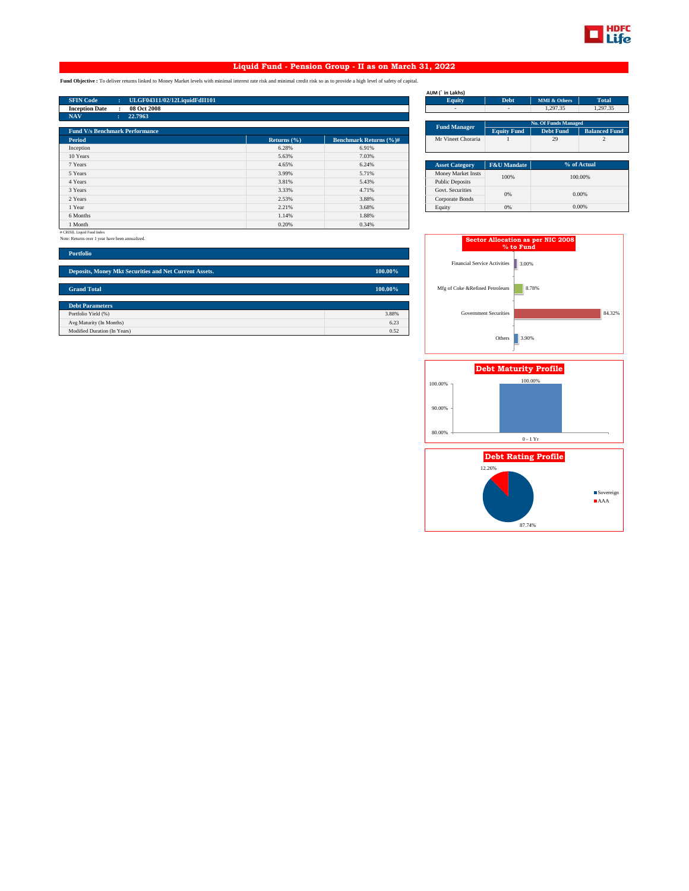# Liquid Fund - Pension Group - II as on March 31, 2022

**Fund Objective :** To deliver returns linked to Money Market levels with minimal interest rate risk and minimal credit risk so as to provide a high level of safety of capital.

| | | |
|---|---|---|
| **SFIN Code** | : | ULGF04311/02/12LiquidFdII101 |
| **Inception Date** | : | 08 Oct 2008 |
| **NAV** | : | 22.7963 |

AUM (` in Lakhs)

| Equity | Debt | MMI & Others | Total |
|---|---|---|---|
| - | - | 1,297.35 | 1,297.35 |

| Fund Manager | No. Of Funds Managed | | |
|---|---|---|---|
| | Equity Fund | Debt Fund | Balanced Fund |
| Mr Vineet Choraria | 1 | 29 | 2 |

**Fund V/s Benchmark Performance**

| Period | Returns (%) | Benchmark Returns (%)# |
|---|---|---|
| Inception | 6.28% | 6.91% |
| 10 Years | 5.63% | 7.03% |
| 7 Years | 4.65% | 6.24% |
| 5 Years | 3.99% | 5.71% |
| 4 Years | 3.81% | 5.43% |
| 3 Years | 3.33% | 4.71% |
| 2 Years | 2.53% | 3.88% |
| 1 Year | 2.21% | 3.68% |
| 6 Months | 1.14% | 1.88% |
| 1 Month | 0.20% | 0.34% |

# CRISIL Liquid Fund Index

Note: Returns over 1 year have been annualized.

| Asset Category | F&U Mandate | % of Actual |
|---|---|---|
| Money Market Insts | 100% | 100.00% |
| Public Deposits | | |
| Govt. Securities | 0% | 0.00% |
| Corporate Bonds | | |
| Equity | 0% | 0.00% |

**Portfolio**

| | |
|---|---|
| **Deposits, Money Mkt Securities and Net Current Assets.** | **100.00%** |
| **Grand Total** | **100.00%** |

| Debt Parameters | |
|---|---|
| Portfolio Yield (%) | 3.88% |
| Avg Maturity (In Months) | 6.23 |
| Modified Duration (In Years) | 0.52 |

**Sector Allocation as per NIC 2008 % to Fund**

| Sector | % |
|---|---|
| Financial Service Activities | 3.00% |
| Mfg of Coke &Refined Petroleum | 8.78% |
| Government Securities | 84.32% |
| Others | 3.90% |

**Debt Maturity Profile**

| Maturity | % |
|---|---|
| 0 - 1 Yr | 100.00% |

**Debt Rating Profile**

| Rating | % |
|---|---|
| Sovereign | 87.74% |
| AAA | 12.26% |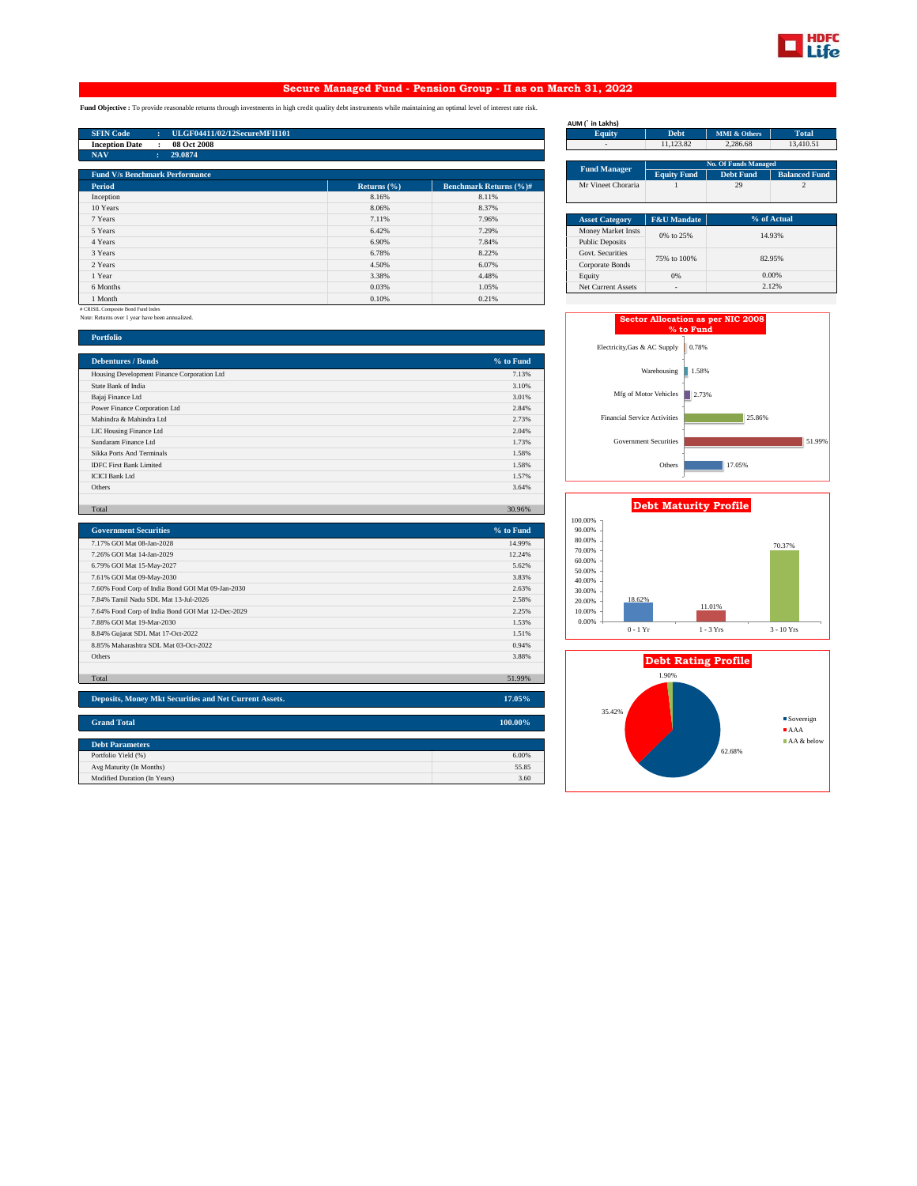# Secure Managed Fund - Pension Group - II as on March 31, 2022

**Fund Objective :** To provide reasonable returns through investments in high credit quality debt instruments while maintaining an optimal level of interest rate risk.

| | | |
|---|---|---|
| **SFIN Code** | : | **ULGF04411/02/12SecureMFII101** |
| **Inception Date** | : | **08 Oct 2008** |
| **NAV** | : | **29.0874** |

**AUM (` in Lakhs)**

| Equity | Debt | MMI & Others | Total |
|---|---|---|---|
| - | 11,123.82 | 2,286.68 | 13,410.51 |

| Fund Manager | No. Of Funds Managed | | |
|---|---|---|---|
| | Equity Fund | Debt Fund | Balanced Fund |
| Mr Vineet Choraria | 1 | 29 | 2 |

## Fund V/s Benchmark Performance

| Period | Returns (%) | Benchmark Returns (%)# |
|---|---|---|
| Inception | 8.16% | 8.11% |
| 10 Years | 8.06% | 8.37% |
| 7 Years | 7.11% | 7.96% |
| 5 Years | 6.42% | 7.29% |
| 4 Years | 6.90% | 7.84% |
| 3 Years | 6.78% | 8.22% |
| 2 Years | 4.50% | 6.07% |
| 1 Year | 3.38% | 4.48% |
| 6 Months | 0.03% | 1.05% |
| 1 Month | 0.10% | 0.21% |

# CRISIL Composite Bond Fund Index

Note: Returns over 1 year have been annualized.

| Asset Category | F&U Mandate | % of Actual |
|---|---|---|
| Money Market Insts | 0% to 25% | 14.93% |
| Public Deposits | | |
| Govt. Securities | 75% to 100% | 82.95% |
| Corporate Bonds | | |
| Equity | 0% | 0.00% |
| Net Current Assets | - | 2.12% |

## Portfolio

| Debentures / Bonds | % to Fund |
|---|---|
| Housing Development Finance Corporation Ltd | 7.13% |
| State Bank of India | 3.10% |
| Bajaj Finance Ltd | 3.01% |
| Power Finance Corporation Ltd | 2.84% |
| Mahindra & Mahindra Ltd | 2.73% |
| LIC Housing Finance Ltd | 2.04% |
| Sundaram Finance Ltd | 1.73% |
| Sikka Ports And Terminals | 1.58% |
| IDFC First Bank Limited | 1.58% |
| ICICI Bank Ltd | 1.57% |
| Others | 3.64% |
| Total | 30.96% |

| Government Securities | % to Fund |
|---|---|
| 7.17% GOI Mat 08-Jan-2028 | 14.99% |
| 7.26% GOI Mat 14-Jan-2029 | 12.24% |
| 6.79% GOI Mat 15-May-2027 | 5.62% |
| 7.61% GOI Mat 09-May-2030 | 3.83% |
| 7.60% Food Corp of India Bond GOI Mat 09-Jan-2030 | 2.63% |
| 7.84% Tamil Nadu SDL Mat 13-Jul-2026 | 2.58% |
| 7.64% Food Corp of India Bond GOI Mat 12-Dec-2029 | 2.25% |
| 7.88% GOI Mat 19-Mar-2030 | 1.53% |
| 8.84% Gujarat SDL Mat 17-Oct-2022 | 1.51% |
| 8.85% Maharashtra SDL Mat 03-Oct-2022 | 0.94% |
| Others | 3.88% |
| Total | 51.99% |

| | |
|---|---|
| **Deposits, Money Mkt Securities and Net Current Assets.** | **17.05%** |
| **Grand Total** | **100.00%** |

| Debt Parameters | |
|---|---|
| Portfolio Yield (%) | 6.00% |
| Avg Maturity (In Months) | 55.85 |
| Modified Duration (In Years) | 3.60 |

## Sector Allocation as per NIC 2008 % to Fund

| Sector | % to Fund |
|---|---|
| Electricity,Gas & AC Supply | 0.78% |
| Warehousing | 1.58% |
| Mfg of Motor Vehicles | 2.73% |
| Financial Service Activities | 25.86% |
| Government Securities | 51.99% |
| Others | 17.05% |

## Debt Maturity Profile

| Maturity | % |
|---|---|
| 0 - 1 Yr | 18.62% |
| 1 - 3 Yrs | 11.01% |
| 3 - 10 Yrs | 70.37% |

## Debt Rating Profile

| Rating | % |
|---|---|
| Sovereign | 62.68% |
| AAA | 35.42% |
| AA & below | 1.90% |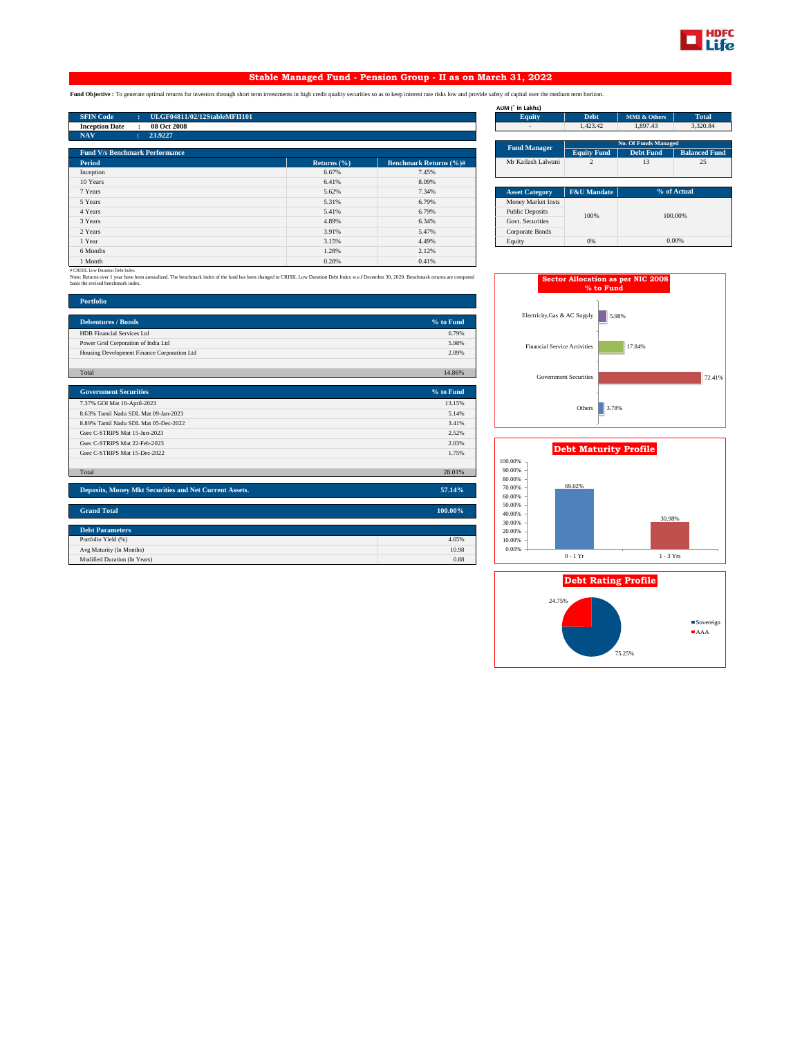# Stable Managed Fund - Pension Group - II as on March 31, 2022

**Fund Objective :** To generate optimal returns for investors through short term investments in high credit quality securities so as to keep interest rate risks low and provide safety of capital over the medium term horizon.

| | | |
|---|---|---|
| **SFIN Code** | : | **ULGF04811/02/12StableMFII101** |
| **Inception Date** | : | **08 Oct 2008** |
| **NAV** | : | **23.9227** |

**AUM (` in Lakhs)**

| Equity | Debt | MMI & Others | Total |
|---|---|---|---|
| - | 1,423.42 | 1,897.43 | 3,320.84 |

| Fund Manager | No. Of Funds Managed | | |
|---|---|---|---|
| | Equity Fund | Debt Fund | Balanced Fund |
| Mr Kailash Lalwani | 2 | 13 | 25 |

| Asset Category | F&U Mandate | % of Actual |
|---|---|---|
| Money Market Insts | 100% | 100.00% |
| Public Deposits | | |
| Govt. Securities | | |
| Corporate Bonds | | |
| Equity | 0% | 0.00% |

**Fund V/s Benchmark Performance**

| Period | Returns (%) | Benchmark Returns (%)# |
|---|---|---|
| Inception | 6.67% | 7.45% |
| 10 Years | 6.41% | 8.09% |
| 7 Years | 5.62% | 7.34% |
| 5 Years | 5.31% | 6.79% |
| 4 Years | 5.41% | 6.79% |
| 3 Years | 4.89% | 6.34% |
| 2 Years | 3.91% | 5.47% |
| 1 Year | 3.15% | 4.49% |
| 6 Months | 1.28% | 2.12% |
| 1 Month | 0.28% | 0.41% |

# CRISIL Low Duration Debt Index

Note: Returns over 1 year have been annualized. The benchmark index of the fund has been changed to CRISIL Low Duration Debt Index w.e.f December 30, 2020. Benchmark returns are computed basis the revised benchmark index.

## Portfolio

| Debentures / Bonds | % to Fund |
|---|---|
| HDB Financial Services Ltd | 6.79% |
| Power Grid Corporation of India Ltd | 5.98% |
| Housing Development Finance Corporation Ltd | 2.09% |
| Total | 14.86% |

| Government Securities | % to Fund |
|---|---|
| 7.37% GOI Mat 16-April-2023 | 13.15% |
| 8.63% Tamil Nadu SDL Mat 09-Jan-2023 | 5.14% |
| 8.89% Tamil Nadu SDL Mat 05-Dec-2022 | 3.41% |
| Gsec C-STRIPS Mat 15-Jun-2023 | 2.52% |
| Gsec C-STRIPS Mat 22-Feb-2023 | 2.03% |
| Gsec C-STRIPS Mat 15-Dec-2022 | 1.75% |
| Total | 28.01% |

| | |
|---|---|
| **Deposits, Money Mkt Securities and Net Current Assets.** | **57.14%** |
| **Grand Total** | **100.00%** |

| Debt Parameters | |
|---|---|
| Portfolio Yield (%) | 4.65% |
| Avg Maturity (In Months) | 10.98 |
| Modified Duration (In Years) | 0.88 |

**Sector Allocation as per NIC 2008 % to Fund**

| Sector | % to Fund |
|---|---|
| Electricity,Gas & AC Supply | 5.98% |
| Financial Service Activities | 17.84% |
| Government Securities | 72.41% |
| Others | 3.78% |

**Debt Maturity Profile**

| Maturity | % |
|---|---|
| 0 - 1 Yr | 69.02% |
| 1 - 3 Yrs | 30.98% |

**Debt Rating Profile**

| Rating | % |
|---|---|
| Sovereign | 75.25% |
| AAA | 24.75% |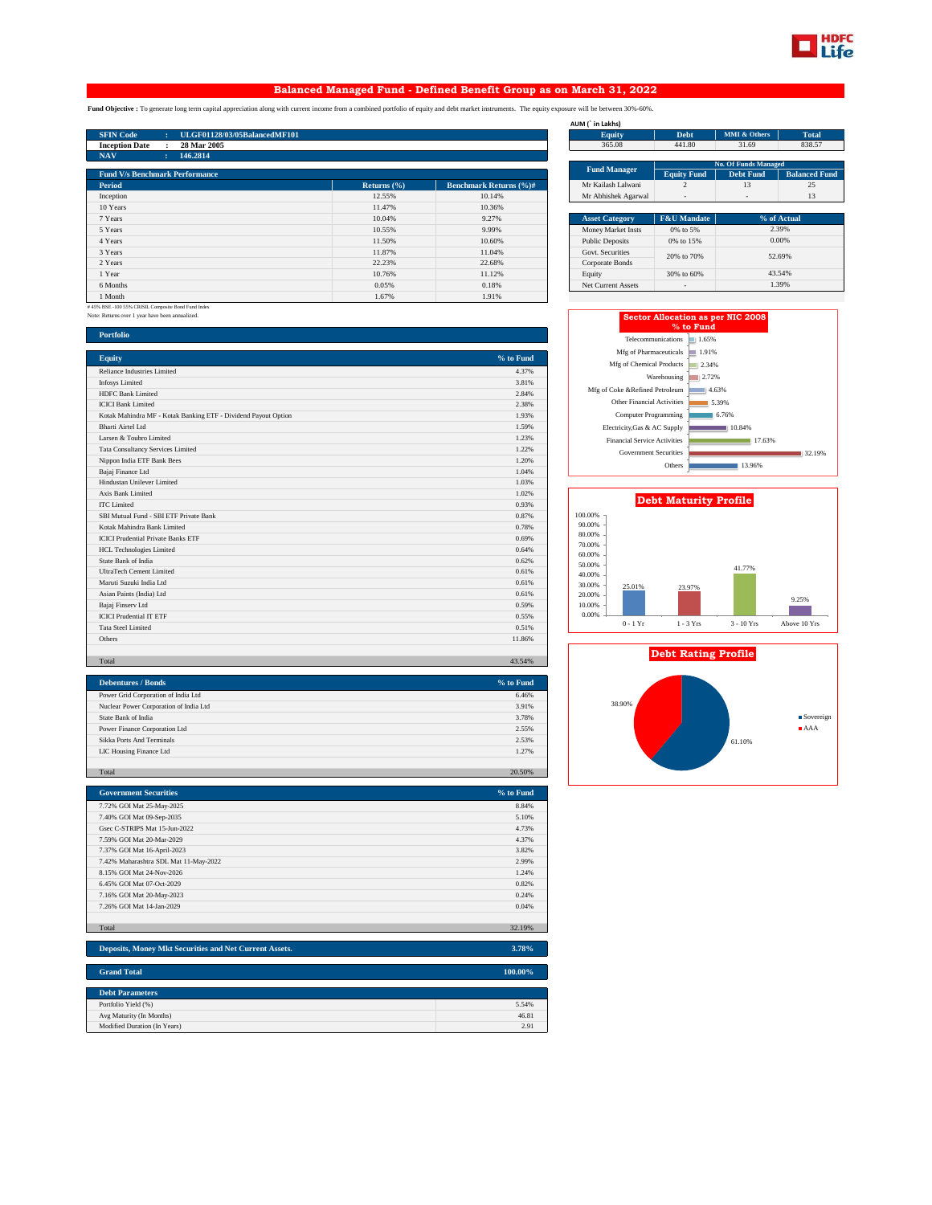# Balanced Managed Fund - Defined Benefit Group as on March 31, 2022

**Fund Objective :** To generate long term capital appreciation along with current income from a combined portfolio of equity and debt market instruments. The equity exposure will be between 30%-60%.

| | | |
|---|---|---|
| **SFIN Code** | : | **ULGF01128/03/05BalancedMF101** |
| **Inception Date** | : | **28 Mar 2005** |
| **NAV** | : | **146.2814** |

AUM (` in Lakhs)

| Equity | Debt | MMI & Others | Total |
|---|---|---|---|
| 365.08 | 441.80 | 31.69 | 838.57 |

| Fund Manager | No. Of Funds Managed | | |
|---|---|---|---|
| | Equity Fund | Debt Fund | Balanced Fund |
| Mr Kailash Lalwani | 2 | 13 | 25 |
| Mr Abhishek Agarwal | - | - | 13 |

**Fund V/s Benchmark Performance**

| Period | Returns (%) | Benchmark Returns (%)# |
|---|---|---|
| Inception | 12.55% | 10.14% |
| 10 Years | 11.47% | 10.36% |
| 7 Years | 10.04% | 9.27% |
| 5 Years | 10.55% | 9.99% |
| 4 Years | 11.50% | 10.60% |
| 3 Years | 11.87% | 11.04% |
| 2 Years | 22.23% | 22.68% |
| 1 Year | 10.76% | 11.12% |
| 6 Months | 0.05% | 0.18% |
| 1 Month | 1.67% | 1.91% |

# 45% BSE -100 55% CRISIL Composite Bond Fund Index

Note: Returns over 1 year have been annualized.

| Asset Category | F&U Mandate | % of Actual |
|---|---|---|
| Money Market Insts | 0% to 5% | 2.39% |
| Public Deposits | 0% to 15% | 0.00% |
| Govt. Securities / Corporate Bonds | 20% to 70% | 52.69% |
| Equity | 30% to 60% | 43.54% |
| Net Current Assets | - | 1.39% |

## Portfolio

| Equity | % to Fund |
|---|---|
| Reliance Industries Limited | 4.37% |
| Infosys Limited | 3.81% |
| HDFC Bank Limited | 2.84% |
| ICICI Bank Limited | 2.38% |
| Kotak Mahindra MF - Kotak Banking ETF - Dividend Payout Option | 1.93% |
| Bharti Airtel Ltd | 1.59% |
| Larsen & Toubro Limited | 1.23% |
| Tata Consultancy Services Limited | 1.22% |
| Nippon India ETF Bank Bees | 1.20% |
| Bajaj Finance Ltd | 1.04% |
| Hindustan Unilever Limited | 1.03% |
| Axis Bank Limited | 1.02% |
| ITC Limited | 0.93% |
| SBI Mutual Fund - SBI ETF Private Bank | 0.87% |
| Kotak Mahindra Bank Limited | 0.78% |
| ICICI Prudential Private Banks ETF | 0.69% |
| HCL Technologies Limited | 0.64% |
| State Bank of India | 0.62% |
| UltraTech Cement Limited | 0.61% |
| Maruti Suzuki India Ltd | 0.61% |
| Asian Paints (India) Ltd | 0.61% |
| Bajaj Finserv Ltd | 0.59% |
| ICICI Prudential IT ETF | 0.55% |
| Tata Steel Limited | 0.51% |
| Others | 11.86% |
| Total | 43.54% |

| Debentures / Bonds | % to Fund |
|---|---|
| Power Grid Corporation of India Ltd | 6.46% |
| Nuclear Power Corporation of India Ltd | 3.91% |
| State Bank of India | 3.78% |
| Power Finance Corporation Ltd | 2.55% |
| Sikka Ports And Terminals | 2.53% |
| LIC Housing Finance Ltd | 1.27% |
| Total | 20.50% |

| Government Securities | % to Fund |
|---|---|
| 7.72% GOI Mat 25-May-2025 | 8.84% |
| 7.40% GOI Mat 09-Sep-2035 | 5.10% |
| Gsec C-STRIPS Mat 15-Jun-2022 | 4.73% |
| 7.59% GOI Mat 20-Mar-2029 | 4.37% |
| 7.37% GOI Mat 16-April-2023 | 3.82% |
| 7.42% Maharashtra SDL Mat 11-May-2022 | 2.99% |
| 8.15% GOI Mat 24-Nov-2026 | 1.24% |
| 6.45% GOI Mat 07-Oct-2029 | 0.82% |
| 7.16% GOI Mat 20-May-2023 | 0.24% |
| 7.26% GOI Mat 14-Jan-2029 | 0.04% |
| Total | 32.19% |

| Deposits, Money Mkt Securities and Net Current Assets. | 3.78% |
|---|---|

| Grand Total | 100.00% |
|---|---|

| Debt Parameters | |
|---|---|
| Portfolio Yield (%) | 5.54% |
| Avg Maturity (In Months) | 46.81 |
| Modified Duration (In Years) | 2.91 |

**Sector Allocation as per NIC 2008 % to Fund**

| Sector | % to Fund |
|---|---|
| Telecommunications | 1.65% |
| Mfg of Pharmaceuticals | 1.91% |
| Mfg of Chemical Products | 2.34% |
| Warehousing | 2.72% |
| Mfg of Coke &Refined Petroleum | 4.63% |
| Other Financial Activities | 5.39% |
| Computer Programming | 6.76% |
| Electricity,Gas & AC Supply | 10.84% |
| Financial Service Activities | 17.63% |
| Government Securities | 32.19% |
| Others | 13.96% |

**Debt Maturity Profile**

| 0 - 1 Yr | 1 - 3 Yrs | 3 - 10 Yrs | Above 10 Yrs |
|---|---|---|---|
| 25.01% | 23.97% | 41.77% | 9.25% |

**Debt Rating Profile**

| Sovereign | AAA |
|---|---|
| 61.10% | 38.90% |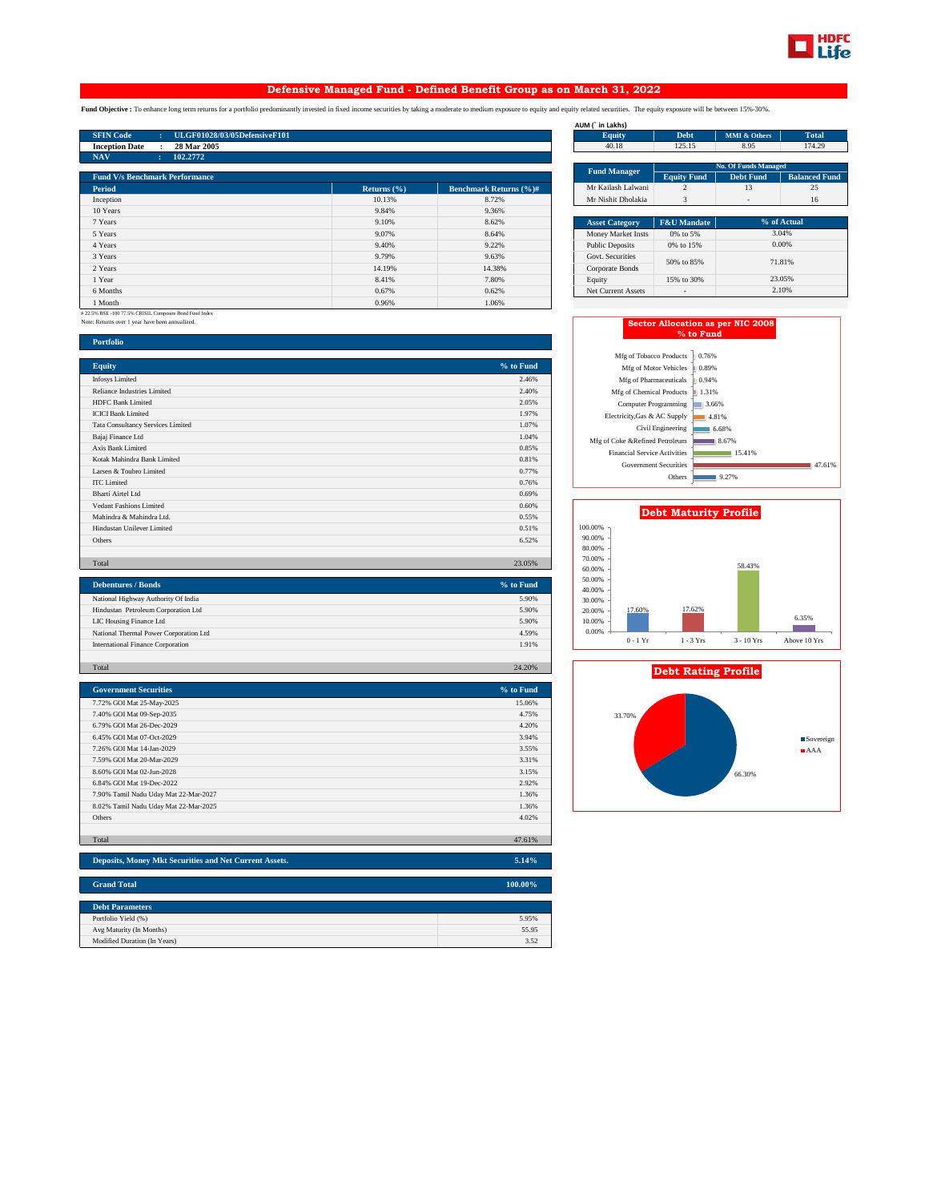# Defensive Managed Fund - Defined Benefit Group as on March 31, 2022

**Fund Objective :** To enhance long term returns for a portfolio predominantly invested in fixed income securities by taking a moderate to medium exposure to equity and equity related securities. The equity exposure will be between 15%-30%.

| | | |
|---|---|---|
| **SFIN Code** | : | **ULGF01028/03/05DefensiveF101** |
| **Inception Date** | : | **28 Mar 2005** |
| **NAV** | : | **102.2772** |

AUM (` in Lakhs)

| Equity | Debt | MMI & Others | Total |
|---|---|---|---|
| 40.18 | 125.15 | 8.95 | 174.29 |

| Fund Manager | No. Of Funds Managed | | |
|---|---|---|---|
| | Equity Fund | Debt Fund | Balanced Fund |
| Mr Kailash Lalwani | 2 | 13 | 25 |
| Mr Nishit Dholakia | 3 | - | 16 |

**Fund V/s Benchmark Performance**

| Period | Returns (%) | Benchmark Returns (%)# |
|---|---|---|
| Inception | 10.13% | 8.72% |
| 10 Years | 9.84% | 9.36% |
| 7 Years | 9.10% | 8.62% |
| 5 Years | 9.07% | 8.64% |
| 4 Years | 9.40% | 9.22% |
| 3 Years | 9.79% | 9.63% |
| 2 Years | 14.19% | 14.38% |
| 1 Year | 8.41% | 7.80% |
| 6 Months | 0.67% | 0.62% |
| 1 Month | 0.96% | 1.06% |

# 22.5% BSE -100 77.5% CRISIL Composite Bond Fund Index

Note: Returns over 1 year have been annualized.

| Asset Category | F&U Mandate | % of Actual |
|---|---|---|
| Money Market Insts | 0% to 5% | 3.04% |
| Public Deposits | 0% to 15% | 0.00% |
| Govt. Securities | 50% to 85% | 71.81% |
| Corporate Bonds | | |
| Equity | 15% to 30% | 23.05% |
| Net Current Assets | - | 2.10% |

## Portfolio

| Equity | % to Fund |
|---|---|
| Infosys Limited | 2.46% |
| Reliance Industries Limited | 2.40% |
| HDFC Bank Limited | 2.05% |
| ICICI Bank Limited | 1.97% |
| Tata Consultancy Services Limited | 1.07% |
| Bajaj Finance Ltd | 1.04% |
| Axis Bank Limited | 0.85% |
| Kotak Mahindra Bank Limited | 0.81% |
| Larsen & Toubro Limited | 0.77% |
| ITC Limited | 0.76% |
| Bharti Airtel Ltd | 0.69% |
| Vedant Fashions Limited | 0.60% |
| Mahindra & Mahindra Ltd. | 0.55% |
| Hindustan Unilever Limited | 0.51% |
| Others | 6.52% |
| Total | 23.05% |

| Debentures / Bonds | % to Fund |
|---|---|
| National Highway Authority Of India | 5.90% |
| Hindustan Petroleum Corporation Ltd | 5.90% |
| LIC Housing Finance Ltd | 5.90% |
| National Thermal Power Corporation Ltd | 4.59% |
| International Finance Corporation | 1.91% |
| Total | 24.20% |

| Government Securities | % to Fund |
|---|---|
| 7.72% GOI Mat 25-May-2025 | 15.06% |
| 7.40% GOI Mat 09-Sep-2035 | 4.75% |
| 6.79% GOI Mat 26-Dec-2029 | 4.20% |
| 6.45% GOI Mat 07-Oct-2029 | 3.94% |
| 7.26% GOI Mat 14-Jan-2029 | 3.55% |
| 7.59% GOI Mat 20-Mar-2029 | 3.31% |
| 8.60% GOI Mat 02-Jun-2028 | 3.15% |
| 6.84% GOI Mat 19-Dec-2022 | 2.92% |
| 7.90% Tamil Nadu Uday Mat 22-Mar-2027 | 1.36% |
| 8.02% Tamil Nadu Uday Mat 22-Mar-2025 | 1.36% |
| Others | 4.02% |
| Total | 47.61% |

| | |
|---|---|
| **Deposits, Money Mkt Securities and Net Current Assets.** | **5.14%** |
| **Grand Total** | **100.00%** |

| Debt Parameters | |
|---|---|
| Portfolio Yield (%) | 5.95% |
| Avg Maturity (In Months) | 55.95 |
| Modified Duration (In Years) | 3.52 |

**Sector Allocation as per NIC 2008 % to Fund**

| Sector | % to Fund |
|---|---|
| Mfg of Tobacco Products | 0.76% |
| Mfg of Motor Vehicles | 0.89% |
| Mfg of Pharmaceuticals | 0.94% |
| Mfg of Chemical Products | 1.31% |
| Computer Programming | 3.66% |
| Electricity,Gas & AC Supply | 4.81% |
| Civil Engineering | 6.68% |
| Mfg of Coke &Refined Petroleum | 8.67% |
| Financial Service Activities | 15.41% |
| Government Securities | 47.61% |
| Others | 9.27% |

**Debt Maturity Profile**

| Maturity | % |
|---|---|
| 0 - 1 Yr | 17.60% |
| 1 - 3 Yrs | 17.62% |
| 3 - 10 Yrs | 58.43% |
| Above 10 Yrs | 6.35% |

**Debt Rating Profile**

| Rating | % |
|---|---|
| Sovereign | 66.30% |
| AAA | 33.70% |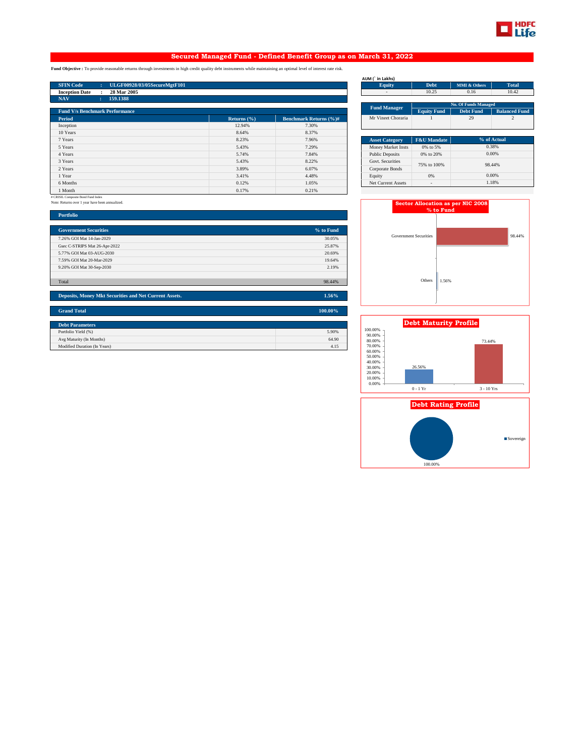# Secured Managed Fund - Defined Benefit Group as on March 31, 2022

**Fund Objective :** To provide reasonable returns through investments in high credit quality debt instruments while maintaining an optimal level of interest rate risk.

| | | |
|---|---|---|
| **SFIN Code** | : | **ULGF00928/03/05SecureMgtF101** |
| **Inception Date** | : | **28 Mar 2005** |
| **NAV** | : | **159.1388** |

AUM (` in Lakhs)

| Equity | Debt | MMI & Others | Total |
|---|---|---|---|
| - | 10.25 | 0.16 | 10.42 |

| Fund Manager | No. Of Funds Managed | | |
|---|---|---|---|
| | Equity Fund | Debt Fund | Balanced Fund |
| Mr Vineet Choraria | 1 | 29 | 2 |

**Fund V/s Benchmark Performance**

| Period | Returns (%) | Benchmark Returns (%)# |
|---|---|---|
| Inception | 12.94% | 7.30% |
| 10 Years | 8.64% | 8.37% |
| 7 Years | 8.23% | 7.96% |
| 5 Years | 5.43% | 7.29% |
| 4 Years | 5.74% | 7.84% |
| 3 Years | 5.43% | 8.22% |
| 2 Years | 3.89% | 6.07% |
| 1 Year | 3.41% | 4.48% |
| 6 Months | 0.12% | 1.05% |
| 1 Month | 0.17% | 0.21% |

# CRISIL Composite Bond Fund Index

Note: Returns over 1 year have been annualized.

| Asset Category | F&U Mandate | % of Actual |
|---|---|---|
| Money Market Insts | 0% to 5% | 0.38% |
| Public Deposits | 0% to 20% | 0.00% |
| Govt. Securities | 75% to 100% | 98.44% |
| Corporate Bonds | | |
| Equity | 0% | 0.00% |
| Net Current Assets | - | 1.18% |

**Portfolio**

| Government Securities | % to Fund |
|---|---|
| 7.26% GOI Mat 14-Jan-2029 | 30.05% |
| Gsec C-STRIPS Mat 26-Apr-2022 | 25.87% |
| 5.77% GOI Mat 03-AUG-2030 | 20.69% |
| 7.59% GOI Mat 20-Mar-2029 | 19.64% |
| 9.20% GOI Mat 30-Sep-2030 | 2.19% |
| Total | 98.44% |

| | |
|---|---|
| **Deposits, Money Mkt Securities and Net Current Assets.** | **1.56%** |
| **Grand Total** | **100.00%** |

| Debt Parameters | |
|---|---|
| Portfolio Yield (%) | 5.90% |
| Avg Maturity (In Months) | 64.90 |
| Modified Duration (In Years) | 4.15 |

**Sector Allocation as per NIC 2008 % to Fund**

Government Securities 98.44%

Others 1.56%

**Debt Maturity Profile**

100.00%
90.00%
80.00%
70.00%
60.00%
50.00%
40.00%
30.00%
20.00%
10.00%
0.00%

26.56%
73.44%

0 - 1 Yr
3 - 10 Yrs

**Debt Rating Profile**

Sovereign

100.00%